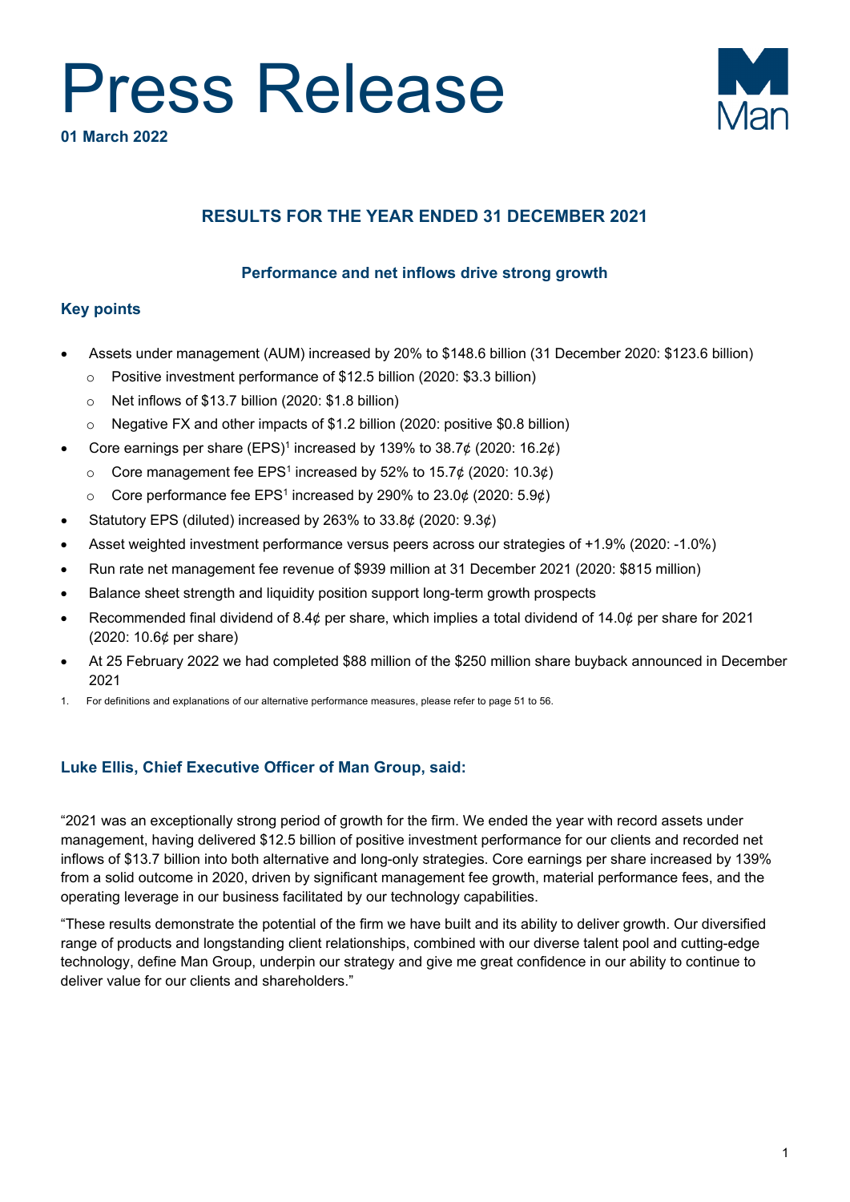# Press Release

**01 March 2022**

## RESULTS FOR THE YEAR ENDED 31 DECEMBER 2021

### Performance and net inflows drive strong growth

### Key points

- Assets under management (AUM) increased by 20% to \$148.6 billion (31 December 2020: \$123.6 billion)
  - Positive investment performance of \$12.5 billion (2020: \$3.3 billion)
  - Net inflows of \$13.7 billion (2020: \$1.8 billion)
  - Negative FX and other impacts of \$1.2 billion (2020: positive \$0.8 billion)
- Core earnings per share (EPS)[1] increased by 139% to 38.7¢ (2020: 16.2¢)
  - Core management fee EPS[1] increased by 52% to 15.7¢ (2020: 10.3¢)
  - Core performance fee EPS[1] increased by 290% to 23.0¢ (2020: 5.9¢)
- Statutory EPS (diluted) increased by 263% to 33.8¢ (2020: 9.3¢)
- Asset weighted investment performance versus peers across our strategies of +1.9% (2020: -1.0%)
- Run rate net management fee revenue of \$939 million at 31 December 2021 (2020: \$815 million)
- Balance sheet strength and liquidity position support long-term growth prospects
- Recommended final dividend of 8.4¢ per share, which implies a total dividend of 14.0¢ per share for 2021 (2020: 10.6¢ per share)
- At 25 February 2022 we had completed \$88 million of the \$250 million share buyback announced in December 2021

1. For definitions and explanations of our alternative performance measures, please refer to page 51 to 56.

### Luke Ellis, Chief Executive Officer of Man Group, said:

"2021 was an exceptionally strong period of growth for the firm. We ended the year with record assets under management, having delivered \$12.5 billion of positive investment performance for our clients and recorded net inflows of \$13.7 billion into both alternative and long-only strategies. Core earnings per share increased by 139% from a solid outcome in 2020, driven by significant management fee growth, material performance fees, and the operating leverage in our business facilitated by our technology capabilities.

"These results demonstrate the potential of the firm we have built and its ability to deliver growth. Our diversified range of products and longstanding client relationships, combined with our diverse talent pool and cutting-edge technology, define Man Group, underpin our strategy and give me great confidence in our ability to continue to deliver value for our clients and shareholders."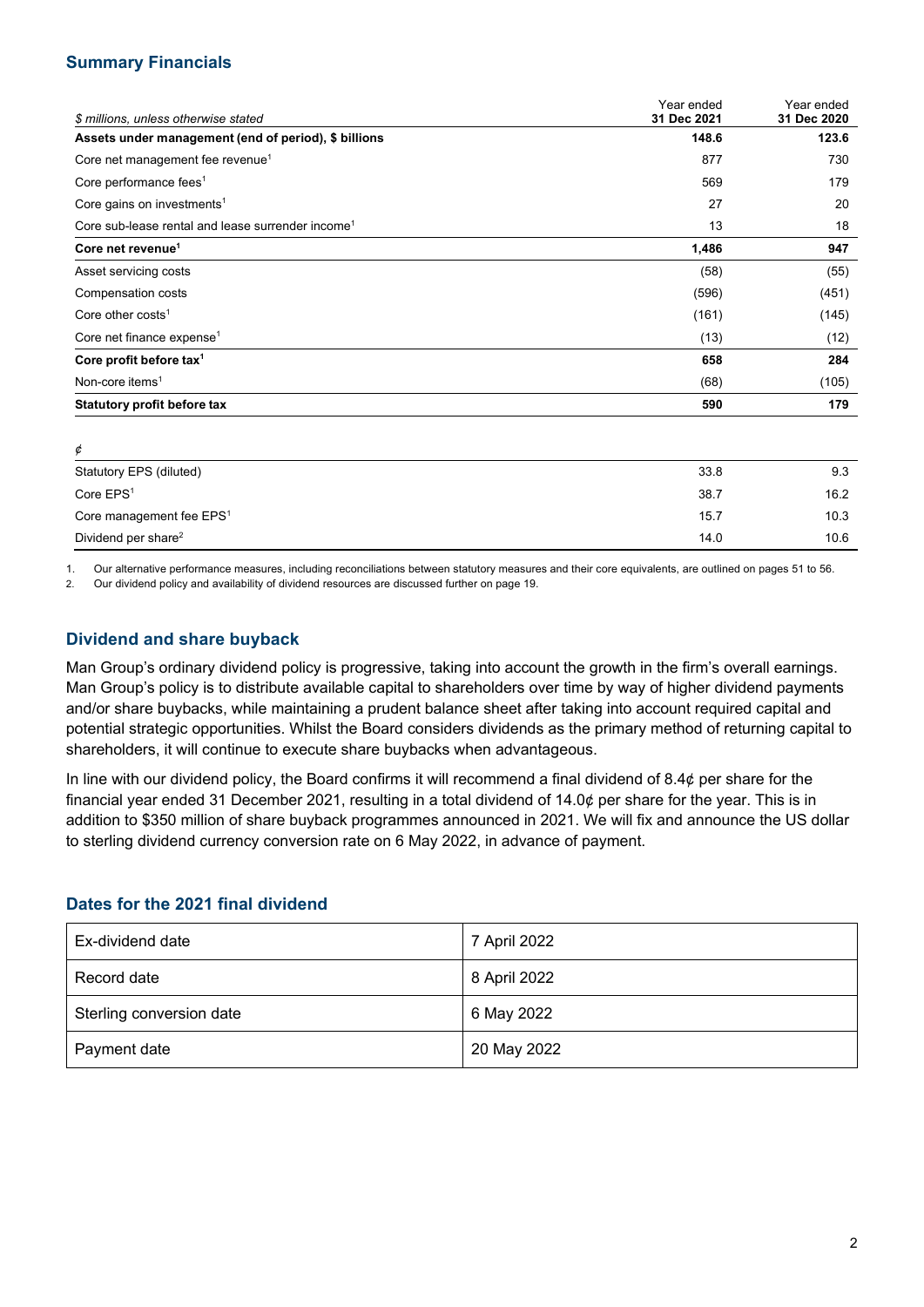## Summary Financials

| *$ millions, unless otherwise stated* | Year ended **31 Dec 2021** | Year ended **31 Dec 2020** |
|---|---|---|
| **Assets under management (end of period), $ billions** | **148.6** | **123.6** |
| Core net management fee revenue[1] | 877 | 730 |
| Core performance fees[1] | 569 | 179 |
| Core gains on investments[1] | 27 | 20 |
| Core sub-lease rental and lease surrender income[1] | 13 | 18 |
| **Core net revenue[1]** | **1,486** | **947** |
| Asset servicing costs | (58) | (55) |
| Compensation costs | (596) | (451) |
| Core other costs[1] | (161) | (145) |
| Core net finance expense[1] | (13) | (12) |
| **Core profit before tax[1]** | **658** | **284** |
| Non-core items[1] | (68) | (105) |
| **Statutory profit before tax** | **590** | **179** |

| *¢* | | |
|---|---|---|
| Statutory EPS (diluted) | 33.8 | 9.3 |
| Core EPS[1] | 38.7 | 16.2 |
| Core management fee EPS[1] | 15.7 | 10.3 |
| Dividend per share[2] | 14.0 | 10.6 |

1. Our alternative performance measures, including reconciliations between statutory measures and their core equivalents, are outlined on pages 51 to 56.
2. Our dividend policy and availability of dividend resources are discussed further on page 19.

## Dividend and share buyback

Man Group's ordinary dividend policy is progressive, taking into account the growth in the firm's overall earnings. Man Group's policy is to distribute available capital to shareholders over time by way of higher dividend payments and/or share buybacks, while maintaining a prudent balance sheet after taking into account required capital and potential strategic opportunities. Whilst the Board considers dividends as the primary method of returning capital to shareholders, it will continue to execute share buybacks when advantageous.

In line with our dividend policy, the Board confirms it will recommend a final dividend of 8.4¢ per share for the financial year ended 31 December 2021, resulting in a total dividend of 14.0¢ per share for the year. This is in addition to $350 million of share buyback programmes announced in 2021. We will fix and announce the US dollar to sterling dividend currency conversion rate on 6 May 2022, in advance of payment.

## Dates for the 2021 final dividend

| | |
|---|---|
| Ex-dividend date | 7 April 2022 |
| Record date | 8 April 2022 |
| Sterling conversion date | 6 May 2022 |
| Payment date | 20 May 2022 |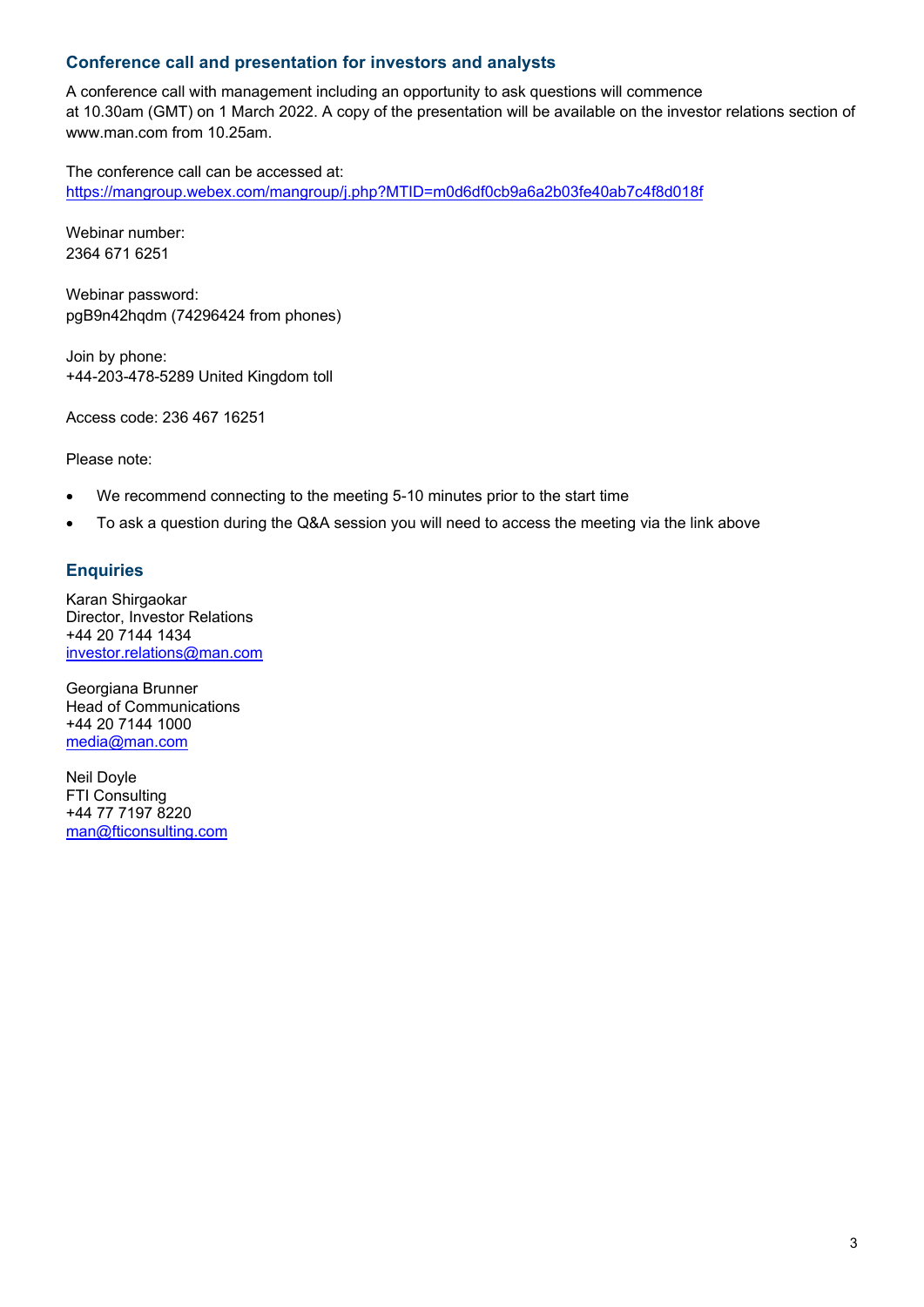## Conference call and presentation for investors and analysts

A conference call with management including an opportunity to ask questions will commence at 10.30am (GMT) on 1 March 2022. A copy of the presentation will be available on the investor relations section of www.man.com from 10.25am.

The conference call can be accessed at:
https://mangroup.webex.com/mangroup/j.php?MTID=m0d6df0cb9a6a2b03fe40ab7c4f8d018f

Webinar number:
2364 671 6251

Webinar password:
pgB9n42hqdm (74296424 from phones)

Join by phone:
+44-203-478-5289 United Kingdom toll

Access code: 236 467 16251

Please note:

- We recommend connecting to the meeting 5-10 minutes prior to the start time
- To ask a question during the Q&A session you will need to access the meeting via the link above

## Enquiries

Karan Shirgaokar
Director, Investor Relations
+44 20 7144 1434
investor.relations@man.com

Georgiana Brunner
Head of Communications
+44 20 7144 1000
media@man.com

Neil Doyle
FTI Consulting
+44 77 7197 8220
man@fticonsulting.com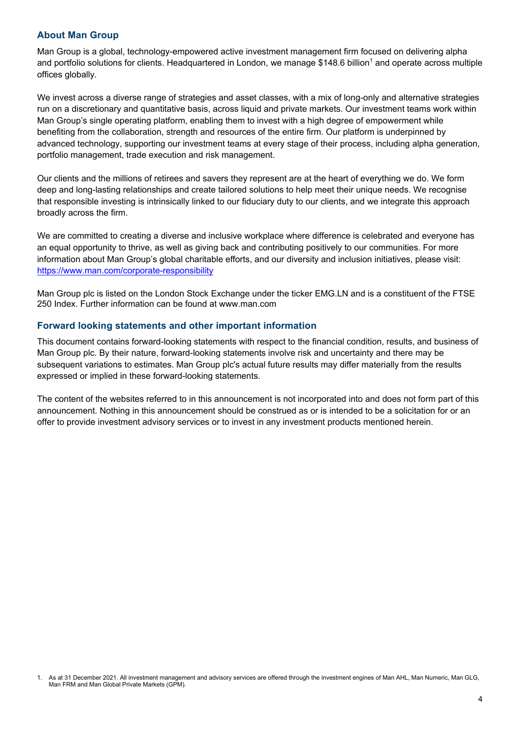## About Man Group

Man Group is a global, technology-empowered active investment management firm focused on delivering alpha and portfolio solutions for clients. Headquartered in London, we manage $148.6 billion[1] and operate across multiple offices globally.

We invest across a diverse range of strategies and asset classes, with a mix of long-only and alternative strategies run on a discretionary and quantitative basis, across liquid and private markets. Our investment teams work within Man Group's single operating platform, enabling them to invest with a high degree of empowerment while benefiting from the collaboration, strength and resources of the entire firm. Our platform is underpinned by advanced technology, supporting our investment teams at every stage of their process, including alpha generation, portfolio management, trade execution and risk management.

Our clients and the millions of retirees and savers they represent are at the heart of everything we do. We form deep and long-lasting relationships and create tailored solutions to help meet their unique needs. We recognise that responsible investing is intrinsically linked to our fiduciary duty to our clients, and we integrate this approach broadly across the firm.

We are committed to creating a diverse and inclusive workplace where difference is celebrated and everyone has an equal opportunity to thrive, as well as giving back and contributing positively to our communities. For more information about Man Group's global charitable efforts, and our diversity and inclusion initiatives, please visit: [https://www.man.com/corporate-responsibility](https://www.man.com/corporate-responsibility)

Man Group plc is listed on the London Stock Exchange under the ticker EMG.LN and is a constituent of the FTSE 250 Index. Further information can be found at www.man.com

## Forward looking statements and other important information

This document contains forward-looking statements with respect to the financial condition, results, and business of Man Group plc. By their nature, forward-looking statements involve risk and uncertainty and there may be subsequent variations to estimates. Man Group plc's actual future results may differ materially from the results expressed or implied in these forward-looking statements.

The content of the websites referred to in this announcement is not incorporated into and does not form part of this announcement. Nothing in this announcement should be construed as or is intended to be a solicitation for or an offer to provide investment advisory services or to invest in any investment products mentioned herein.

1. As at 31 December 2021. All investment management and advisory services are offered through the investment engines of Man AHL, Man Numeric, Man GLG, Man FRM and Man Global Private Markets (GPM).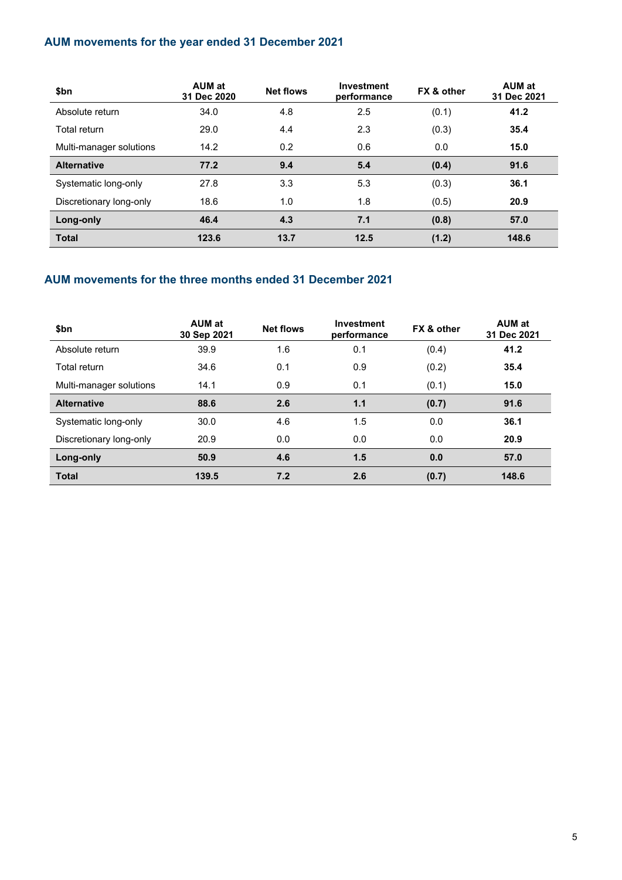## AUM movements for the year ended 31 December 2021

| $bn | AUM at 31 Dec 2020 | Net flows | Investment performance | FX & other | AUM at 31 Dec 2021 |
|---|---|---|---|---|---|
| Absolute return | 34.0 | 4.8 | 2.5 | (0.1) | **41.2** |
| Total return | 29.0 | 4.4 | 2.3 | (0.3) | **35.4** |
| Multi-manager solutions | 14.2 | 0.2 | 0.6 | 0.0 | **15.0** |
| **Alternative** | **77.2** | **9.4** | **5.4** | **(0.4)** | **91.6** |
| Systematic long-only | 27.8 | 3.3 | 5.3 | (0.3) | **36.1** |
| Discretionary long-only | 18.6 | 1.0 | 1.8 | (0.5) | **20.9** |
| **Long-only** | **46.4** | **4.3** | **7.1** | **(0.8)** | **57.0** |
| **Total** | **123.6** | **13.7** | **12.5** | **(1.2)** | **148.6** |

## AUM movements for the three months ended 31 December 2021

| $bn | AUM at 30 Sep 2021 | Net flows | Investment performance | FX & other | AUM at 31 Dec 2021 |
|---|---|---|---|---|---|
| Absolute return | 39.9 | 1.6 | 0.1 | (0.4) | **41.2** |
| Total return | 34.6 | 0.1 | 0.9 | (0.2) | **35.4** |
| Multi-manager solutions | 14.1 | 0.9 | 0.1 | (0.1) | **15.0** |
| **Alternative** | **88.6** | **2.6** | **1.1** | **(0.7)** | **91.6** |
| Systematic long-only | 30.0 | 4.6 | 1.5 | 0.0 | **36.1** |
| Discretionary long-only | 20.9 | 0.0 | 0.0 | 0.0 | **20.9** |
| **Long-only** | **50.9** | **4.6** | **1.5** | **0.0** | **57.0** |
| **Total** | **139.5** | **7.2** | **2.6** | **(0.7)** | **148.6** |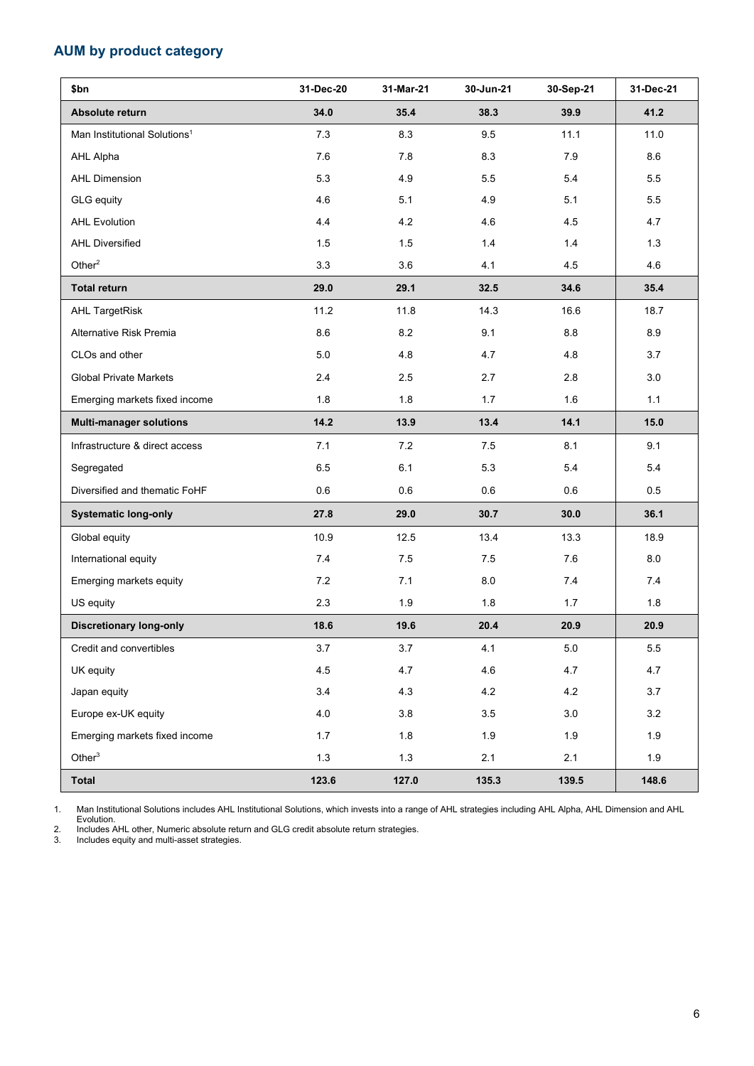## AUM by product category

| $bn | 31-Dec-20 | 31-Mar-21 | 30-Jun-21 | 30-Sep-21 | 31-Dec-21 |
|---|---|---|---|---|---|
| **Absolute return** | **34.0** | **35.4** | **38.3** | **39.9** | **41.2** |
| Man Institutional Solutions[1] | 7.3 | 8.3 | 9.5 | 11.1 | 11.0 |
| AHL Alpha | 7.6 | 7.8 | 8.3 | 7.9 | 8.6 |
| AHL Dimension | 5.3 | 4.9 | 5.5 | 5.4 | 5.5 |
| GLG equity | 4.6 | 5.1 | 4.9 | 5.1 | 5.5 |
| AHL Evolution | 4.4 | 4.2 | 4.6 | 4.5 | 4.7 |
| AHL Diversified | 1.5 | 1.5 | 1.4 | 1.4 | 1.3 |
| Other[2] | 3.3 | 3.6 | 4.1 | 4.5 | 4.6 |
| **Total return** | **29.0** | **29.1** | **32.5** | **34.6** | **35.4** |
| AHL TargetRisk | 11.2 | 11.8 | 14.3 | 16.6 | 18.7 |
| Alternative Risk Premia | 8.6 | 8.2 | 9.1 | 8.8 | 8.9 |
| CLOs and other | 5.0 | 4.8 | 4.7 | 4.8 | 3.7 |
| Global Private Markets | 2.4 | 2.5 | 2.7 | 2.8 | 3.0 |
| Emerging markets fixed income | 1.8 | 1.8 | 1.7 | 1.6 | 1.1 |
| **Multi-manager solutions** | **14.2** | **13.9** | **13.4** | **14.1** | **15.0** |
| Infrastructure & direct access | 7.1 | 7.2 | 7.5 | 8.1 | 9.1 |
| Segregated | 6.5 | 6.1 | 5.3 | 5.4 | 5.4 |
| Diversified and thematic FoHF | 0.6 | 0.6 | 0.6 | 0.6 | 0.5 |
| **Systematic long-only** | **27.8** | **29.0** | **30.7** | **30.0** | **36.1** |
| Global equity | 10.9 | 12.5 | 13.4 | 13.3 | 18.9 |
| International equity | 7.4 | 7.5 | 7.5 | 7.6 | 8.0 |
| Emerging markets equity | 7.2 | 7.1 | 8.0 | 7.4 | 7.4 |
| US equity | 2.3 | 1.9 | 1.8 | 1.7 | 1.8 |
| **Discretionary long-only** | **18.6** | **19.6** | **20.4** | **20.9** | **20.9** |
| Credit and convertibles | 3.7 | 3.7 | 4.1 | 5.0 | 5.5 |
| UK equity | 4.5 | 4.7 | 4.6 | 4.7 | 4.7 |
| Japan equity | 3.4 | 4.3 | 4.2 | 4.2 | 3.7 |
| Europe ex-UK equity | 4.0 | 3.8 | 3.5 | 3.0 | 3.2 |
| Emerging markets fixed income | 1.7 | 1.8 | 1.9 | 1.9 | 1.9 |
| Other[3] | 1.3 | 1.3 | 2.1 | 2.1 | 1.9 |
| **Total** | **123.6** | **127.0** | **135.3** | **139.5** | **148.6** |

1. Man Institutional Solutions includes AHL Institutional Solutions, which invests into a range of AHL strategies including AHL Alpha, AHL Dimension and AHL Evolution.
2. Includes AHL other, Numeric absolute return and GLG credit absolute return strategies.
3. Includes equity and multi-asset strategies.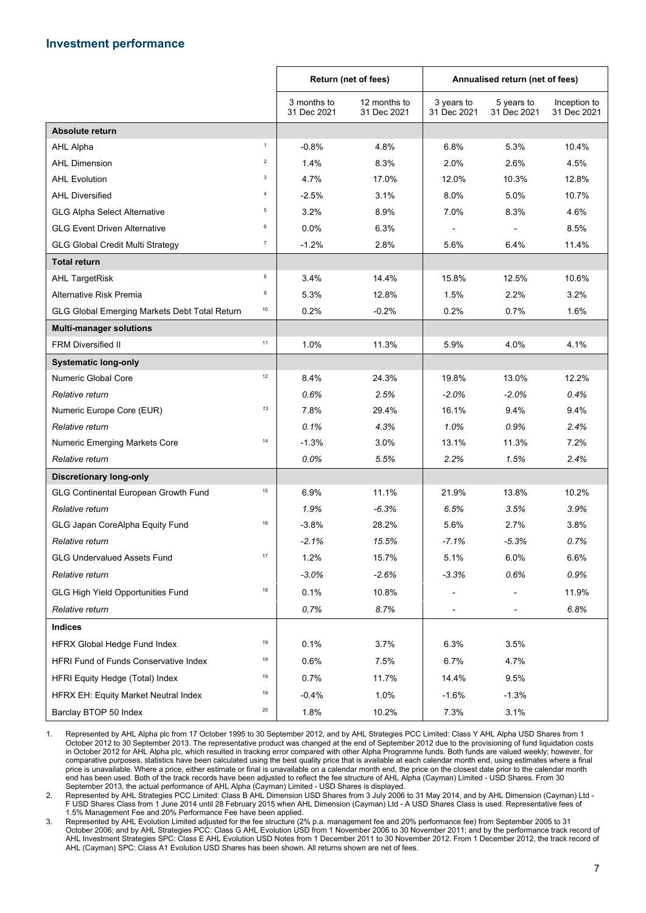## Investment performance

| | | Return (net of fees) | | Annualised return (net of fees) | | |
|---|---|---|---|---|---|---|
| | | 3 months to 31 Dec 2021 | 12 months to 31 Dec 2021 | 3 years to 31 Dec 2021 | 5 years to 31 Dec 2021 | Inception to 31 Dec 2021 |
| **Absolute return** | | | | | | |
| AHL Alpha | 1 | -0.8% | 4.8% | 6.8% | 5.3% | 10.4% |
| AHL Dimension | 2 | 1.4% | 8.3% | 2.0% | 2.6% | 4.5% |
| AHL Evolution | 3 | 4.7% | 17.0% | 12.0% | 10.3% | 12.8% |
| AHL Diversified | 4 | -2.5% | 3.1% | 8.0% | 5.0% | 10.7% |
| GLG Alpha Select Alternative | 5 | 3.2% | 8.9% | 7.0% | 8.3% | 4.6% |
| GLG Event Driven Alternative | 6 | 0.0% | 6.3% | - | - | 8.5% |
| GLG Global Credit Multi Strategy | 7 | -1.2% | 2.8% | 5.6% | 6.4% | 11.4% |
| **Total return** | | | | | | |
| AHL TargetRisk | 8 | 3.4% | 14.4% | 15.8% | 12.5% | 10.6% |
| Alternative Risk Premia | 9 | 5.3% | 12.8% | 1.5% | 2.2% | 3.2% |
| GLG Global Emerging Markets Debt Total Return | 10 | 0.2% | -0.2% | 0.2% | 0.7% | 1.6% |
| **Multi-manager solutions** | | | | | | |
| FRM Diversified II | 11 | 1.0% | 11.3% | 5.9% | 4.0% | 4.1% |
| **Systematic long-only** | | | | | | |
| Numeric Global Core | 12 | 8.4% | 24.3% | 19.8% | 13.0% | 12.2% |
| *Relative return* | | *0.6%* | *2.5%* | *-2.0%* | *-2.0%* | *0.4%* |
| Numeric Europe Core (EUR) | 13 | 7.8% | 29.4% | 16.1% | 9.4% | 9.4% |
| *Relative return* | | *0.1%* | *4.3%* | *1.0%* | *0.9%* | *2.4%* |
| Numeric Emerging Markets Core | 14 | -1.3% | 3.0% | 13.1% | 11.3% | 7.2% |
| *Relative return* | | *0.0%* | *5.5%* | *2.2%* | *1.5%* | *2.4%* |
| **Discretionary long-only** | | | | | | |
| GLG Continental European Growth Fund | 15 | 6.9% | 11.1% | 21.9% | 13.8% | 10.2% |
| *Relative return* | | *1.9%* | *-6.3%* | *6.5%* | *3.5%* | *3.9%* |
| GLG Japan CoreAlpha Equity Fund | 16 | -3.8% | 28.2% | 5.6% | 2.7% | 3.8% |
| *Relative return* | | *-2.1%* | *15.5%* | *-7.1%* | *-5.3%* | *0.7%* |
| GLG Undervalued Assets Fund | 17 | 1.2% | 15.7% | 5.1% | 6.0% | 6.6% |
| *Relative return* | | *-3.0%* | *-2.6%* | *-3.3%* | *0.6%* | *0.9%* |
| GLG High Yield Opportunities Fund | 18 | 0.1% | 10.8% | - | - | 11.9% |
| *Relative return* | | *0.7%* | *8.7%* | - | - | *6.8%* |
| **Indices** | | | | | | |
| HFRX Global Hedge Fund Index | 19 | 0.1% | 3.7% | 6.3% | 3.5% | |
| HFRI Fund of Funds Conservative Index | 19 | 0.6% | 7.5% | 6.7% | 4.7% | |
| HFRI Equity Hedge (Total) Index | 19 | 0.7% | 11.7% | 14.4% | 9.5% | |
| HFRX EH: Equity Market Neutral Index | 19 | -0.4% | 1.0% | -1.6% | -1.3% | |
| Barclay BTOP 50 Index | 20 | 1.8% | 10.2% | 7.3% | 3.1% | |

1. Represented by AHL Alpha plc from 17 October 1995 to 30 September 2012, and by AHL Strategies PCC Limited: Class Y AHL Alpha USD Shares from 1 October 2012 to 30 September 2013. The representative product was changed at the end of September 2012 due to the provisioning of fund liquidation costs in October 2012 for AHL Alpha plc, which resulted in tracking error compared with other Alpha Programme funds. Both funds are valued weekly; however, for comparative purposes, statistics have been calculated using the best quality price that is available at each calendar month end, using estimates where a final price is unavailable. Where a price, either estimate or final is unavailable on a calendar month end, the price on the closest date prior to the calendar month end has been used. Both of the track records have been adjusted to reflect the fee structure of AHL Alpha (Cayman) Limited - USD Shares. From 30 September 2013, the actual performance of AHL Alpha (Cayman) Limited - USD Shares is displayed.
2. Represented by AHL Strategies PCC Limited: Class B AHL Dimension USD Shares from 3 July 2006 to 31 May 2014, and by AHL Dimension (Cayman) Ltd - F USD Shares Class from 1 June 2014 until 28 February 2015 when AHL Dimension (Cayman) Ltd - A USD Shares Class is used. Representative fees of 1.5% Management Fee and 20% Performance Fee have been applied.
3. Represented by AHL Evolution Limited adjusted for the fee structure (2% p.a. management fee and 20% performance fee) from September 2005 to 31 October 2006; and by AHL Strategies PCC: Class G AHL Evolution USD from 1 November 2006 to 30 November 2011; and by the performance track record of AHL Investment Strategies SPC: Class E AHL Evolution USD Notes from 1 December 2011 to 30 November 2012. From 1 December 2012, the track record of AHL (Cayman) SPC: Class A1 Evolution USD Shares has been shown. All returns shown are net of fees.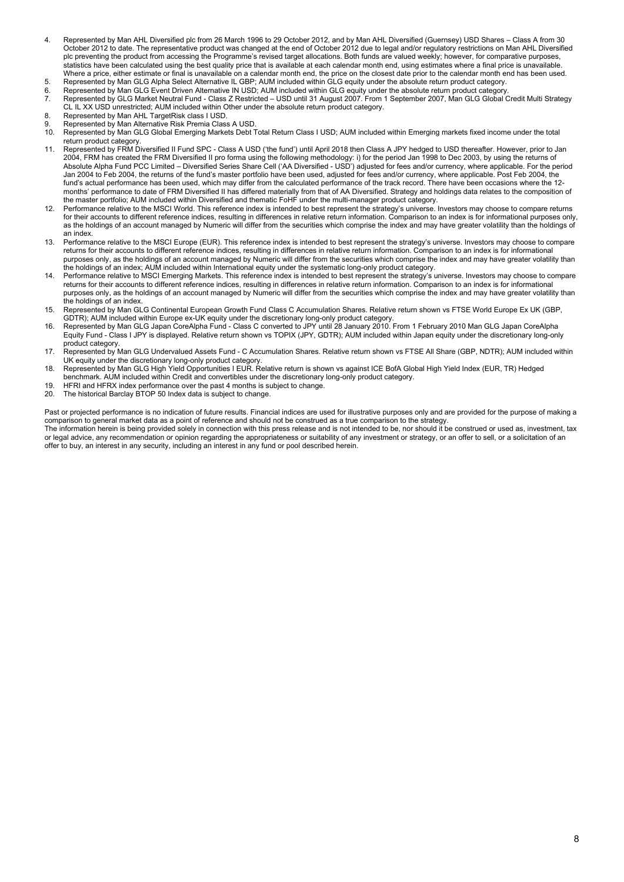4. Represented by Man AHL Diversified plc from 26 March 1996 to 29 October 2012, and by Man AHL Diversified (Guernsey) USD Shares – Class A from 30 October 2012 to date. The representative product was changed at the end of October 2012 due to legal and/or regulatory restrictions on Man AHL Diversified plc preventing the product from accessing the Programme's revised target allocations. Both funds are valued weekly; however, for comparative purposes, statistics have been calculated using the best quality price that is available at each calendar month end, using estimates where a final price is unavailable. Where a price, either estimate or final is unavailable on a calendar month end, the price on the closest date prior to the calendar month end has been used.
5. Represented by Man GLG Alpha Select Alternative IL GBP; AUM included within GLG equity under the absolute return product category.
6. Represented by Man GLG Event Driven Alternative IN USD; AUM included within GLG equity under the absolute return product category.
7. Represented by GLG Market Neutral Fund - Class Z Restricted – USD until 31 August 2007. From 1 September 2007, Man GLG Global Credit Multi Strategy CL IL XX USD unrestricted; AUM included within Other under the absolute return product category.
8. Represented by Man AHL TargetRisk class I USD.
9. Represented by Man Alternative Risk Premia Class A USD.
10. Represented by Man GLG Global Emerging Markets Debt Total Return Class I USD; AUM included within Emerging markets fixed income under the total return product category.
11. Represented by FRM Diversified II Fund SPC - Class A USD ('the fund') until April 2018 then Class A JPY hedged to USD thereafter. However, prior to Jan 2004, FRM has created the FRM Diversified II pro forma using the following methodology: i) for the period Jan 1998 to Dec 2003, by using the returns of Absolute Alpha Fund PCC Limited – Diversified Series Share Cell ('AA Diversified - USD') adjusted for fees and/or currency, where applicable. For the period Jan 2004 to Feb 2004, the returns of the fund's master portfolio have been used, adjusted for fees and/or currency, where applicable. Post Feb 2004, the fund's actual performance has been used, which may differ from the calculated performance of the track record. There have been occasions where the 12-months' performance to date of FRM Diversified II has differed materially from that of AA Diversified. Strategy and holdings data relates to the composition of the master portfolio; AUM included within Diversified and thematic FoHF under the multi-manager product category.
12. Performance relative to the MSCI World. This reference index is intended to best represent the strategy's universe. Investors may choose to compare returns for their accounts to different reference indices, resulting in differences in relative return information. Comparison to an index is for informational purposes only, as the holdings of an account managed by Numeric will differ from the securities which comprise the index and may have greater volatility than the holdings of an index.
13. Performance relative to the MSCI Europe (EUR). This reference index is intended to best represent the strategy's universe. Investors may choose to compare returns for their accounts to different reference indices, resulting in differences in relative return information. Comparison to an index is for informational purposes only, as the holdings of an account managed by Numeric will differ from the securities which comprise the index and may have greater volatility than the holdings of an index; AUM included within International equity under the systematic long-only product category.
14. Performance relative to MSCI Emerging Markets. This reference index is intended to best represent the strategy's universe. Investors may choose to compare returns for their accounts to different reference indices, resulting in differences in relative return information. Comparison to an index is for informational purposes only, as the holdings of an account managed by Numeric will differ from the securities which comprise the index and may have greater volatility than the holdings of an index.
15. Represented by Man GLG Continental European Growth Fund Class C Accumulation Shares. Relative return shown vs FTSE World Europe Ex UK (GBP, GDTR); AUM included within Europe ex-UK equity under the discretionary long-only product category.
16. Represented by Man GLG Japan CoreAlpha Fund - Class C converted to JPY until 28 January 2010. From 1 February 2010 Man GLG Japan CoreAlpha Equity Fund - Class I JPY is displayed. Relative return shown vs TOPIX (JPY, GDTR); AUM included within Japan equity under the discretionary long-only product category.
17. Represented by Man GLG Undervalued Assets Fund - C Accumulation Shares. Relative return shown vs FTSE All Share (GBP, NDTR); AUM included within UK equity under the discretionary long-only product category.
18. Represented by Man GLG High Yield Opportunities I EUR. Relative return is shown vs against ICE BofA Global High Yield Index (EUR, TR) Hedged benchmark. AUM included within Credit and convertibles under the discretionary long-only product category.
19. HFRI and HFRX index performance over the past 4 months is subject to change.
20. The historical Barclay BTOP 50 Index data is subject to change.

Past or projected performance is no indication of future results. Financial indices are used for illustrative purposes only and are provided for the purpose of making a comparison to general market data as a point of reference and should not be construed as a true comparison to the strategy.
The information herein is being provided solely in connection with this press release and is not intended to be, nor should it be construed or used as, investment, tax or legal advice, any recommendation or opinion regarding the appropriateness or suitability of any investment or strategy, or an offer to sell, or a solicitation of an offer to buy, an interest in any security, including an interest in any fund or pool described herein.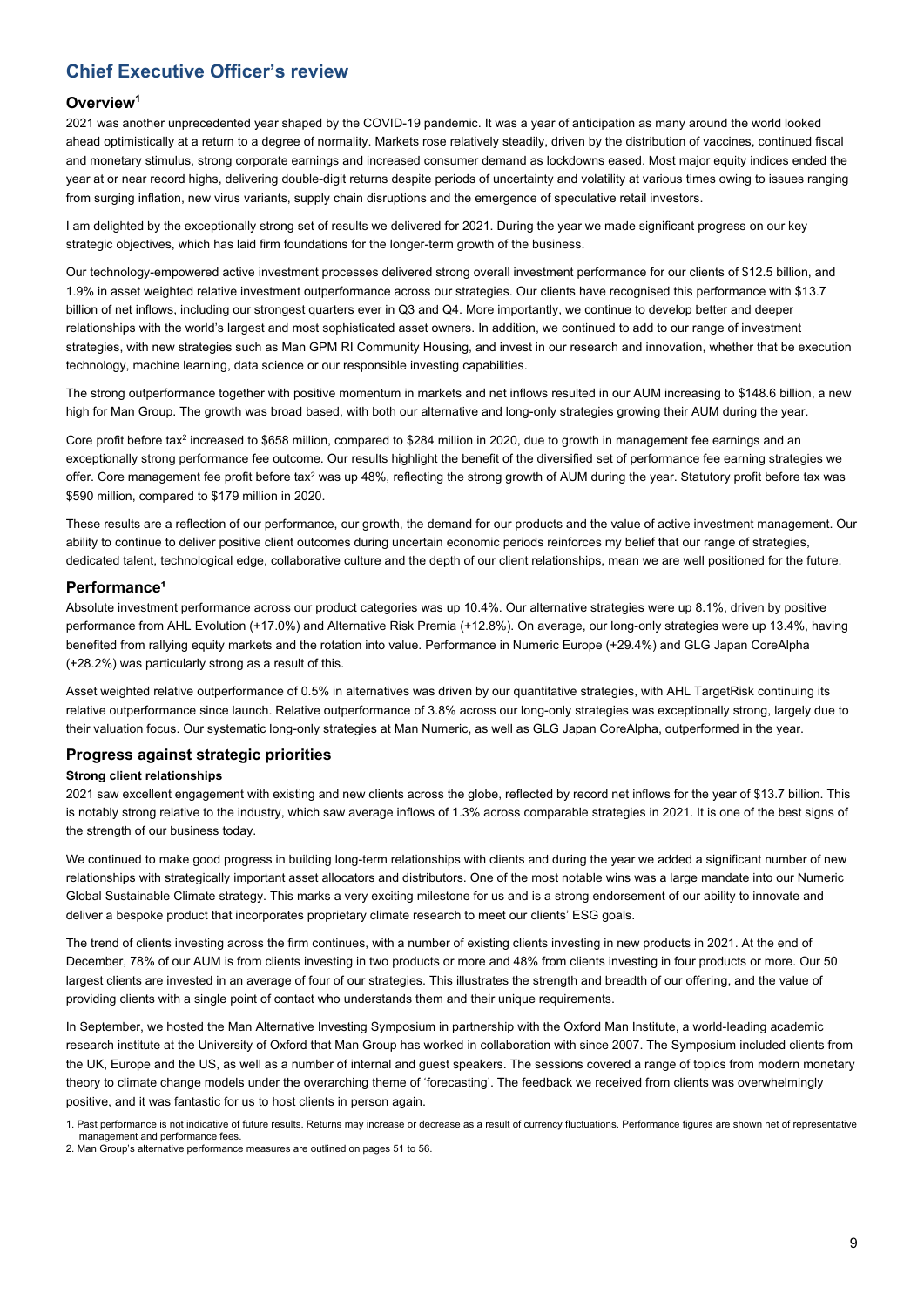# Chief Executive Officer's review

## Overview[1]

2021 was another unprecedented year shaped by the COVID-19 pandemic. It was a year of anticipation as many around the world looked ahead optimistically at a return to a degree of normality. Markets rose relatively steadily, driven by the distribution of vaccines, continued fiscal and monetary stimulus, strong corporate earnings and increased consumer demand as lockdowns eased. Most major equity indices ended the year at or near record highs, delivering double-digit returns despite periods of uncertainty and volatility at various times owing to issues ranging from surging inflation, new virus variants, supply chain disruptions and the emergence of speculative retail investors.

I am delighted by the exceptionally strong set of results we delivered for 2021. During the year we made significant progress on our key strategic objectives, which has laid firm foundations for the longer-term growth of the business.

Our technology-empowered active investment processes delivered strong overall investment performance for our clients of $12.5 billion, and 1.9% in asset weighted relative investment outperformance across our strategies. Our clients have recognised this performance with $13.7 billion of net inflows, including our strongest quarters ever in Q3 and Q4. More importantly, we continue to develop better and deeper relationships with the world's largest and most sophisticated asset owners. In addition, we continued to add to our range of investment strategies, with new strategies such as Man GPM RI Community Housing, and invest in our research and innovation, whether that be execution technology, machine learning, data science or our responsible investing capabilities.

The strong outperformance together with positive momentum in markets and net inflows resulted in our AUM increasing to $148.6 billion, a new high for Man Group. The growth was broad based, with both our alternative and long-only strategies growing their AUM during the year.

Core profit before tax[2] increased to $658 million, compared to $284 million in 2020, due to growth in management fee earnings and an exceptionally strong performance fee outcome. Our results highlight the benefit of the diversified set of performance fee earning strategies we offer. Core management fee profit before tax[2] was up 48%, reflecting the strong growth of AUM during the year. Statutory profit before tax was $590 million, compared to $179 million in 2020.

These results are a reflection of our performance, our growth, the demand for our products and the value of active investment management. Our ability to continue to deliver positive client outcomes during uncertain economic periods reinforces my belief that our range of strategies, dedicated talent, technological edge, collaborative culture and the depth of our client relationships, mean we are well positioned for the future.

## Performance[1]

Absolute investment performance across our product categories was up 10.4%. Our alternative strategies were up 8.1%, driven by positive performance from AHL Evolution (+17.0%) and Alternative Risk Premia (+12.8%). On average, our long-only strategies were up 13.4%, having benefited from rallying equity markets and the rotation into value. Performance in Numeric Europe (+29.4%) and GLG Japan CoreAlpha (+28.2%) was particularly strong as a result of this.

Asset weighted relative outperformance of 0.5% in alternatives was driven by our quantitative strategies, with AHL TargetRisk continuing its relative outperformance since launch. Relative outperformance of 3.8% across our long-only strategies was exceptionally strong, largely due to their valuation focus. Our systematic long-only strategies at Man Numeric, as well as GLG Japan CoreAlpha, outperformed in the year.

## Progress against strategic priorities

### Strong client relationships

2021 saw excellent engagement with existing and new clients across the globe, reflected by record net inflows for the year of $13.7 billion. This is notably strong relative to the industry, which saw average inflows of 1.3% across comparable strategies in 2021. It is one of the best signs of the strength of our business today.

We continued to make good progress in building long-term relationships with clients and during the year we added a significant number of new relationships with strategically important asset allocators and distributors. One of the most notable wins was a large mandate into our Numeric Global Sustainable Climate strategy. This marks a very exciting milestone for us and is a strong endorsement of our ability to innovate and deliver a bespoke product that incorporates proprietary climate research to meet our clients' ESG goals.

The trend of clients investing across the firm continues, with a number of existing clients investing in new products in 2021. At the end of December, 78% of our AUM is from clients investing in two products or more and 48% from clients investing in four products or more. Our 50 largest clients are invested in an average of four of our strategies. This illustrates the strength and breadth of our offering, and the value of providing clients with a single point of contact who understands them and their unique requirements.

In September, we hosted the Man Alternative Investing Symposium in partnership with the Oxford Man Institute, a world-leading academic research institute at the University of Oxford that Man Group has worked in collaboration with since 2007. The Symposium included clients from the UK, Europe and the US, as well as a number of internal and guest speakers. The sessions covered a range of topics from modern monetary theory to climate change models under the overarching theme of 'forecasting'. The feedback we received from clients was overwhelmingly positive, and it was fantastic for us to host clients in person again.

1. Past performance is not indicative of future results. Returns may increase or decrease as a result of currency fluctuations. Performance figures are shown net of representative management and performance fees.
2. Man Group's alternative performance measures are outlined on pages 51 to 56.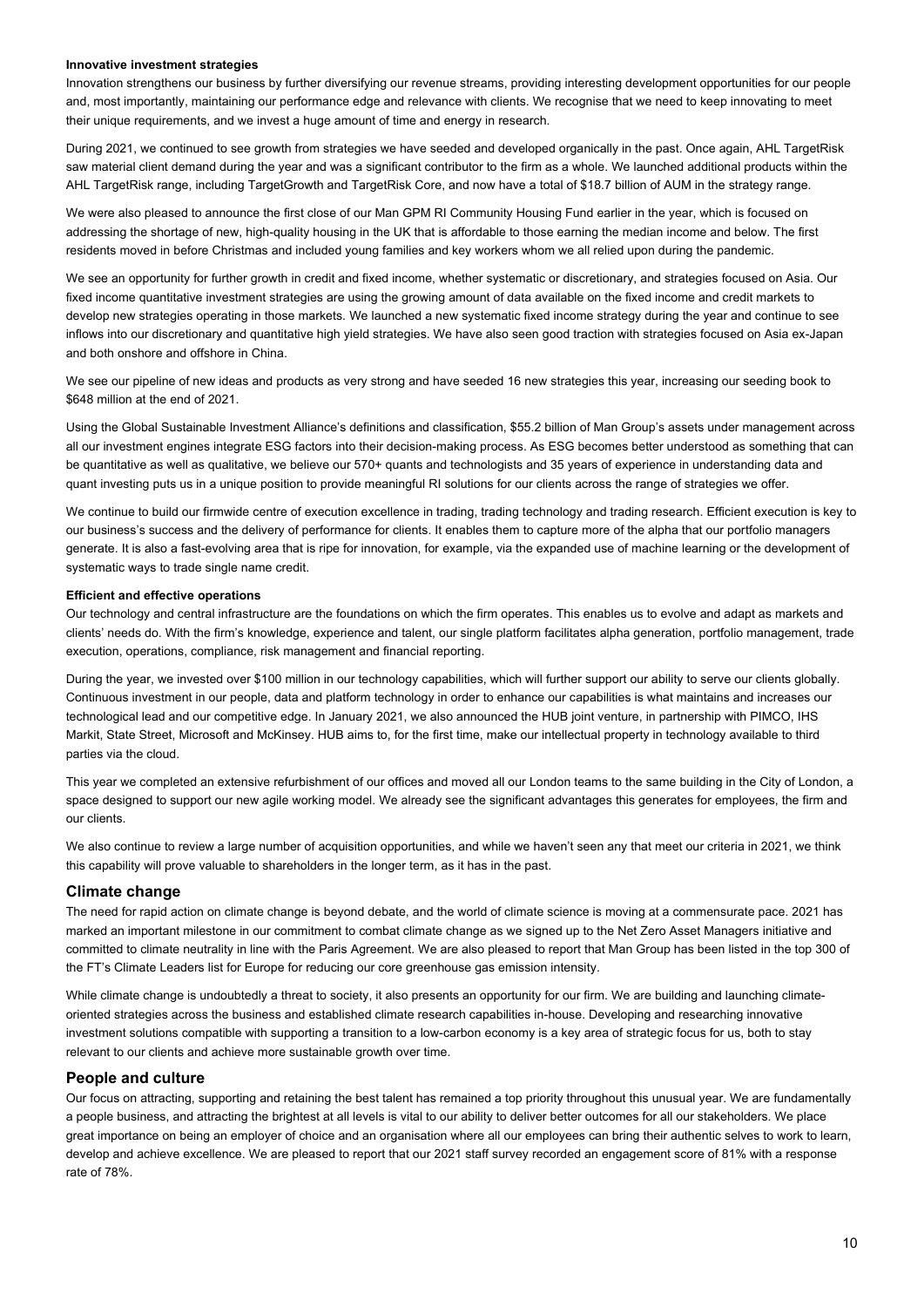**Innovative investment strategies**

Innovation strengthens our business by further diversifying our revenue streams, providing interesting development opportunities for our people and, most importantly, maintaining our performance edge and relevance with clients. We recognise that we need to keep innovating to meet their unique requirements, and we invest a huge amount of time and energy in research.

During 2021, we continued to see growth from strategies we have seeded and developed organically in the past. Once again, AHL TargetRisk saw material client demand during the year and was a significant contributor to the firm as a whole. We launched additional products within the AHL TargetRisk range, including TargetGrowth and TargetRisk Core, and now have a total of $18.7 billion of AUM in the strategy range.

We were also pleased to announce the first close of our Man GPM RI Community Housing Fund earlier in the year, which is focused on addressing the shortage of new, high-quality housing in the UK that is affordable to those earning the median income and below. The first residents moved in before Christmas and included young families and key workers whom we all relied upon during the pandemic.

We see an opportunity for further growth in credit and fixed income, whether systematic or discretionary, and strategies focused on Asia. Our fixed income quantitative investment strategies are using the growing amount of data available on the fixed income and credit markets to develop new strategies operating in those markets. We launched a new systematic fixed income strategy during the year and continue to see inflows into our discretionary and quantitative high yield strategies. We have also seen good traction with strategies focused on Asia ex-Japan and both onshore and offshore in China.

We see our pipeline of new ideas and products as very strong and have seeded 16 new strategies this year, increasing our seeding book to $648 million at the end of 2021.

Using the Global Sustainable Investment Alliance's definitions and classification, $55.2 billion of Man Group's assets under management across all our investment engines integrate ESG factors into their decision-making process. As ESG becomes better understood as something that can be quantitative as well as qualitative, we believe our 570+ quants and technologists and 35 years of experience in understanding data and quant investing puts us in a unique position to provide meaningful RI solutions for our clients across the range of strategies we offer.

We continue to build our firmwide centre of execution excellence in trading, trading technology and trading research. Efficient execution is key to our business's success and the delivery of performance for clients. It enables them to capture more of the alpha that our portfolio managers generate. It is also a fast-evolving area that is ripe for innovation, for example, via the expanded use of machine learning or the development of systematic ways to trade single name credit.

**Efficient and effective operations**

Our technology and central infrastructure are the foundations on which the firm operates. This enables us to evolve and adapt as markets and clients' needs do. With the firm's knowledge, experience and talent, our single platform facilitates alpha generation, portfolio management, trade execution, operations, compliance, risk management and financial reporting.

During the year, we invested over $100 million in our technology capabilities, which will further support our ability to serve our clients globally. Continuous investment in our people, data and platform technology in order to enhance our capabilities is what maintains and increases our technological lead and our competitive edge. In January 2021, we also announced the HUB joint venture, in partnership with PIMCO, IHS Markit, State Street, Microsoft and McKinsey. HUB aims to, for the first time, make our intellectual property in technology available to third parties via the cloud.

This year we completed an extensive refurbishment of our offices and moved all our London teams to the same building in the City of London, a space designed to support our new agile working model. We already see the significant advantages this generates for employees, the firm and our clients.

We also continue to review a large number of acquisition opportunities, and while we haven't seen any that meet our criteria in 2021, we think this capability will prove valuable to shareholders in the longer term, as it has in the past.

## Climate change

The need for rapid action on climate change is beyond debate, and the world of climate science is moving at a commensurate pace. 2021 has marked an important milestone in our commitment to combat climate change as we signed up to the Net Zero Asset Managers initiative and committed to climate neutrality in line with the Paris Agreement. We are also pleased to report that Man Group has been listed in the top 300 of the FT's Climate Leaders list for Europe for reducing our core greenhouse gas emission intensity.

While climate change is undoubtedly a threat to society, it also presents an opportunity for our firm. We are building and launching climate-oriented strategies across the business and established climate research capabilities in-house. Developing and researching innovative investment solutions compatible with supporting a transition to a low-carbon economy is a key area of strategic focus for us, both to stay relevant to our clients and achieve more sustainable growth over time.

## People and culture

Our focus on attracting, supporting and retaining the best talent has remained a top priority throughout this unusual year. We are fundamentally a people business, and attracting the brightest at all levels is vital to our ability to deliver better outcomes for all our stakeholders. We place great importance on being an employer of choice and an organisation where all our employees can bring their authentic selves to work to learn, develop and achieve excellence. We are pleased to report that our 2021 staff survey recorded an engagement score of 81% with a response rate of 78%.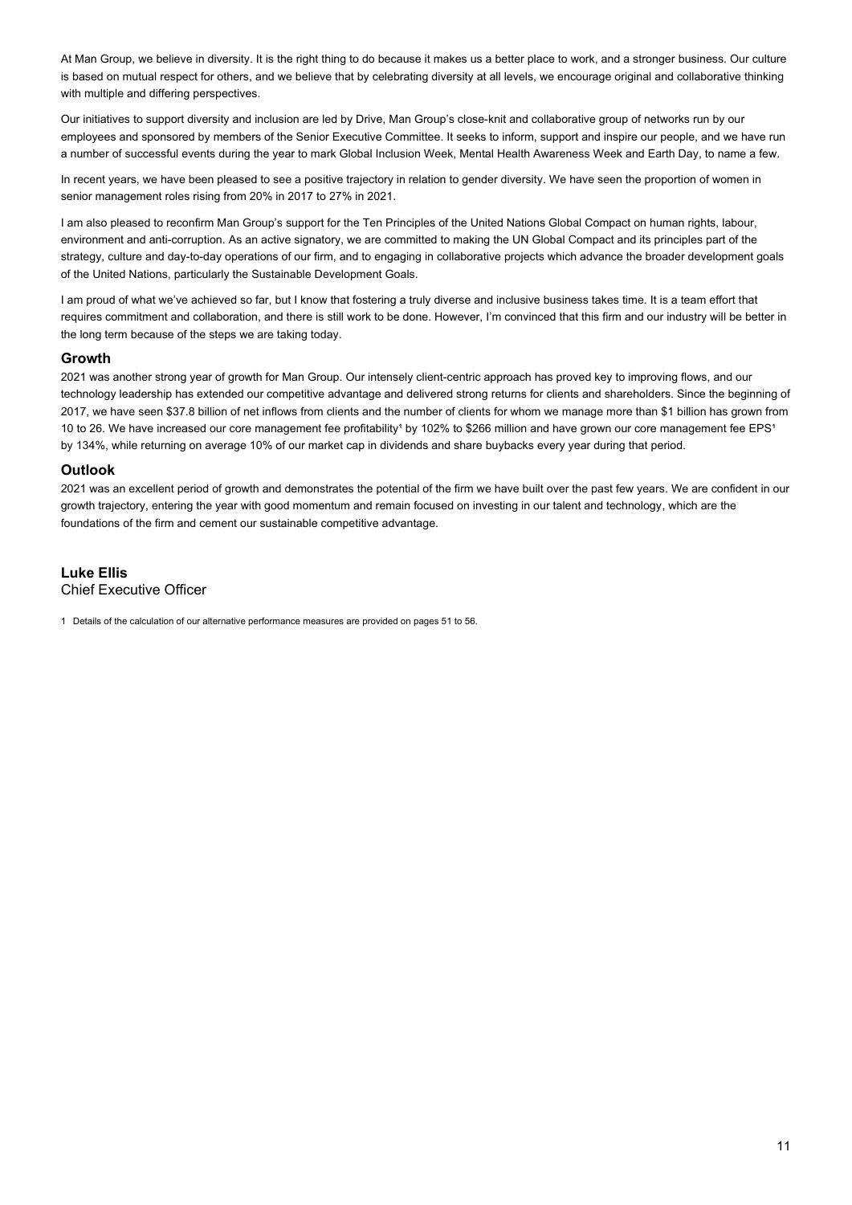At Man Group, we believe in diversity. It is the right thing to do because it makes us a better place to work, and a stronger business. Our culture is based on mutual respect for others, and we believe that by celebrating diversity at all levels, we encourage original and collaborative thinking with multiple and differing perspectives.

Our initiatives to support diversity and inclusion are led by Drive, Man Group's close-knit and collaborative group of networks run by our employees and sponsored by members of the Senior Executive Committee. It seeks to inform, support and inspire our people, and we have run a number of successful events during the year to mark Global Inclusion Week, Mental Health Awareness Week and Earth Day, to name a few.

In recent years, we have been pleased to see a positive trajectory in relation to gender diversity. We have seen the proportion of women in senior management roles rising from 20% in 2017 to 27% in 2021.

I am also pleased to reconfirm Man Group's support for the Ten Principles of the United Nations Global Compact on human rights, labour, environment and anti-corruption. As an active signatory, we are committed to making the UN Global Compact and its principles part of the strategy, culture and day-to-day operations of our firm, and to engaging in collaborative projects which advance the broader development goals of the United Nations, particularly the Sustainable Development Goals.

I am proud of what we've achieved so far, but I know that fostering a truly diverse and inclusive business takes time. It is a team effort that requires commitment and collaboration, and there is still work to be done. However, I'm convinced that this firm and our industry will be better in the long term because of the steps we are taking today.

## Growth

2021 was another strong year of growth for Man Group. Our intensely client-centric approach has proved key to improving flows, and our technology leadership has extended our competitive advantage and delivered strong returns for clients and shareholders. Since the beginning of 2017, we have seen $37.8 billion of net inflows from clients and the number of clients for whom we manage more than $1 billion has grown from 10 to 26. We have increased our core management fee profitability[1] by 102% to $266 million and have grown our core management fee EPS[1] by 134%, while returning on average 10% of our market cap in dividends and share buybacks every year during that period.

## Outlook

2021 was an excellent period of growth and demonstrates the potential of the firm we have built over the past few years. We are confident in our growth trajectory, entering the year with good momentum and remain focused on investing in our talent and technology, which are the foundations of the firm and cement our sustainable competitive advantage.

**Luke Ellis**
Chief Executive Officer

1 Details of the calculation of our alternative performance measures are provided on pages 51 to 56.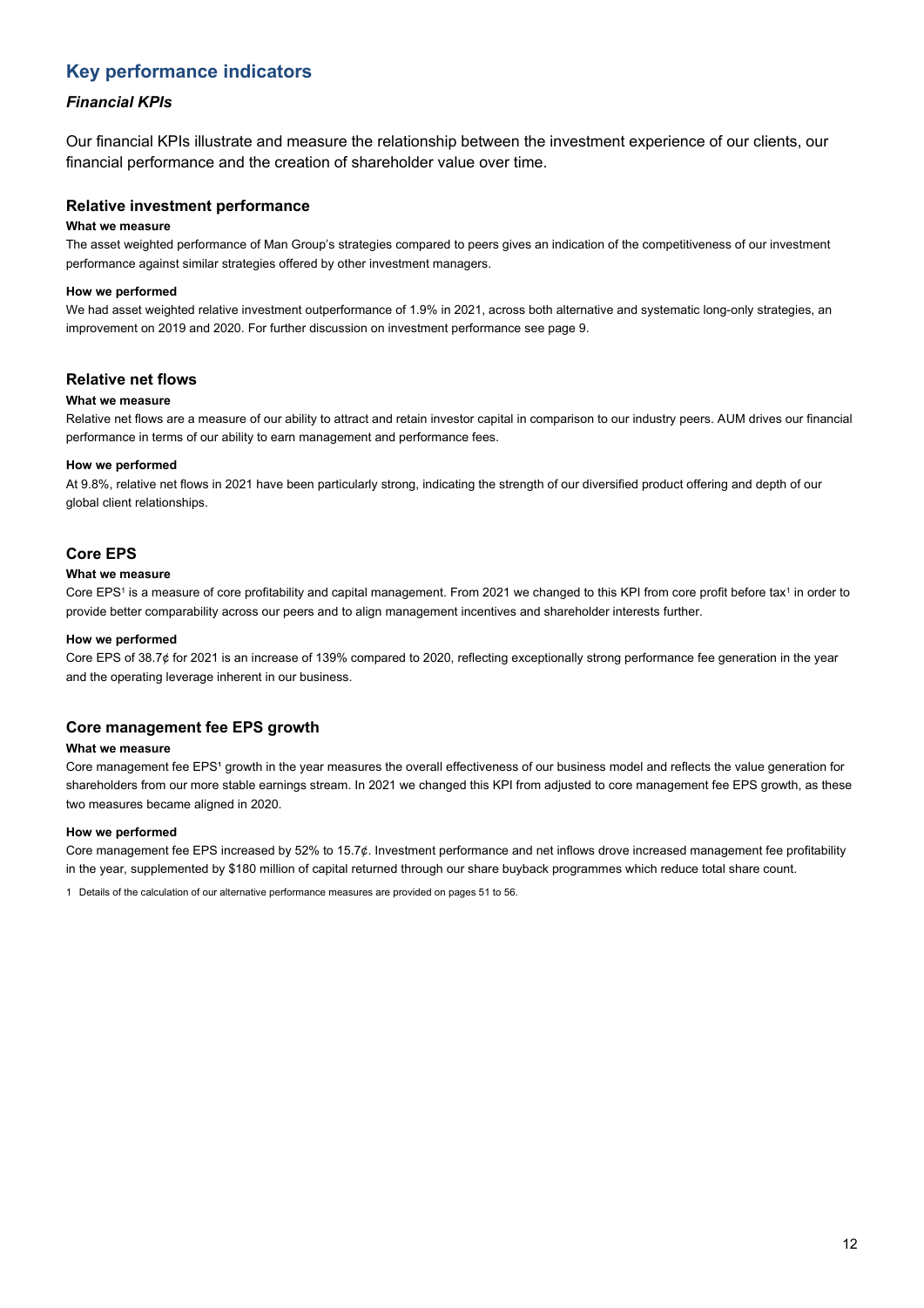## Key performance indicators

### *Financial KPIs*

Our financial KPIs illustrate and measure the relationship between the investment experience of our clients, our financial performance and the creation of shareholder value over time.

### Relative investment performance

**What we measure**

The asset weighted performance of Man Group's strategies compared to peers gives an indication of the competitiveness of our investment performance against similar strategies offered by other investment managers.

**How we performed**

We had asset weighted relative investment outperformance of 1.9% in 2021, across both alternative and systematic long-only strategies, an improvement on 2019 and 2020. For further discussion on investment performance see page 9.

### Relative net flows

**What we measure**

Relative net flows are a measure of our ability to attract and retain investor capital in comparison to our industry peers. AUM drives our financial performance in terms of our ability to earn management and performance fees.

**How we performed**

At 9.8%, relative net flows in 2021 have been particularly strong, indicating the strength of our diversified product offering and depth of our global client relationships.

### Core EPS

**What we measure**

Core EPS[1] is a measure of core profitability and capital management. From 2021 we changed to this KPI from core profit before tax[1] in order to provide better comparability across our peers and to align management incentives and shareholder interests further.

**How we performed**

Core EPS of 38.7¢ for 2021 is an increase of 139% compared to 2020, reflecting exceptionally strong performance fee generation in the year and the operating leverage inherent in our business.

### Core management fee EPS growth

**What we measure**

Core management fee EPS[1] growth in the year measures the overall effectiveness of our business model and reflects the value generation for shareholders from our more stable earnings stream. In 2021 we changed this KPI from adjusted to core management fee EPS growth, as these two measures became aligned in 2020.

**How we performed**

Core management fee EPS increased by 52% to 15.7¢. Investment performance and net inflows drove increased management fee profitability in the year, supplemented by $180 million of capital returned through our share buyback programmes which reduce total share count.

1 Details of the calculation of our alternative performance measures are provided on pages 51 to 56.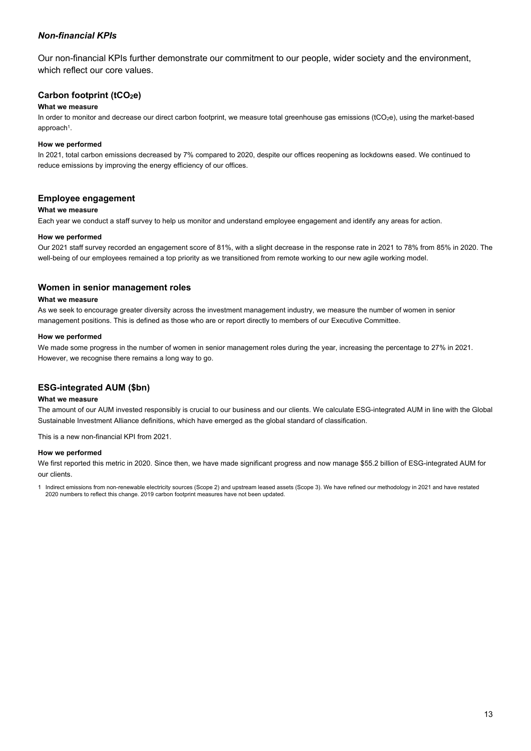### *Non-financial KPIs*

Our non-financial KPIs further demonstrate our commitment to our people, wider society and the environment, which reflect our core values.

#### Carbon footprint ($tCO_2e$)

**What we measure**

In order to monitor and decrease our direct carbon footprint, we measure total greenhouse gas emissions ($tCO_2e$), using the market-based approach[1].

**How we performed**

In 2021, total carbon emissions decreased by 7% compared to 2020, despite our offices reopening as lockdowns eased. We continued to reduce emissions by improving the energy efficiency of our offices.

#### Employee engagement

**What we measure**

Each year we conduct a staff survey to help us monitor and understand employee engagement and identify any areas for action.

**How we performed**

Our 2021 staff survey recorded an engagement score of 81%, with a slight decrease in the response rate in 2021 to 78% from 85% in 2020. The well-being of our employees remained a top priority as we transitioned from remote working to our new agile working model.

#### Women in senior management roles

**What we measure**

As we seek to encourage greater diversity across the investment management industry, we measure the number of women in senior management positions. This is defined as those who are or report directly to members of our Executive Committee.

**How we performed**

We made some progress in the number of women in senior management roles during the year, increasing the percentage to 27% in 2021. However, we recognise there remains a long way to go.

#### ESG-integrated AUM ($bn)

**What we measure**

The amount of our AUM invested responsibly is crucial to our business and our clients. We calculate ESG-integrated AUM in line with the Global Sustainable Investment Alliance definitions, which have emerged as the global standard of classification.

This is a new non-financial KPI from 2021.

**How we performed**

We first reported this metric in 2020. Since then, we have made significant progress and now manage $55.2 billion of ESG-integrated AUM for our clients.

1 Indirect emissions from non-renewable electricity sources (Scope 2) and upstream leased assets (Scope 3). We have refined our methodology in 2021 and have restated 2020 numbers to reflect this change. 2019 carbon footprint measures have not been updated.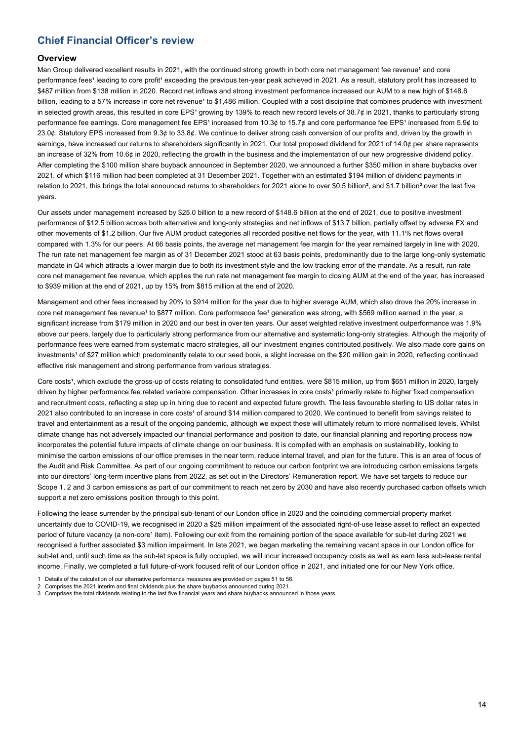## Chief Financial Officer's review

### Overview

Man Group delivered excellent results in 2021, with the continued strong growth in both core net management fee revenue[1] and core performance fees[1] leading to core profit[1] exceeding the previous ten-year peak achieved in 2021. As a result, statutory profit has increased to $487 million from $138 million in 2020. Record net inflows and strong investment performance increased our AUM to a new high of $148.6 billion, leading to a 57% increase in core net revenue[1] to $1,486 million. Coupled with a cost discipline that combines prudence with investment in selected growth areas, this resulted in core EPS[1] growing by 139% to reach new record levels of 38.7¢ in 2021, thanks to particularly strong performance fee earnings. Core management fee EPS[1] increased from 10.3¢ to 15.7¢ and core performance fee EPS[1] increased from 5.9¢ to 23.0¢. Statutory EPS increased from 9.3¢ to 33.8¢. We continue to deliver strong cash conversion of our profits and, driven by the growth in earnings, have increased our returns to shareholders significantly in 2021. Our total proposed dividend for 2021 of 14.0¢ per share represents an increase of 32% from 10.6¢ in 2020, reflecting the growth in the business and the implementation of our new progressive dividend policy. After completing the $100 million share buyback announced in September 2020, we announced a further $350 million in share buybacks over 2021, of which $116 million had been completed at 31 December 2021. Together with an estimated $194 million of dividend payments in relation to 2021, this brings the total announced returns to shareholders for 2021 alone to over $0.5 billion[2], and $1.7 billion[3] over the last five years.

Our assets under management increased by $25.0 billion to a new record of $148.6 billion at the end of 2021, due to positive investment performance of $12.5 billion across both alternative and long-only strategies and net inflows of $13.7 billion, partially offset by adverse FX and other movements of $1.2 billion. Our five AUM product categories all recorded positive net flows for the year, with 11.1% net flows overall compared with 1.3% for our peers. At 66 basis points, the average net management fee margin for the year remained largely in line with 2020. The run rate net management fee margin as of 31 December 2021 stood at 63 basis points, predominantly due to the large long-only systematic mandate in Q4 which attracts a lower margin due to both its investment style and the low tracking error of the mandate. As a result, run rate core net management fee revenue, which applies the run rate net management fee margin to closing AUM at the end of the year, has increased to $939 million at the end of 2021, up by 15% from $815 million at the end of 2020.

Management and other fees increased by 20% to $914 million for the year due to higher average AUM, which also drove the 20% increase in core net management fee revenue[1] to $877 million. Core performance fee[1] generation was strong, with $569 million earned in the year, a significant increase from $179 million in 2020 and our best in over ten years. Our asset weighted relative investment outperformance was 1.9% above our peers, largely due to particularly strong performance from our alternative and systematic long-only strategies. Although the majority of performance fees were earned from systematic macro strategies, all our investment engines contributed positively. We also made core gains on investments[1] of $27 million which predominantly relate to our seed book, a slight increase on the $20 million gain in 2020, reflecting continued effective risk management and strong performance from various strategies.

Core costs[1], which exclude the gross-up of costs relating to consolidated fund entities, were $815 million, up from $651 million in 2020, largely driven by higher performance fee related variable compensation. Other increases in core costs[1] primarily relate to higher fixed compensation and recruitment costs, reflecting a step up in hiring due to recent and expected future growth. The less favourable sterling to US dollar rates in 2021 also contributed to an increase in core costs[1] of around $14 million compared to 2020. We continued to benefit from savings related to travel and entertainment as a result of the ongoing pandemic, although we expect these will ultimately return to more normalised levels. Whilst climate change has not adversely impacted our financial performance and position to date, our financial planning and reporting process now incorporates the potential future impacts of climate change on our business. It is compiled with an emphasis on sustainability, looking to minimise the carbon emissions of our office premises in the near term, reduce internal travel, and plan for the future. This is an area of focus of the Audit and Risk Committee. As part of our ongoing commitment to reduce our carbon footprint we are introducing carbon emissions targets into our directors' long-term incentive plans from 2022, as set out in the Directors' Remuneration report. We have set targets to reduce our Scope 1, 2 and 3 carbon emissions as part of our commitment to reach net zero by 2030 and have also recently purchased carbon offsets which support a net zero emissions position through to this point.

Following the lease surrender by the principal sub-tenant of our London office in 2020 and the coinciding commercial property market uncertainty due to COVID-19, we recognised in 2020 a $25 million impairment of the associated right-of-use lease asset to reflect an expected period of future vacancy (a non-core[1] item). Following our exit from the remaining portion of the space available for sub-let during 2021 we recognised a further associated $3 million impairment. In late 2021, we began marketing the remaining vacant space in our London office for sub-let and, until such time as the sub-let space is fully occupied, we will incur increased occupancy costs as well as earn less sub-lease rental income. Finally, we completed a full future-of-work focused refit of our London office in 2021, and initiated one for our New York office.

1 Details of the calculation of our alternative performance measures are provided on pages 51 to 56.
2 Comprises the 2021 interim and final dividends plus the share buybacks announced during 2021.
3 Comprises the total dividends relating to the last five financial years and share buybacks announced in those years.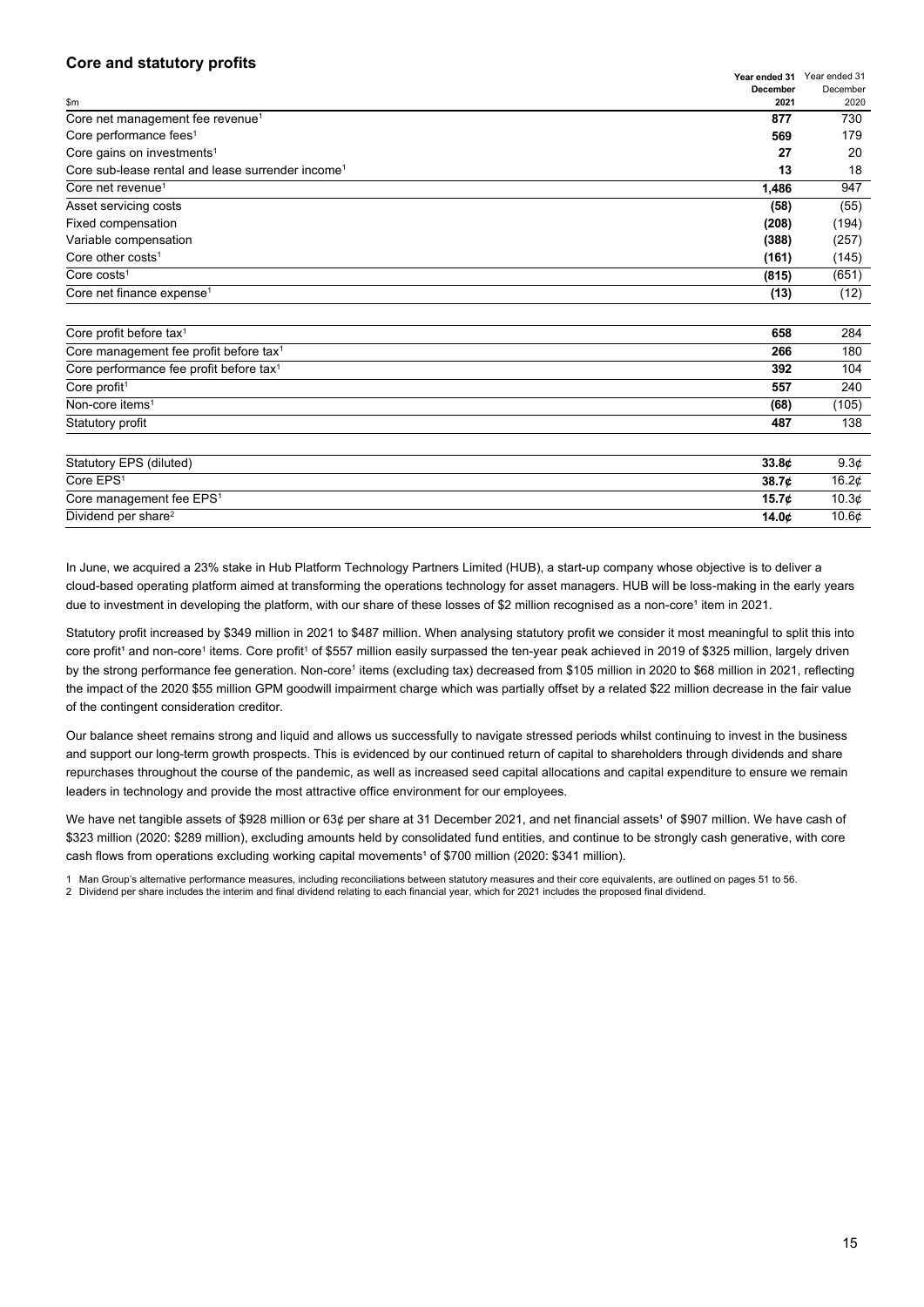## Core and statutory profits

| $m | Year ended 31 December 2021 | Year ended 31 December 2020 |
|---|---|---|
| Core net management fee revenue[1] | **877** | 730 |
| Core performance fees[1] | **569** | 179 |
| Core gains on investments[1] | **27** | 20 |
| Core sub-lease rental and lease surrender income[1] | **13** | 18 |
| Core net revenue[1] | **1,486** | 947 |
| Asset servicing costs | **(58)** | (55) |
| Fixed compensation | **(208)** | (194) |
| Variable compensation | **(388)** | (257) |
| Core other costs[1] | **(161)** | (145) |
| Core costs[1] | **(815)** | (651) |
| Core net finance expense[1] | **(13)** | (12) |
| | | |
| Core profit before tax[1] | **658** | 284 |
| Core management fee profit before tax[1] | **266** | 180 |
| Core performance fee profit before tax[1] | **392** | 104 |
| Core profit[1] | **557** | 240 |
| Non-core items[1] | **(68)** | (105) |
| Statutory profit | **487** | 138 |
| | | |
| Statutory EPS (diluted) | **33.8¢** | 9.3¢ |
| Core EPS[1] | **38.7¢** | 16.2¢ |
| Core management fee EPS[1] | **15.7¢** | 10.3¢ |
| Dividend per share[2] | **14.0¢** | 10.6¢ |

In June, we acquired a 23% stake in Hub Platform Technology Partners Limited (HUB), a start-up company whose objective is to deliver a cloud-based operating platform aimed at transforming the operations technology for asset managers. HUB will be loss-making in the early years due to investment in developing the platform, with our share of these losses of $2 million recognised as a non-core[1] item in 2021.

Statutory profit increased by $349 million in 2021 to $487 million. When analysing statutory profit we consider it most meaningful to split this into core profit[1] and non-core[1] items. Core profit[1] of $557 million easily surpassed the ten-year peak achieved in 2019 of $325 million, largely driven by the strong performance fee generation. Non-core[1] items (excluding tax) decreased from $105 million in 2020 to $68 million in 2021, reflecting the impact of the 2020 $55 million GPM goodwill impairment charge which was partially offset by a related $22 million decrease in the fair value of the contingent consideration creditor.

Our balance sheet remains strong and liquid and allows us successfully to navigate stressed periods whilst continuing to invest in the business and support our long-term growth prospects. This is evidenced by our continued return of capital to shareholders through dividends and share repurchases throughout the course of the pandemic, as well as increased seed capital allocations and capital expenditure to ensure we remain leaders in technology and provide the most attractive office environment for our employees.

We have net tangible assets of $928 million or 63¢ per share at 31 December 2021, and net financial assets[1] of $907 million. We have cash of $323 million (2020: $289 million), excluding amounts held by consolidated fund entities, and continue to be strongly cash generative, with core cash flows from operations excluding working capital movements[1] of $700 million (2020: $341 million).

1 Man Group's alternative performance measures, including reconciliations between statutory measures and their core equivalents, are outlined on pages 51 to 56.
2 Dividend per share includes the interim and final dividend relating to each financial year, which for 2021 includes the proposed final dividend.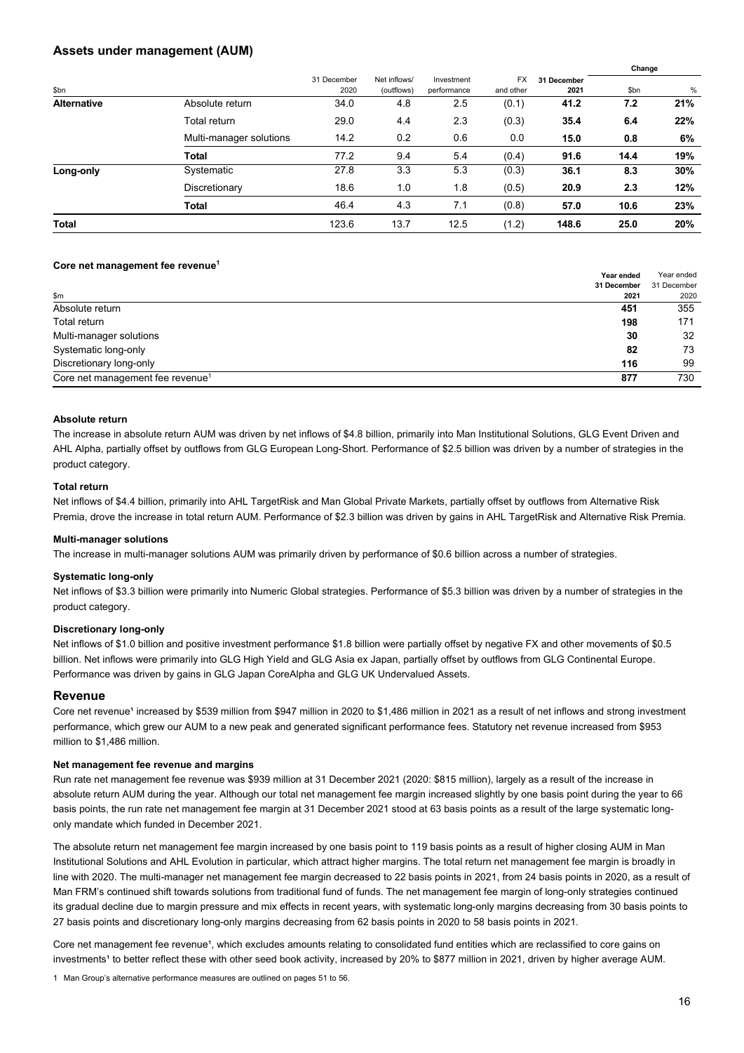## Assets under management (AUM)

| $bn | | 31 December 2020 | Net inflows/ (outflows) | Investment performance | FX and other | **31 December 2021** | Change | |
|---|---|---|---|---|---|---|---|---|
| | | | | | | | $bn | % |
| **Alternative** | Absolute return | 34.0 | 4.8 | 2.5 | (0.1) | **41.2** | **7.2** | **21%** |
| | Total return | 29.0 | 4.4 | 2.3 | (0.3) | **35.4** | **6.4** | **22%** |
| | Multi-manager solutions | 14.2 | 0.2 | 0.6 | 0.0 | **15.0** | **0.8** | **6%** |
| | **Total** | 77.2 | 9.4 | 5.4 | (0.4) | **91.6** | **14.4** | **19%** |
| **Long-only** | Systematic | 27.8 | 3.3 | 5.3 | (0.3) | **36.1** | **8.3** | **30%** |
| | Discretionary | 18.6 | 1.0 | 1.8 | (0.5) | **20.9** | **2.3** | **12%** |
| | **Total** | 46.4 | 4.3 | 7.1 | (0.8) | **57.0** | **10.6** | **23%** |
| **Total** | | 123.6 | 13.7 | 12.5 | (1.2) | **148.6** | **25.0** | **20%** |

### Core net management fee revenue[1]

| $m | **Year ended 31 December 2021** | Year ended 31 December 2020 |
|---|---|---|
| Absolute return | **451** | 355 |
| Total return | **198** | 171 |
| Multi-manager solutions | **30** | 32 |
| Systematic long-only | **82** | 73 |
| Discretionary long-only | **116** | 99 |
| Core net management fee revenue[1] | **877** | 730 |

#### Absolute return

The increase in absolute return AUM was driven by net inflows of $4.8 billion, primarily into Man Institutional Solutions, GLG Event Driven and AHL Alpha, partially offset by outflows from GLG European Long-Short. Performance of $2.5 billion was driven by a number of strategies in the product category.

#### Total return

Net inflows of $4.4 billion, primarily into AHL TargetRisk and Man Global Private Markets, partially offset by outflows from Alternative Risk Premia, drove the increase in total return AUM. Performance of $2.3 billion was driven by gains in AHL TargetRisk and Alternative Risk Premia.

#### Multi-manager solutions

The increase in multi-manager solutions AUM was primarily driven by performance of $0.6 billion across a number of strategies.

#### Systematic long-only

Net inflows of $3.3 billion were primarily into Numeric Global strategies. Performance of $5.3 billion was driven by a number of strategies in the product category.

#### Discretionary long-only

Net inflows of $1.0 billion and positive investment performance $1.8 billion were partially offset by negative FX and other movements of $0.5 billion. Net inflows were primarily into GLG High Yield and GLG Asia ex Japan, partially offset by outflows from GLG Continental Europe. Performance was driven by gains in GLG Japan CoreAlpha and GLG UK Undervalued Assets.

## Revenue

Core net revenue[1] increased by $539 million from $947 million in 2020 to $1,486 million in 2021 as a result of net inflows and strong investment performance, which grew our AUM to a new peak and generated significant performance fees. Statutory net revenue increased from $953 million to $1,486 million.

#### Net management fee revenue and margins

Run rate net management fee revenue was $939 million at 31 December 2021 (2020: $815 million), largely as a result of the increase in absolute return AUM during the year. Although our total net management fee margin increased slightly by one basis point during the year to 66 basis points, the run rate net management fee margin at 31 December 2021 stood at 63 basis points as a result of the large systematic long-only mandate which funded in December 2021.

The absolute return net management fee margin increased by one basis point to 119 basis points as a result of higher closing AUM in Man Institutional Solutions and AHL Evolution in particular, which attract higher margins. The total return net management fee margin is broadly in line with 2020. The multi-manager net management fee margin decreased to 22 basis points in 2021, from 24 basis points in 2020, as a result of Man FRM's continued shift towards solutions from traditional fund of funds. The net management fee margin of long-only strategies continued its gradual decline due to margin pressure and mix effects in recent years, with systematic long-only margins decreasing from 30 basis points to 27 basis points and discretionary long-only margins decreasing from 62 basis points in 2020 to 58 basis points in 2021.

Core net management fee revenue[1], which excludes amounts relating to consolidated fund entities which are reclassified to core gains on investments[1] to better reflect these with other seed book activity, increased by 20% to $877 million in 2021, driven by higher average AUM.

1 Man Group's alternative performance measures are outlined on pages 51 to 56.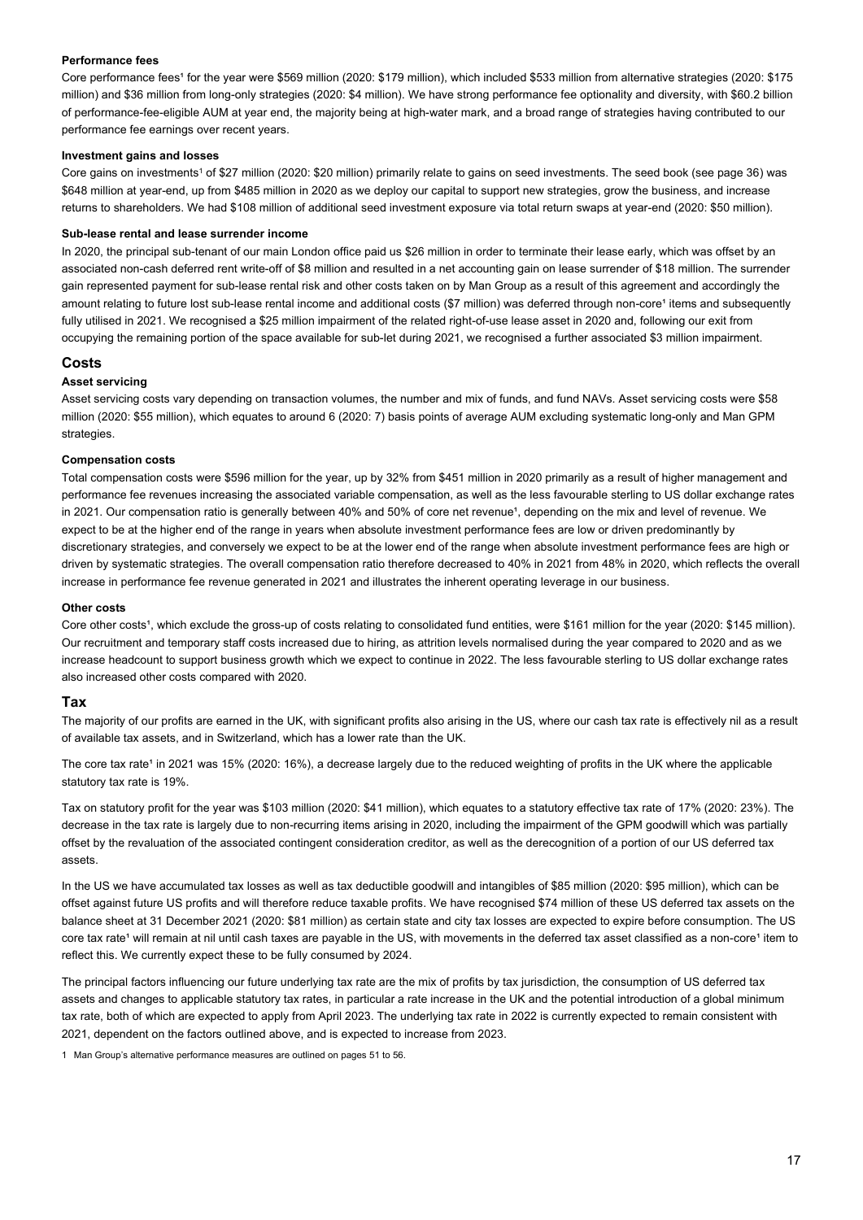#### Performance fees

Core performance fees[1] for the year were $569 million (2020: $179 million), which included $533 million from alternative strategies (2020: $175 million) and $36 million from long-only strategies (2020: $4 million). We have strong performance fee optionality and diversity, with $60.2 billion of performance-fee-eligible AUM at year end, the majority being at high-water mark, and a broad range of strategies having contributed to our performance fee earnings over recent years.

#### Investment gains and losses

Core gains on investments[1] of $27 million (2020: $20 million) primarily relate to gains on seed investments. The seed book (see page 36) was $648 million at year-end, up from $485 million in 2020 as we deploy our capital to support new strategies, grow the business, and increase returns to shareholders. We had $108 million of additional seed investment exposure via total return swaps at year-end (2020: $50 million).

#### Sub-lease rental and lease surrender income

In 2020, the principal sub-tenant of our main London office paid us $26 million in order to terminate their lease early, which was offset by an associated non-cash deferred rent write-off of $8 million and resulted in a net accounting gain on lease surrender of $18 million. The surrender gain represented payment for sub-lease rental risk and other costs taken on by Man Group as a result of this agreement and accordingly the amount relating to future lost sub-lease rental income and additional costs ($7 million) was deferred through non-core[1] items and subsequently fully utilised in 2021. We recognised a $25 million impairment of the related right-of-use lease asset in 2020 and, following our exit from occupying the remaining portion of the space available for sub-let during 2021, we recognised a further associated $3 million impairment.

### Costs

#### Asset servicing

Asset servicing costs vary depending on transaction volumes, the number and mix of funds, and fund NAVs. Asset servicing costs were $58 million (2020: $55 million), which equates to around 6 (2020: 7) basis points of average AUM excluding systematic long-only and Man GPM strategies.

#### Compensation costs

Total compensation costs were $596 million for the year, up by 32% from $451 million in 2020 primarily as a result of higher management and performance fee revenues increasing the associated variable compensation, as well as the less favourable sterling to US dollar exchange rates in 2021. Our compensation ratio is generally between 40% and 50% of core net revenue[1], depending on the mix and level of revenue. We expect to be at the higher end of the range in years when absolute investment performance fees are low or driven predominantly by discretionary strategies, and conversely we expect to be at the lower end of the range when absolute investment performance fees are high or driven by systematic strategies. The overall compensation ratio therefore decreased to 40% in 2021 from 48% in 2020, which reflects the overall increase in performance fee revenue generated in 2021 and illustrates the inherent operating leverage in our business.

#### Other costs

Core other costs[1], which exclude the gross-up of costs relating to consolidated fund entities, were $161 million for the year (2020: $145 million). Our recruitment and temporary staff costs increased due to hiring, as attrition levels normalised during the year compared to 2020 and as we increase headcount to support business growth which we expect to continue in 2022. The less favourable sterling to US dollar exchange rates also increased other costs compared with 2020.

### Tax

The majority of our profits are earned in the UK, with significant profits also arising in the US, where our cash tax rate is effectively nil as a result of available tax assets, and in Switzerland, which has a lower rate than the UK.

The core tax rate[1] in 2021 was 15% (2020: 16%), a decrease largely due to the reduced weighting of profits in the UK where the applicable statutory tax rate is 19%.

Tax on statutory profit for the year was $103 million (2020: $41 million), which equates to a statutory effective tax rate of 17% (2020: 23%). The decrease in the tax rate is largely due to non-recurring items arising in 2020, including the impairment of the GPM goodwill which was partially offset by the revaluation of the associated contingent consideration creditor, as well as the derecognition of a portion of our US deferred tax assets.

In the US we have accumulated tax losses as well as tax deductible goodwill and intangibles of $85 million (2020: $95 million), which can be offset against future US profits and will therefore reduce taxable profits. We have recognised $74 million of these US deferred tax assets on the balance sheet at 31 December 2021 (2020: $81 million) as certain state and city tax losses are expected to expire before consumption. The US core tax rate[1] will remain at nil until cash taxes are payable in the US, with movements in the deferred tax asset classified as a non-core[1] item to reflect this. We currently expect these to be fully consumed by 2024.

The principal factors influencing our future underlying tax rate are the mix of profits by tax jurisdiction, the consumption of US deferred tax assets and changes to applicable statutory tax rates, in particular a rate increase in the UK and the potential introduction of a global minimum tax rate, both of which are expected to apply from April 2023. The underlying tax rate in 2022 is currently expected to remain consistent with 2021, dependent on the factors outlined above, and is expected to increase from 2023.

1 Man Group's alternative performance measures are outlined on pages 51 to 56.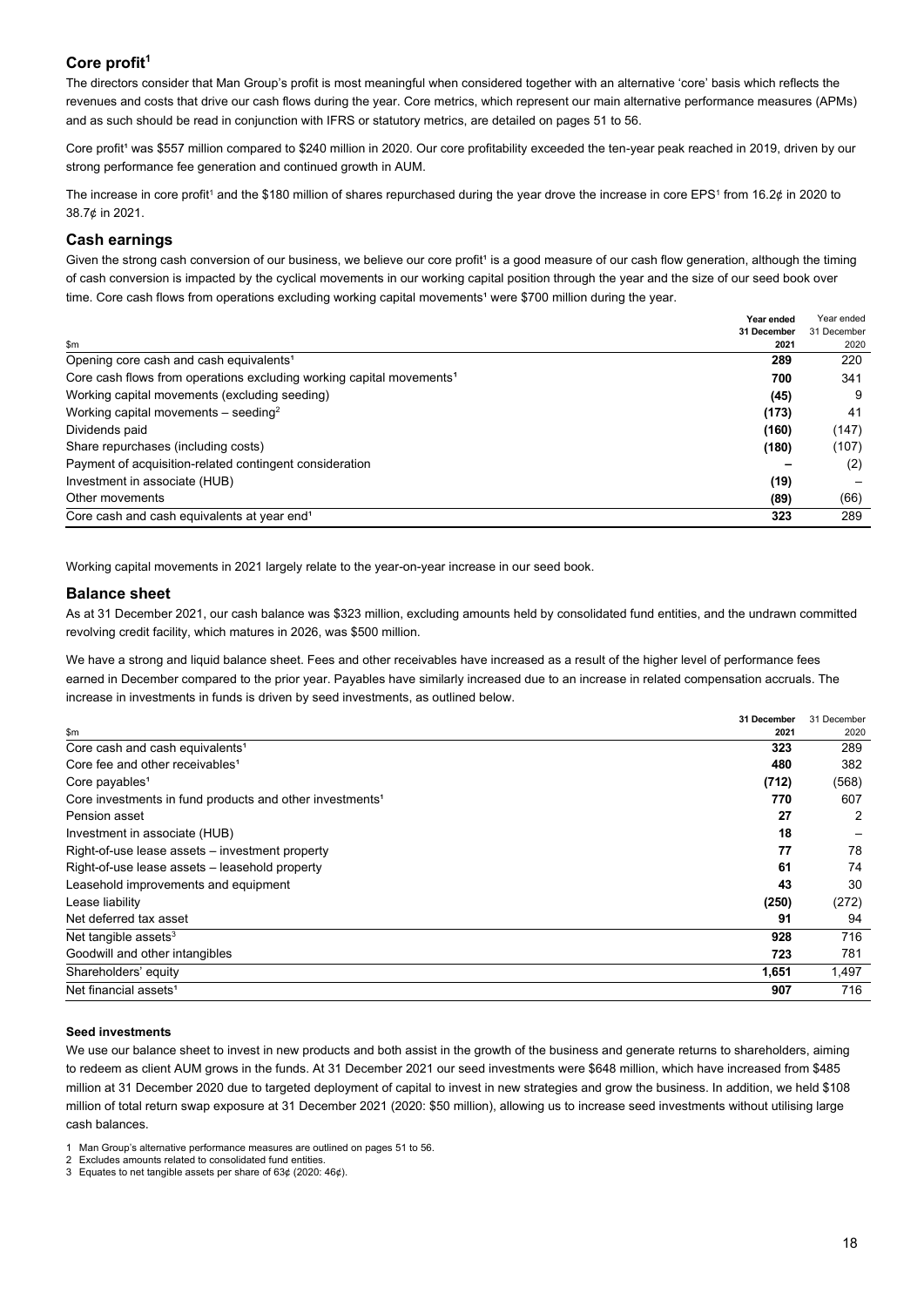## Core profit[1]

The directors consider that Man Group's profit is most meaningful when considered together with an alternative 'core' basis which reflects the revenues and costs that drive our cash flows during the year. Core metrics, which represent our main alternative performance measures (APMs) and as such should be read in conjunction with IFRS or statutory metrics, are detailed on pages 51 to 56.

Core profit[1] was $557 million compared to $240 million in 2020. Our core profitability exceeded the ten-year peak reached in 2019, driven by our strong performance fee generation and continued growth in AUM.

The increase in core profit[1] and the $180 million of shares repurchased during the year drove the increase in core EPS[1] from 16.2¢ in 2020 to 38.7¢ in 2021.

## Cash earnings

Given the strong cash conversion of our business, we believe our core profit[1] is a good measure of our cash flow generation, although the timing of cash conversion is impacted by the cyclical movements in our working capital position through the year and the size of our seed book over time. Core cash flows from operations excluding working capital movements[1] were $700 million during the year.

| $m | Year ended 31 December 2021 | Year ended 31 December 2020 |
|---|---|---|
| Opening core cash and cash equivalents[1] | **289** | 220 |
| Core cash flows from operations excluding working capital movements[1] | **700** | 341 |
| Working capital movements (excluding seeding) | **(45)** | 9 |
| Working capital movements – seeding[2] | **(173)** | 41 |
| Dividends paid | **(160)** | (147) |
| Share repurchases (including costs) | **(180)** | (107) |
| Payment of acquisition-related contingent consideration | **–** | (2) |
| Investment in associate (HUB) | **(19)** | – |
| Other movements | **(89)** | (66) |
| Core cash and cash equivalents at year end[1] | **323** | 289 |

Working capital movements in 2021 largely relate to the year-on-year increase in our seed book.

## Balance sheet

As at 31 December 2021, our cash balance was $323 million, excluding amounts held by consolidated fund entities, and the undrawn committed revolving credit facility, which matures in 2026, was $500 million.

We have a strong and liquid balance sheet. Fees and other receivables have increased as a result of the higher level of performance fees earned in December compared to the prior year. Payables have similarly increased due to an increase in related compensation accruals. The increase in investments in funds is driven by seed investments, as outlined below.

| $m | 31 December 2021 | 31 December 2020 |
|---|---|---|
| Core cash and cash equivalents[1] | **323** | 289 |
| Core fee and other receivables[1] | **480** | 382 |
| Core payables[1] | **(712)** | (568) |
| Core investments in fund products and other investments[1] | **770** | 607 |
| Pension asset | **27** | 2 |
| Investment in associate (HUB) | **18** | – |
| Right-of-use lease assets – investment property | **77** | 78 |
| Right-of-use lease assets – leasehold property | **61** | 74 |
| Leasehold improvements and equipment | **43** | 30 |
| Lease liability | **(250)** | (272) |
| Net deferred tax asset | **91** | 94 |
| Net tangible assets[3] | **928** | 716 |
| Goodwill and other intangibles | **723** | 781 |
| Shareholders' equity | **1,651** | 1,497 |
| Net financial assets[1] | **907** | 716 |

#### Seed investments

We use our balance sheet to invest in new products and both assist in the growth of the business and generate returns to shareholders, aiming to redeem as client AUM grows in the funds. At 31 December 2021 our seed investments were $648 million, which have increased from $485 million at 31 December 2020 due to targeted deployment of capital to invest in new strategies and grow the business. In addition, we held $108 million of total return swap exposure at 31 December 2021 (2020: $50 million), allowing us to increase seed investments without utilising large cash balances.

1 Man Group's alternative performance measures are outlined on pages 51 to 56.
2 Excludes amounts related to consolidated fund entities.
3 Equates to net tangible assets per share of 63¢ (2020: 46¢).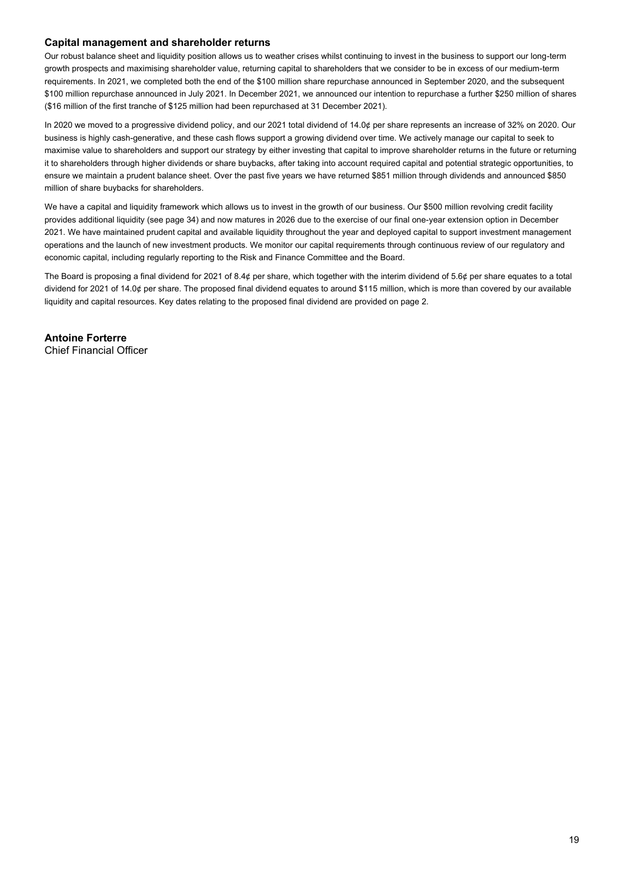### Capital management and shareholder returns

Our robust balance sheet and liquidity position allows us to weather crises whilst continuing to invest in the business to support our long-term growth prospects and maximising shareholder value, returning capital to shareholders that we consider to be in excess of our medium-term requirements. In 2021, we completed both the end of the $100 million share repurchase announced in September 2020, and the subsequent $100 million repurchase announced in July 2021. In December 2021, we announced our intention to repurchase a further $250 million of shares ($16 million of the first tranche of $125 million had been repurchased at 31 December 2021).

In 2020 we moved to a progressive dividend policy, and our 2021 total dividend of 14.0¢ per share represents an increase of 32% on 2020. Our business is highly cash-generative, and these cash flows support a growing dividend over time. We actively manage our capital to seek to maximise value to shareholders and support our strategy by either investing that capital to improve shareholder returns in the future or returning it to shareholders through higher dividends or share buybacks, after taking into account required capital and potential strategic opportunities, to ensure we maintain a prudent balance sheet. Over the past five years we have returned $851 million through dividends and announced $850 million of share buybacks for shareholders.

We have a capital and liquidity framework which allows us to invest in the growth of our business. Our $500 million revolving credit facility provides additional liquidity (see page 34) and now matures in 2026 due to the exercise of our final one-year extension option in December 2021. We have maintained prudent capital and available liquidity throughout the year and deployed capital to support investment management operations and the launch of new investment products. We monitor our capital requirements through continuous review of our regulatory and economic capital, including regularly reporting to the Risk and Finance Committee and the Board.

The Board is proposing a final dividend for 2021 of 8.4¢ per share, which together with the interim dividend of 5.6¢ per share equates to a total dividend for 2021 of 14.0¢ per share. The proposed final dividend equates to around $115 million, which is more than covered by our available liquidity and capital resources. Key dates relating to the proposed final dividend are provided on page 2.

**Antoine Forterre**
Chief Financial Officer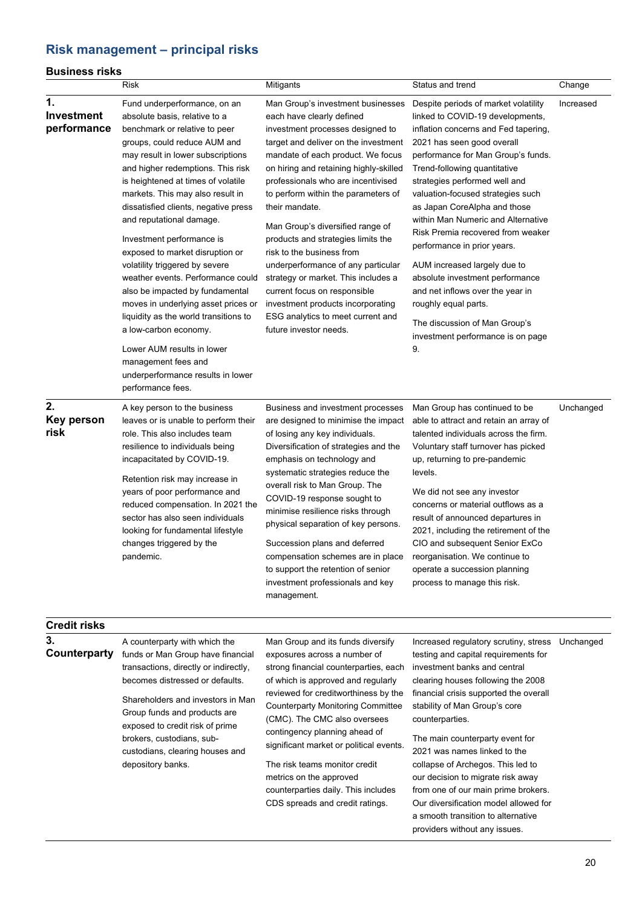# Risk management – principal risks

## Business risks

| | Risk | Mitigants | Status and trend | Change |
|---|---|---|---|---|
| **1. Investment performance** | Fund underperformance, on an absolute basis, relative to a benchmark or relative to peer groups, could reduce AUM and may result in lower subscriptions and higher redemptions. This risk is heightened at times of volatile markets. This may also result in dissatisfied clients, negative press and reputational damage.<br><br>Investment performance is exposed to market disruption or volatility triggered by severe weather events. Performance could also be impacted by fundamental moves in underlying asset prices or liquidity as the world transitions to a low-carbon economy.<br><br>Lower AUM results in lower management fees and underperformance results in lower performance fees. | Man Group's investment businesses each have clearly defined investment processes designed to target and deliver on the investment mandate of each product. We focus on hiring and retaining highly-skilled professionals who are incentivised to perform within the parameters of their mandate.<br><br>Man Group's diversified range of products and strategies limits the risk to the business from underperformance of any particular strategy or market. This includes a current focus on responsible investment products incorporating ESG analytics to meet current and future investor needs. | Despite periods of market volatility linked to COVID-19 developments, inflation concerns and Fed tapering, 2021 has seen good overall performance for Man Group's funds. Trend-following quantitative strategies performed well and valuation-focused strategies such as Japan CoreAlpha and those within Man Numeric and Alternative Risk Premia recovered from weaker performance in prior years.<br><br>AUM increased largely due to absolute investment performance and net inflows over the year in roughly equal parts.<br><br>The discussion of Man Group's investment performance is on page 9. | Increased |
| **2. Key person risk** | A key person to the business leaves or is unable to perform their role. This also includes team resilience to individuals being incapacitated by COVID-19.<br><br>Retention risk may increase in years of poor performance and reduced compensation. In 2021 the sector has also seen individuals looking for fundamental lifestyle changes triggered by the pandemic. | Business and investment processes are designed to minimise the impact of losing any key individuals. Diversification of strategies and the emphasis on technology and systematic strategies reduce the overall risk to Man Group. The COVID-19 response sought to minimise resilience risks through physical separation of key persons.<br><br>Succession plans and deferred compensation schemes are in place to support the retention of senior investment professionals and key management. | Man Group has continued to be able to attract and retain an array of talented individuals across the firm. Voluntary staff turnover has picked up, returning to pre-pandemic levels.<br><br>We did not see any investor concerns or material outflows as a result of announced departures in 2021, including the retirement of the CIO and subsequent Senior ExCo reorganisation. We continue to operate a succession planning process to manage this risk. | Unchanged |

## Credit risks

| | Risk | Mitigants | Status and trend | Change |
|---|---|---|---|---|
| **3. Counterparty** | A counterparty with which the funds or Man Group have financial transactions, directly or indirectly, becomes distressed or defaults.<br><br>Shareholders and investors in Man Group funds and products are exposed to credit risk of prime brokers, custodians, sub-custodians, clearing houses and depository banks. | Man Group and its funds diversify exposures across a number of strong financial counterparties, each of which is approved and regularly reviewed for creditworthiness by the Counterparty Monitoring Committee (CMC). The CMC also oversees contingency planning ahead of significant market or political events.<br><br>The risk teams monitor credit metrics on the approved counterparties daily. This includes CDS spreads and credit ratings. | Increased regulatory scrutiny, stress testing and capital requirements for investment banks and central clearing houses following the 2008 financial crisis supported the overall stability of Man Group's core counterparties.<br><br>The main counterparty event for 2021 was names linked to the collapse of Archegos. This led to our decision to migrate risk away from one of our main prime brokers. Our diversification model allowed for a smooth transition to alternative providers without any issues. | Unchanged |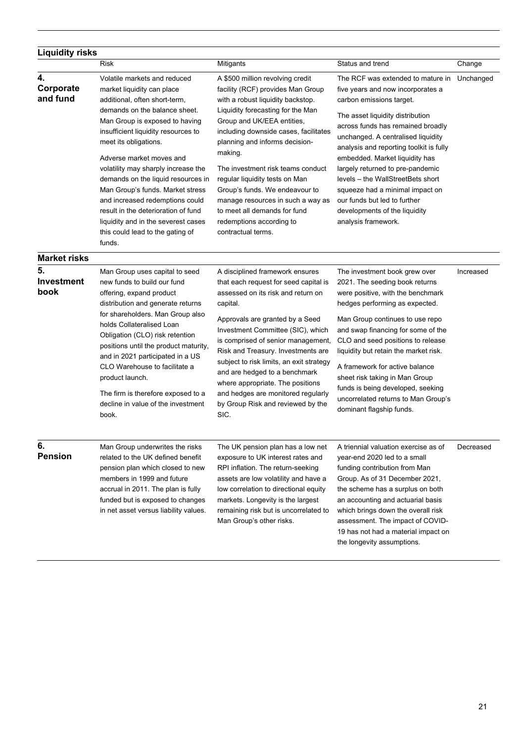| Liquidity risks | | | | |
|---|---|---|---|---|
| | Risk | Mitigants | Status and trend | Change |
| **4. Corporate and fund** | Volatile markets and reduced market liquidity can place additional, often short-term, demands on the balance sheet. Man Group is exposed to having insufficient liquidity resources to meet its obligations. Adverse market moves and volatility may sharply increase the demands on the liquid resources in Man Group's funds. Market stress and increased redemptions could result in the deterioration of fund liquidity and in the severest cases this could lead to the gating of funds. | A $500 million revolving credit facility (RCF) provides Man Group with a robust liquidity backstop. Liquidity forecasting for the Man Group and UK/EEA entities, including downside cases, facilitates planning and informs decision-making. The investment risk teams conduct regular liquidity tests on Man Group's funds. We endeavour to manage resources in such a way as to meet all demands for fund redemptions according to contractual terms. | The RCF was extended to mature in five years and now incorporates a carbon emissions target. The asset liquidity distribution across funds has remained broadly unchanged. A centralised liquidity analysis and reporting toolkit is fully embedded. Market liquidity has largely returned to pre-pandemic levels – the WallStreetBets short squeeze had a minimal impact on our funds but led to further developments of the liquidity analysis framework. | Unchanged |
| **Market risks** | | | | |
| **5. Investment book** | Man Group uses capital to seed new funds to build our fund offering, expand product distribution and generate returns for shareholders. Man Group also holds Collateralised Loan Obligation (CLO) risk retention positions until the product maturity, and in 2021 participated in a US CLO Warehouse to facilitate a product launch. The firm is therefore exposed to a decline in value of the investment book. | A disciplined framework ensures that each request for seed capital is assessed on its risk and return on capital. Approvals are granted by a Seed Investment Committee (SIC), which is comprised of senior management, Risk and Treasury. Investments are subject to risk limits, an exit strategy and are hedged to a benchmark where appropriate. The positions and hedges are monitored regularly by Group Risk and reviewed by the SIC. | The investment book grew over 2021. The seeding book returns were positive, with the benchmark hedges performing as expected. Man Group continues to use repo and swap financing for some of the CLO and seed positions to release liquidity but retain the market risk. A framework for active balance sheet risk taking in Man Group funds is being developed, seeking uncorrelated returns to Man Group's dominant flagship funds. | Increased |
| **6. Pension** | Man Group underwrites the risks related to the UK defined benefit pension plan which closed to new members in 1999 and future accrual in 2011. The plan is fully funded but is exposed to changes in net asset versus liability values. | The UK pension plan has a low net exposure to UK interest rates and RPI inflation. The return-seeking assets are low volatility and have a low correlation to directional equity markets. Longevity is the largest remaining risk but is uncorrelated to Man Group's other risks. | A triennial valuation exercise as of year-end 2020 led to a small funding contribution from Man Group. As of 31 December 2021, the scheme has a surplus on both an accounting and actuarial basis which brings down the overall risk assessment. The impact of COVID-19 has not had a material impact on the longevity assumptions. | Decreased |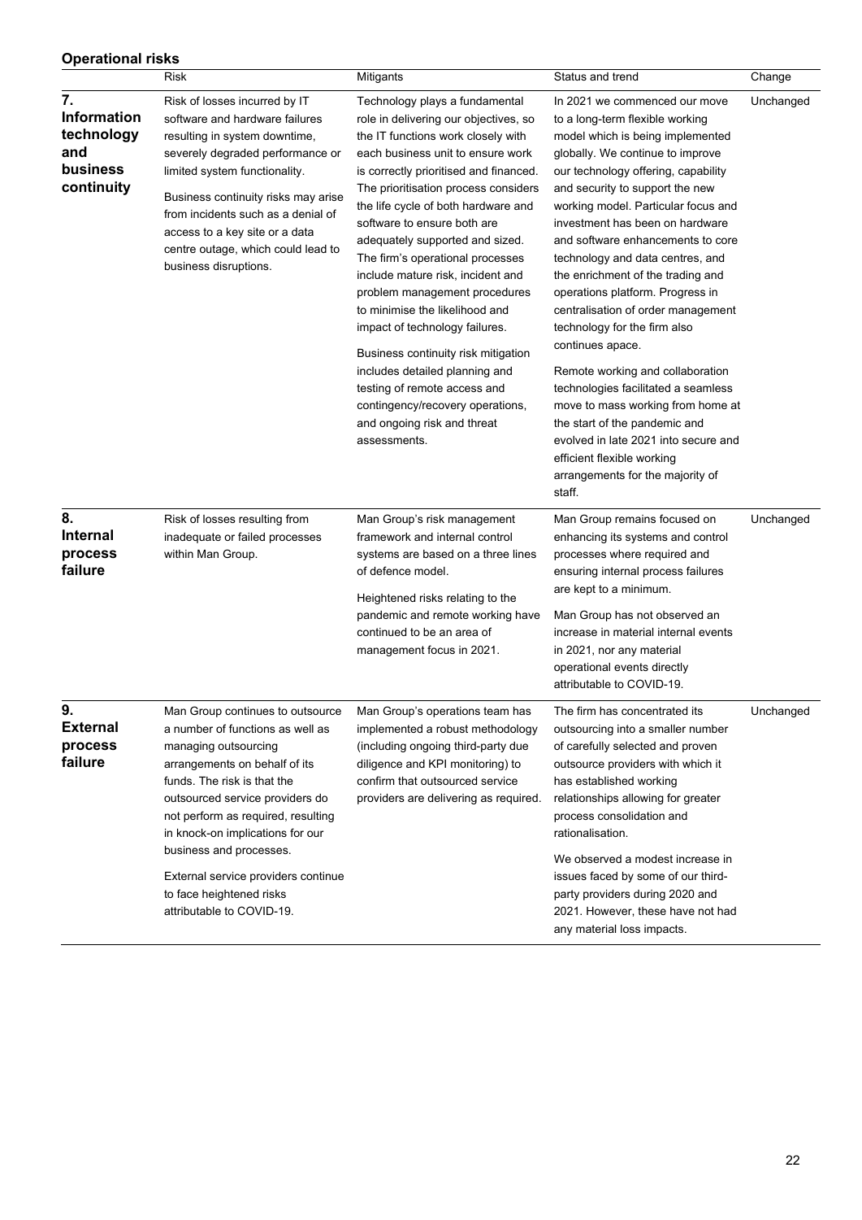**Operational risks**

| | Risk | Mitigants | Status and trend | Change |
|---|---|---|---|---|
| **7. Information technology and business continuity** | Risk of losses incurred by IT software and hardware failures resulting in system downtime, severely degraded performance or limited system functionality.<br><br>Business continuity risks may arise from incidents such as a denial of access to a key site or a data centre outage, which could lead to business disruptions. | Technology plays a fundamental role in delivering our objectives, so the IT functions work closely with each business unit to ensure work is correctly prioritised and financed. The prioritisation process considers the life cycle of both hardware and software to ensure both are adequately supported and sized. The firm's operational processes include mature risk, incident and problem management procedures to minimise the likelihood and impact of technology failures.<br><br>Business continuity risk mitigation includes detailed planning and testing of remote access and contingency/recovery operations, and ongoing risk and threat assessments. | In 2021 we commenced our move to a long-term flexible working model which is being implemented globally. We continue to improve our technology offering, capability and security to support the new working model. Particular focus and investment has been on hardware and software enhancements to core technology and data centres, and the enrichment of the trading and operations platform. Progress in centralisation of order management technology for the firm also continues apace.<br><br>Remote working and collaboration technologies facilitated a seamless move to mass working from home at the start of the pandemic and evolved in late 2021 into secure and efficient flexible working arrangements for the majority of staff. | Unchanged |
| **8. Internal process failure** | Risk of losses resulting from inadequate or failed processes within Man Group. | Man Group's risk management framework and internal control systems are based on a three lines of defence model.<br><br>Heightened risks relating to the pandemic and remote working have continued to be an area of management focus in 2021. | Man Group remains focused on enhancing its systems and control processes where required and ensuring internal process failures are kept to a minimum.<br><br>Man Group has not observed an increase in material internal events in 2021, nor any material operational events directly attributable to COVID-19. | Unchanged |
| **9. External process failure** | Man Group continues to outsource a number of functions as well as managing outsourcing arrangements on behalf of its funds. The risk is that the outsourced service providers do not perform as required, resulting in knock-on implications for our business and processes.<br><br>External service providers continue to face heightened risks attributable to COVID-19. | Man Group's operations team has implemented a robust methodology (including ongoing third-party due diligence and KPI monitoring) to confirm that outsourced service providers are delivering as required. | The firm has concentrated its outsourcing into a smaller number of carefully selected and proven outsource providers with which it has established working relationships allowing for greater process consolidation and rationalisation.<br><br>We observed a modest increase in issues faced by some of our third-party providers during 2020 and 2021. However, these have not had any material loss impacts. | Unchanged |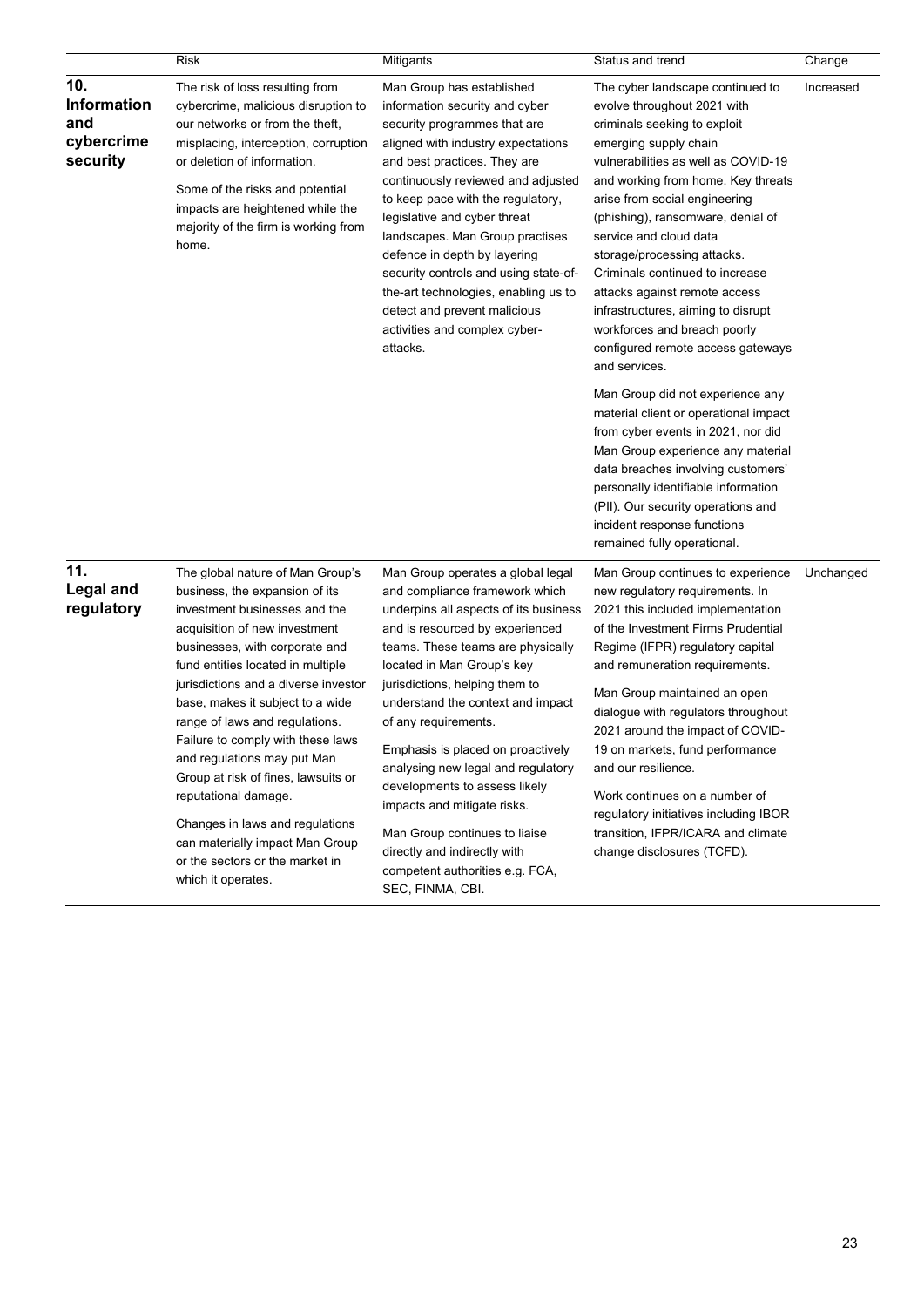| | Risk | Mitigants | Status and trend | Change |
|---|---|---|---|---|
| **10. Information and cybercrime security** | The risk of loss resulting from cybercrime, malicious disruption to our networks or from the theft, misplacing, interception, corruption or deletion of information.<br><br>Some of the risks and potential impacts are heightened while the majority of the firm is working from home. | Man Group has established information security and cyber security programmes that are aligned with industry expectations and best practices. They are continuously reviewed and adjusted to keep pace with the regulatory, legislative and cyber threat landscapes. Man Group practises defence in depth by layering security controls and using state-of-the-art technologies, enabling us to detect and prevent malicious activities and complex cyber-attacks. | The cyber landscape continued to evolve throughout 2021 with criminals seeking to exploit emerging supply chain vulnerabilities as well as COVID-19 and working from home. Key threats arise from social engineering (phishing), ransomware, denial of service and cloud data storage/processing attacks. Criminals continued to increase attacks against remote access infrastructures, aiming to disrupt workforces and breach poorly configured remote access gateways and services.<br><br>Man Group did not experience any material client or operational impact from cyber events in 2021, nor did Man Group experience any material data breaches involving customers' personally identifiable information (PII). Our security operations and incident response functions remained fully operational. | Increased |
| **11. Legal and regulatory** | The global nature of Man Group's business, the expansion of its investment businesses and the acquisition of new investment businesses, with corporate and fund entities located in multiple jurisdictions and a diverse investor base, makes it subject to a wide range of laws and regulations. Failure to comply with these laws and regulations may put Man Group at risk of fines, lawsuits or reputational damage.<br><br>Changes in laws and regulations can materially impact Man Group or the sectors or the market in which it operates. | Man Group operates a global legal and compliance framework which underpins all aspects of its business and is resourced by experienced teams. These teams are physically located in Man Group's key jurisdictions, helping them to understand the context and impact of any requirements.<br><br>Emphasis is placed on proactively analysing new legal and regulatory developments to assess likely impacts and mitigate risks.<br><br>Man Group continues to liaise directly and indirectly with competent authorities e.g. FCA, SEC, FINMA, CBI. | Man Group continues to experience new regulatory requirements. In 2021 this included implementation of the Investment Firms Prudential Regime (IFPR) regulatory capital and remuneration requirements.<br><br>Man Group maintained an open dialogue with regulators throughout 2021 around the impact of COVID-19 on markets, fund performance and our resilience.<br><br>Work continues on a number of regulatory initiatives including IBOR transition, IFPR/ICARA and climate change disclosures (TCFD). | Unchanged |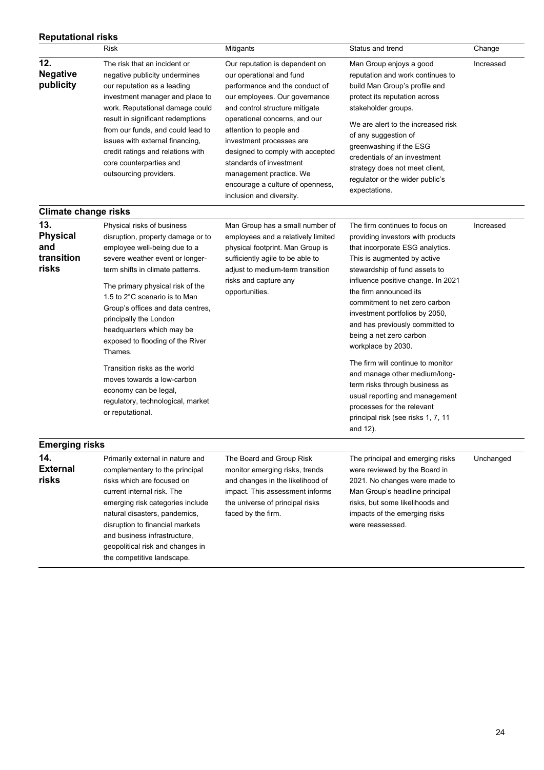**Reputational risks**

| | Risk | Mitigants | Status and trend | Change |
|---|---|---|---|---|
| **12. Negative publicity** | The risk that an incident or negative publicity undermines our reputation as a leading investment manager and place to work. Reputational damage could result in significant redemptions from our funds, and could lead to issues with external financing, credit ratings and relations with core counterparties and outsourcing providers. | Our reputation is dependent on our operational and fund performance and the conduct of our employees. Our governance and control structure mitigate operational concerns, and our attention to people and investment processes are designed to comply with accepted standards of investment management practice. We encourage a culture of openness, inclusion and diversity. | Man Group enjoys a good reputation and work continues to build Man Group's profile and protect its reputation across stakeholder groups.<br><br>We are alert to the increased risk of any suggestion of greenwashing if the ESG credentials of an investment strategy does not meet client, regulator or the wider public's expectations. | Increased |

**Climate change risks**

| | Risk | Mitigants | Status and trend | Change |
|---|---|---|---|---|
| **13. Physical and transition risks** | Physical risks of business disruption, property damage or to employee well-being due to a severe weather event or longer-term shifts in climate patterns.<br><br>The primary physical risk of the 1.5 to 2°C scenario is to Man Group's offices and data centres, principally the London headquarters which may be exposed to flooding of the River Thames.<br><br>Transition risks as the world moves towards a low-carbon economy can be legal, regulatory, technological, market or reputational. | Man Group has a small number of employees and a relatively limited physical footprint. Man Group is sufficiently agile to be able to adjust to medium-term transition risks and capture any opportunities. | The firm continues to focus on providing investors with products that incorporate ESG analytics. This is augmented by active stewardship of fund assets to influence positive change. In 2021 the firm announced its commitment to net zero carbon investment portfolios by 2050, and has previously committed to being a net zero carbon workplace by 2030.<br><br>The firm will continue to monitor and manage other medium/long-term risks through business as usual reporting and management processes for the relevant principal risk (see risks 1, 7, 11 and 12). | Increased |

**Emerging risks**

| | Risk | Mitigants | Status and trend | Change |
|---|---|---|---|---|
| **14. External risks** | Primarily external in nature and complementary to the principal risks which are focused on current internal risk. The emerging risk categories include natural disasters, pandemics, disruption to financial markets and business infrastructure, geopolitical risk and changes in the competitive landscape. | The Board and Group Risk monitor emerging risks, trends and changes in the likelihood of impact. This assessment informs the universe of principal risks faced by the firm. | The principal and emerging risks were reviewed by the Board in 2021. No changes were made to Man Group's headline principal risks, but some likelihoods and impacts of the emerging risks were reassessed. | Unchanged |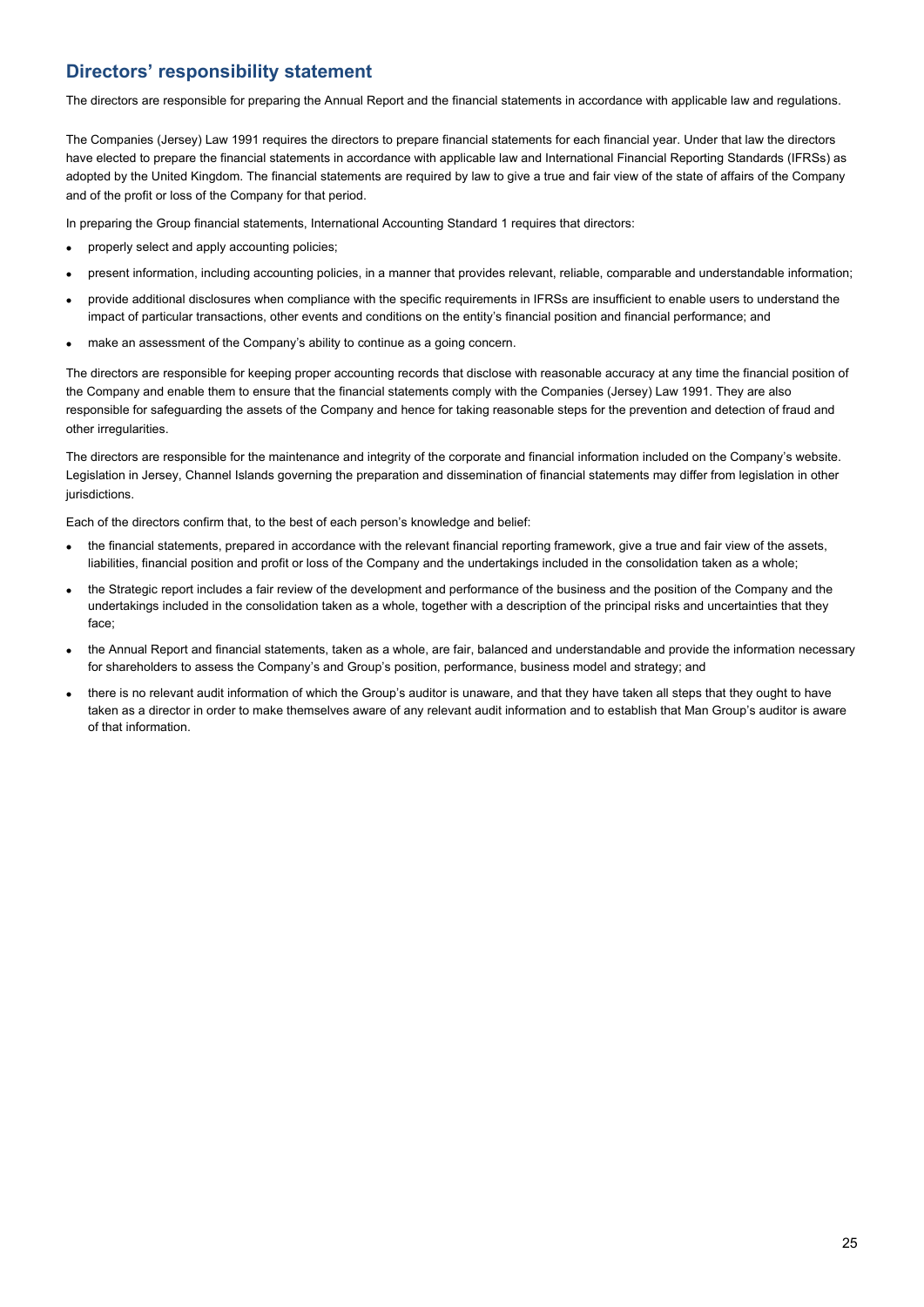## Directors' responsibility statement

The directors are responsible for preparing the Annual Report and the financial statements in accordance with applicable law and regulations.

The Companies (Jersey) Law 1991 requires the directors to prepare financial statements for each financial year. Under that law the directors have elected to prepare the financial statements in accordance with applicable law and International Financial Reporting Standards (IFRSs) as adopted by the United Kingdom. The financial statements are required by law to give a true and fair view of the state of affairs of the Company and of the profit or loss of the Company for that period.

In preparing the Group financial statements, International Accounting Standard 1 requires that directors:

- properly select and apply accounting policies;
- present information, including accounting policies, in a manner that provides relevant, reliable, comparable and understandable information;
- provide additional disclosures when compliance with the specific requirements in IFRSs are insufficient to enable users to understand the impact of particular transactions, other events and conditions on the entity's financial position and financial performance; and
- make an assessment of the Company's ability to continue as a going concern.

The directors are responsible for keeping proper accounting records that disclose with reasonable accuracy at any time the financial position of the Company and enable them to ensure that the financial statements comply with the Companies (Jersey) Law 1991. They are also responsible for safeguarding the assets of the Company and hence for taking reasonable steps for the prevention and detection of fraud and other irregularities.

The directors are responsible for the maintenance and integrity of the corporate and financial information included on the Company's website. Legislation in Jersey, Channel Islands governing the preparation and dissemination of financial statements may differ from legislation in other jurisdictions.

Each of the directors confirm that, to the best of each person's knowledge and belief:

- the financial statements, prepared in accordance with the relevant financial reporting framework, give a true and fair view of the assets, liabilities, financial position and profit or loss of the Company and the undertakings included in the consolidation taken as a whole;
- the Strategic report includes a fair review of the development and performance of the business and the position of the Company and the undertakings included in the consolidation taken as a whole, together with a description of the principal risks and uncertainties that they face;
- the Annual Report and financial statements, taken as a whole, are fair, balanced and understandable and provide the information necessary for shareholders to assess the Company's and Group's position, performance, business model and strategy; and
- there is no relevant audit information of which the Group's auditor is unaware, and that they have taken all steps that they ought to have taken as a director in order to make themselves aware of any relevant audit information and to establish that Man Group's auditor is aware of that information.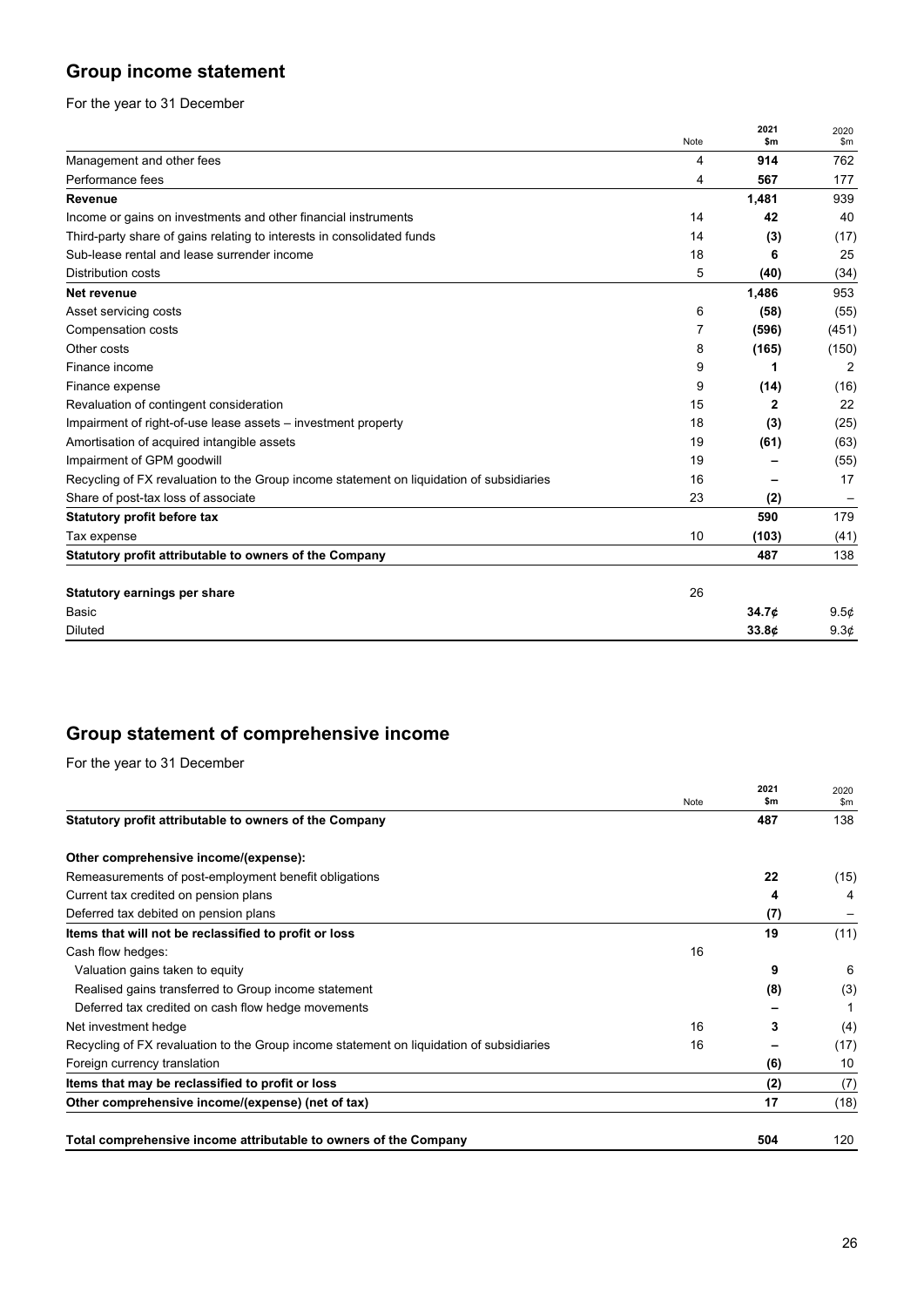## Group income statement

For the year to 31 December

| | Note | 2021 $m | 2020 $m |
|---|---|---|---|
| Management and other fees | 4 | **914** | 762 |
| Performance fees | 4 | **567** | 177 |
| **Revenue** | | **1,481** | 939 |
| Income or gains on investments and other financial instruments | 14 | **42** | 40 |
| Third-party share of gains relating to interests in consolidated funds | 14 | **(3)** | (17) |
| Sub-lease rental and lease surrender income | 18 | **6** | 25 |
| Distribution costs | 5 | **(40)** | (34) |
| **Net revenue** | | **1,486** | 953 |
| Asset servicing costs | 6 | **(58)** | (55) |
| Compensation costs | 7 | **(596)** | (451) |
| Other costs | 8 | **(165)** | (150) |
| Finance income | 9 | **1** | 2 |
| Finance expense | 9 | **(14)** | (16) |
| Revaluation of contingent consideration | 15 | **2** | 22 |
| Impairment of right-of-use lease assets – investment property | 18 | **(3)** | (25) |
| Amortisation of acquired intangible assets | 19 | **(61)** | (63) |
| Impairment of GPM goodwill | 19 | **–** | (55) |
| Recycling of FX revaluation to the Group income statement on liquidation of subsidiaries | 16 | **–** | 17 |
| Share of post-tax loss of associate | 23 | **(2)** | – |
| **Statutory profit before tax** | | **590** | 179 |
| Tax expense | 10 | **(103)** | (41) |
| **Statutory profit attributable to owners of the Company** | | **487** | 138 |
| | | | |
| **Statutory earnings per share** | 26 | | |
| Basic | | **34.7¢** | 9.5¢ |
| Diluted | | **33.8¢** | 9.3¢ |

## Group statement of comprehensive income

For the year to 31 December

| | Note | 2021 $m | 2020 $m |
|---|---|---|---|
| **Statutory profit attributable to owners of the Company** | | **487** | 138 |
| | | | |
| **Other comprehensive income/(expense):** | | | |
| Remeasurements of post-employment benefit obligations | | **22** | (15) |
| Current tax credited on pension plans | | **4** | 4 |
| Deferred tax debited on pension plans | | **(7)** | – |
| **Items that will not be reclassified to profit or loss** | | **19** | (11) |
| Cash flow hedges: | 16 | | |
| Valuation gains taken to equity | | **9** | 6 |
| Realised gains transferred to Group income statement | | **(8)** | (3) |
| Deferred tax credited on cash flow hedge movements | | **–** | 1 |
| Net investment hedge | 16 | **3** | (4) |
| Recycling of FX revaluation to the Group income statement on liquidation of subsidiaries | 16 | **–** | (17) |
| Foreign currency translation | | **(6)** | 10 |
| **Items that may be reclassified to profit or loss** | | **(2)** | (7) |
| **Other comprehensive income/(expense) (net of tax)** | | **17** | (18) |
| | | | |
| **Total comprehensive income attributable to owners of the Company** | | **504** | 120 |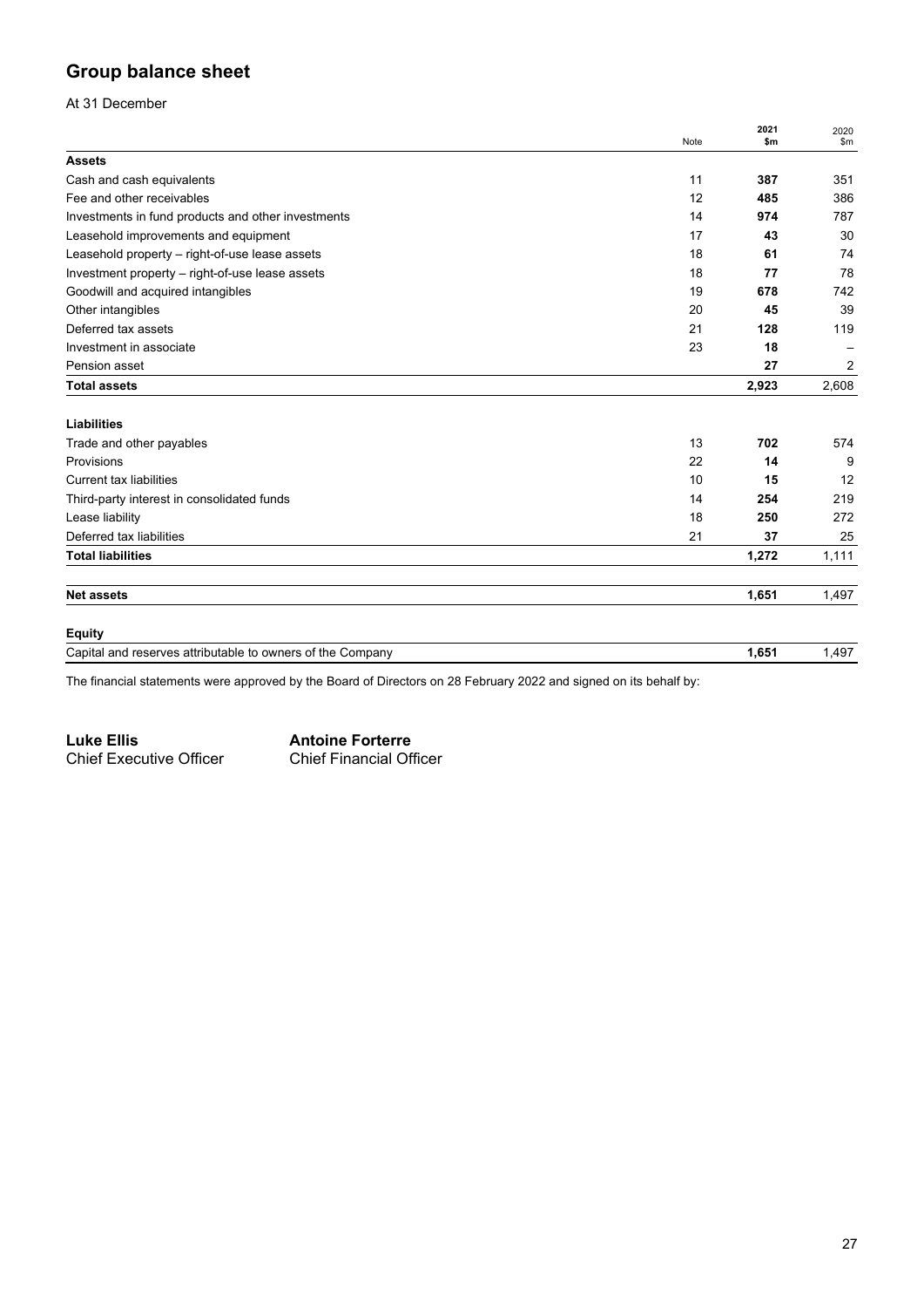## Group balance sheet

At 31 December

| | Note | 2021 $m | 2020 $m |
|---|---|---|---|
| **Assets** | | | |
| Cash and cash equivalents | 11 | **387** | 351 |
| Fee and other receivables | 12 | **485** | 386 |
| Investments in fund products and other investments | 14 | **974** | 787 |
| Leasehold improvements and equipment | 17 | **43** | 30 |
| Leasehold property – right-of-use lease assets | 18 | **61** | 74 |
| Investment property – right-of-use lease assets | 18 | **77** | 78 |
| Goodwill and acquired intangibles | 19 | **678** | 742 |
| Other intangibles | 20 | **45** | 39 |
| Deferred tax assets | 21 | **128** | 119 |
| Investment in associate | 23 | **18** | – |
| Pension asset | | **27** | 2 |
| **Total assets** | | **2,923** | 2,608 |
| **Liabilities** | | | |
| Trade and other payables | 13 | **702** | 574 |
| Provisions | 22 | **14** | 9 |
| Current tax liabilities | 10 | **15** | 12 |
| Third-party interest in consolidated funds | 14 | **254** | 219 |
| Lease liability | 18 | **250** | 272 |
| Deferred tax liabilities | 21 | **37** | 25 |
| **Total liabilities** | | **1,272** | 1,111 |
| **Net assets** | | **1,651** | 1,497 |
| **Equity** | | | |
| Capital and reserves attributable to owners of the Company | | **1,651** | 1,497 |

The financial statements were approved by the Board of Directors on 28 February 2022 and signed on its behalf by:

**Luke Ellis**
Chief Executive Officer

**Antoine Forterre**
Chief Financial Officer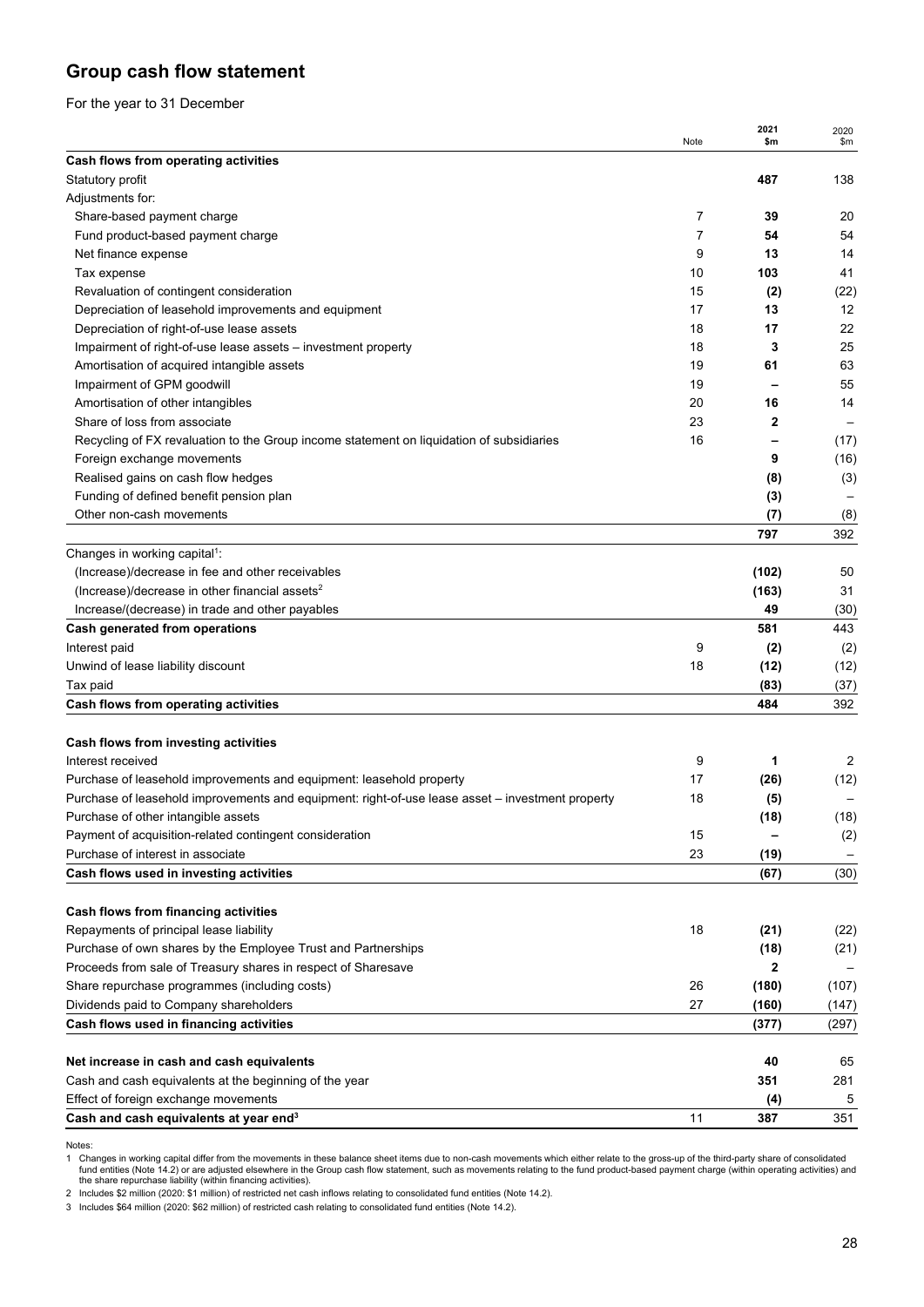## Group cash flow statement

For the year to 31 December

| | Note | 2021 $m | 2020 $m |
|---|---|---|---|
| **Cash flows from operating activities** | | | |
| Statutory profit | | **487** | 138 |
| Adjustments for: | | | |
| Share-based payment charge | 7 | **39** | 20 |
| Fund product-based payment charge | 7 | **54** | 54 |
| Net finance expense | 9 | **13** | 14 |
| Tax expense | 10 | **103** | 41 |
| Revaluation of contingent consideration | 15 | **(2)** | (22) |
| Depreciation of leasehold improvements and equipment | 17 | **13** | 12 |
| Depreciation of right-of-use lease assets | 18 | **17** | 22 |
| Impairment of right-of-use lease assets – investment property | 18 | **3** | 25 |
| Amortisation of acquired intangible assets | 19 | **61** | 63 |
| Impairment of GPM goodwill | 19 | **–** | 55 |
| Amortisation of other intangibles | 20 | **16** | 14 |
| Share of loss from associate | 23 | **2** | – |
| Recycling of FX revaluation to the Group income statement on liquidation of subsidiaries | 16 | **–** | (17) |
| Foreign exchange movements | | **9** | (16) |
| Realised gains on cash flow hedges | | **(8)** | (3) |
| Funding of defined benefit pension plan | | **(3)** | – |
| Other non-cash movements | | **(7)** | (8) |
| | | **797** | 392 |
| Changes in working capital[1]: | | | |
| (Increase)/decrease in fee and other receivables | | **(102)** | 50 |
| (Increase)/decrease in other financial assets[2] | | **(163)** | 31 |
| Increase/(decrease) in trade and other payables | | **49** | (30) |
| **Cash generated from operations** | | **581** | 443 |
| Interest paid | 9 | **(2)** | (2) |
| Unwind of lease liability discount | 18 | **(12)** | (12) |
| Tax paid | | **(83)** | (37) |
| **Cash flows from operating activities** | | **484** | 392 |
| | | | |
| **Cash flows from investing activities** | | | |
| Interest received | 9 | **1** | 2 |
| Purchase of leasehold improvements and equipment: leasehold property | 17 | **(26)** | (12) |
| Purchase of leasehold improvements and equipment: right-of-use lease asset – investment property | 18 | **(5)** | – |
| Purchase of other intangible assets | | **(18)** | (18) |
| Payment of acquisition-related contingent consideration | 15 | **–** | (2) |
| Purchase of interest in associate | 23 | **(19)** | – |
| **Cash flows used in investing activities** | | **(67)** | (30) |
| | | | |
| **Cash flows from financing activities** | | | |
| Repayments of principal lease liability | 18 | **(21)** | (22) |
| Purchase of own shares by the Employee Trust and Partnerships | | **(18)** | (21) |
| Proceeds from sale of Treasury shares in respect of Sharesave | | **2** | – |
| Share repurchase programmes (including costs) | 26 | **(180)** | (107) |
| Dividends paid to Company shareholders | 27 | **(160)** | (147) |
| **Cash flows used in financing activities** | | **(377)** | (297) |
| | | | |
| **Net increase in cash and cash equivalents** | | **40** | 65 |
| Cash and cash equivalents at the beginning of the year | | **351** | 281 |
| Effect of foreign exchange movements | | **(4)** | 5 |
| **Cash and cash equivalents at year end[3]** | 11 | **387** | 351 |

Notes:

1 Changes in working capital differ from the movements in these balance sheet items due to non-cash movements which either relate to the gross-up of the third-party share of consolidated fund entities (Note 14.2) or are adjusted elsewhere in the Group cash flow statement, such as movements relating to the fund product-based payment charge (within operating activities) and the share repurchase liability (within financing activities).

2 Includes $2 million (2020: $1 million) of restricted net cash inflows relating to consolidated fund entities (Note 14.2).

3 Includes $64 million (2020: $62 million) of restricted cash relating to consolidated fund entities (Note 14.2).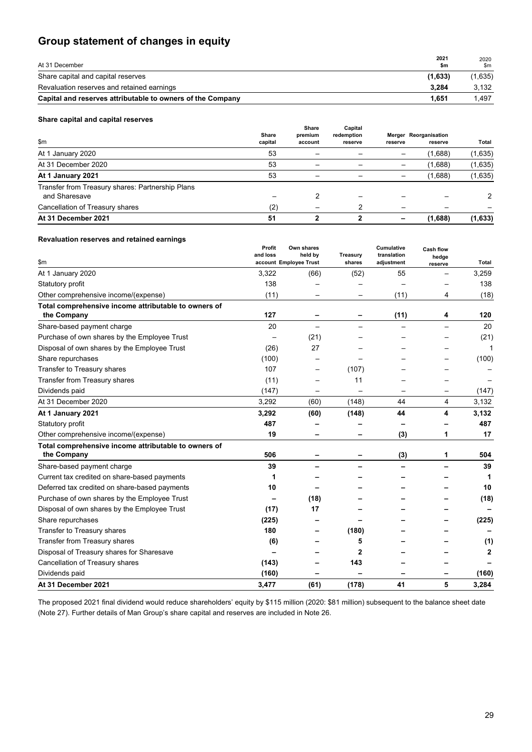# Group statement of changes in equity

| At 31 December | 2021 $m | 2020 $m |
|---|---|---|
| Share capital and capital reserves | **(1,633)** | (1,635) |
| Revaluation reserves and retained earnings | **3,284** | 3,132 |
| **Capital and reserves attributable to owners of the Company** | **1,651** | 1,497 |

### Share capital and capital reserves

| $m | Share capital | Share premium account | Capital redemption reserve | Merger reserve | Reorganisation reserve | Total |
|---|---|---|---|---|---|---|
| At 1 January 2020 | 53 | – | – | – | (1,688) | (1,635) |
| At 31 December 2020 | 53 | – | – | – | (1,688) | (1,635) |
| **At 1 January 2021** | 53 | – | – | – | (1,688) | (1,635) |
| Transfer from Treasury shares: Partnership Plans and Sharesave | – | 2 | – | – | – | 2 |
| Cancellation of Treasury shares | (2) | – | 2 | – | – | – |
| **At 31 December 2021** | **51** | **2** | **2** | **–** | **(1,688)** | **(1,633)** |

### Revaluation reserves and retained earnings

| $m | Profit and loss account | Own shares held by Employee Trust | Treasury shares | Cumulative translation adjustment | Cash flow hedge reserve | Total |
|---|---|---|---|---|---|---|
| At 1 January 2020 | 3,322 | (66) | (52) | 55 | – | 3,259 |
| Statutory profit | 138 | – | – | – | – | 138 |
| Other comprehensive income/(expense) | (11) | – | – | (11) | 4 | (18) |
| **Total comprehensive income attributable to owners of the Company** | **127** | **–** | **–** | **(11)** | **4** | **120** |
| Share-based payment charge | 20 | – | – | – | – | 20 |
| Purchase of own shares by the Employee Trust | – | (21) | – | – | – | (21) |
| Disposal of own shares by the Employee Trust | (26) | 27 | – | – | – | 1 |
| Share repurchases | (100) | – | – | – | – | (100) |
| Transfer to Treasury shares | 107 | – | (107) | – | – | – |
| Transfer from Treasury shares | (11) | – | 11 | – | – | – |
| Dividends paid | (147) | – | – | – | – | (147) |
| At 31 December 2020 | 3,292 | (60) | (148) | 44 | 4 | 3,132 |
| **At 1 January 2021** | **3,292** | **(60)** | **(148)** | **44** | **4** | **3,132** |
| Statutory profit | **487** | **–** | **–** | **–** | **–** | **487** |
| Other comprehensive income/(expense) | **19** | **–** | **–** | **(3)** | **1** | **17** |
| **Total comprehensive income attributable to owners of the Company** | **506** | **–** | **–** | **(3)** | **1** | **504** |
| Share-based payment charge | **39** | **–** | **–** | **–** | **–** | **39** |
| Current tax credited on share-based payments | **1** | **–** | **–** | **–** | **–** | **1** |
| Deferred tax credited on share-based payments | **10** | **–** | **–** | **–** | **–** | **10** |
| Purchase of own shares by the Employee Trust | **–** | **(18)** | **–** | **–** | **–** | **(18)** |
| Disposal of own shares by the Employee Trust | **(17)** | **17** | **–** | **–** | **–** | **–** |
| Share repurchases | **(225)** | **–** | **–** | **–** | **–** | **(225)** |
| Transfer to Treasury shares | **180** | **–** | **(180)** | **–** | **–** | **–** |
| Transfer from Treasury shares | **(6)** | **–** | **5** | **–** | **–** | **(1)** |
| Disposal of Treasury shares for Sharesave | **–** | **–** | **2** | **–** | **–** | **2** |
| Cancellation of Treasury shares | **(143)** | **–** | **143** | **–** | **–** | **–** |
| Dividends paid | **(160)** | **–** | **–** | **–** | **–** | **(160)** |
| **At 31 December 2021** | **3,477** | **(61)** | **(178)** | **41** | **5** | **3,284** |

The proposed 2021 final dividend would reduce shareholders' equity by $115 million (2020: $81 million) subsequent to the balance sheet date (Note 27). Further details of Man Group's share capital and reserves are included in Note 26.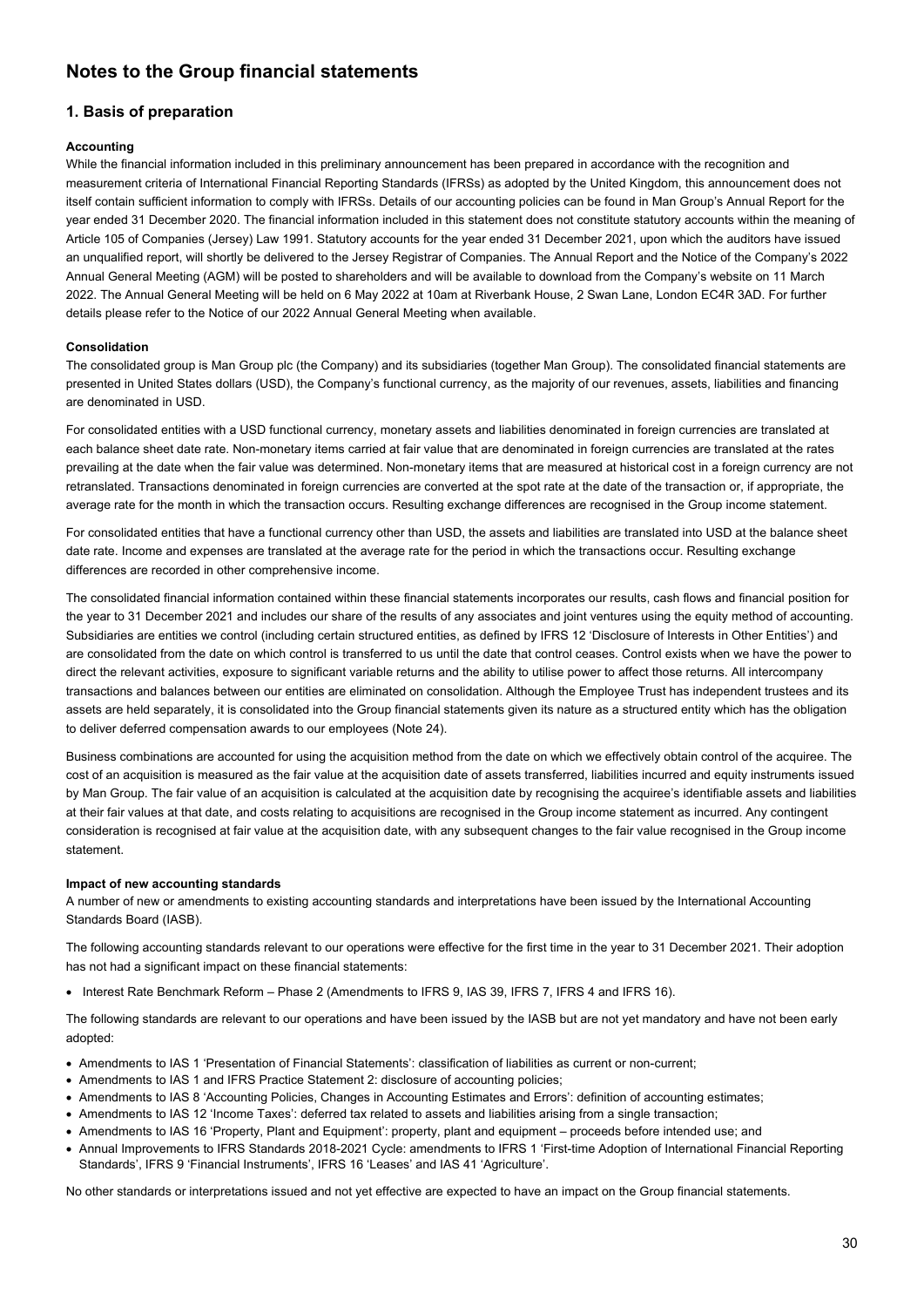# Notes to the Group financial statements

## 1. Basis of preparation

**Accounting**

While the financial information included in this preliminary announcement has been prepared in accordance with the recognition and measurement criteria of International Financial Reporting Standards (IFRSs) as adopted by the United Kingdom, this announcement does not itself contain sufficient information to comply with IFRSs. Details of our accounting policies can be found in Man Group's Annual Report for the year ended 31 December 2020. The financial information included in this statement does not constitute statutory accounts within the meaning of Article 105 of Companies (Jersey) Law 1991. Statutory accounts for the year ended 31 December 2021, upon which the auditors have issued an unqualified report, will shortly be delivered to the Jersey Registrar of Companies. The Annual Report and the Notice of the Company's 2022 Annual General Meeting (AGM) will be posted to shareholders and will be available to download from the Company's website on 11 March 2022. The Annual General Meeting will be held on 6 May 2022 at 10am at Riverbank House, 2 Swan Lane, London EC4R 3AD. For further details please refer to the Notice of our 2022 Annual General Meeting when available.

**Consolidation**

The consolidated group is Man Group plc (the Company) and its subsidiaries (together Man Group). The consolidated financial statements are presented in United States dollars (USD), the Company's functional currency, as the majority of our revenues, assets, liabilities and financing are denominated in USD.

For consolidated entities with a USD functional currency, monetary assets and liabilities denominated in foreign currencies are translated at each balance sheet date rate. Non-monetary items carried at fair value that are denominated in foreign currencies are translated at the rates prevailing at the date when the fair value was determined. Non-monetary items that are measured at historical cost in a foreign currency are not retranslated. Transactions denominated in foreign currencies are converted at the spot rate at the date of the transaction or, if appropriate, the average rate for the month in which the transaction occurs. Resulting exchange differences are recognised in the Group income statement.

For consolidated entities that have a functional currency other than USD, the assets and liabilities are translated into USD at the balance sheet date rate. Income and expenses are translated at the average rate for the period in which the transactions occur. Resulting exchange differences are recorded in other comprehensive income.

The consolidated financial information contained within these financial statements incorporates our results, cash flows and financial position for the year to 31 December 2021 and includes our share of the results of any associates and joint ventures using the equity method of accounting. Subsidiaries are entities we control (including certain structured entities, as defined by IFRS 12 'Disclosure of Interests in Other Entities') and are consolidated from the date on which control is transferred to us until the date that control ceases. Control exists when we have the power to direct the relevant activities, exposure to significant variable returns and the ability to utilise power to affect those returns. All intercompany transactions and balances between our entities are eliminated on consolidation. Although the Employee Trust has independent trustees and its assets are held separately, it is consolidated into the Group financial statements given its nature as a structured entity which has the obligation to deliver deferred compensation awards to our employees (Note 24).

Business combinations are accounted for using the acquisition method from the date on which we effectively obtain control of the acquiree. The cost of an acquisition is measured as the fair value at the acquisition date of assets transferred, liabilities incurred and equity instruments issued by Man Group. The fair value of an acquisition is calculated at the acquisition date by recognising the acquiree's identifiable assets and liabilities at their fair values at that date, and costs relating to acquisitions are recognised in the Group income statement as incurred. Any contingent consideration is recognised at fair value at the acquisition date, with any subsequent changes to the fair value recognised in the Group income statement.

**Impact of new accounting standards**

A number of new or amendments to existing accounting standards and interpretations have been issued by the International Accounting Standards Board (IASB).

The following accounting standards relevant to our operations were effective for the first time in the year to 31 December 2021. Their adoption has not had a significant impact on these financial statements:

- Interest Rate Benchmark Reform – Phase 2 (Amendments to IFRS 9, IAS 39, IFRS 7, IFRS 4 and IFRS 16).

The following standards are relevant to our operations and have been issued by the IASB but are not yet mandatory and have not been early adopted:

- Amendments to IAS 1 'Presentation of Financial Statements': classification of liabilities as current or non-current;
- Amendments to IAS 1 and IFRS Practice Statement 2: disclosure of accounting policies;
- Amendments to IAS 8 'Accounting Policies, Changes in Accounting Estimates and Errors': definition of accounting estimates;
- Amendments to IAS 12 'Income Taxes': deferred tax related to assets and liabilities arising from a single transaction;
- Amendments to IAS 16 'Property, Plant and Equipment': property, plant and equipment – proceeds before intended use; and
- Annual Improvements to IFRS Standards 2018-2021 Cycle: amendments to IFRS 1 'First-time Adoption of International Financial Reporting Standards', IFRS 9 'Financial Instruments', IFRS 16 'Leases' and IAS 41 'Agriculture'.

No other standards or interpretations issued and not yet effective are expected to have an impact on the Group financial statements.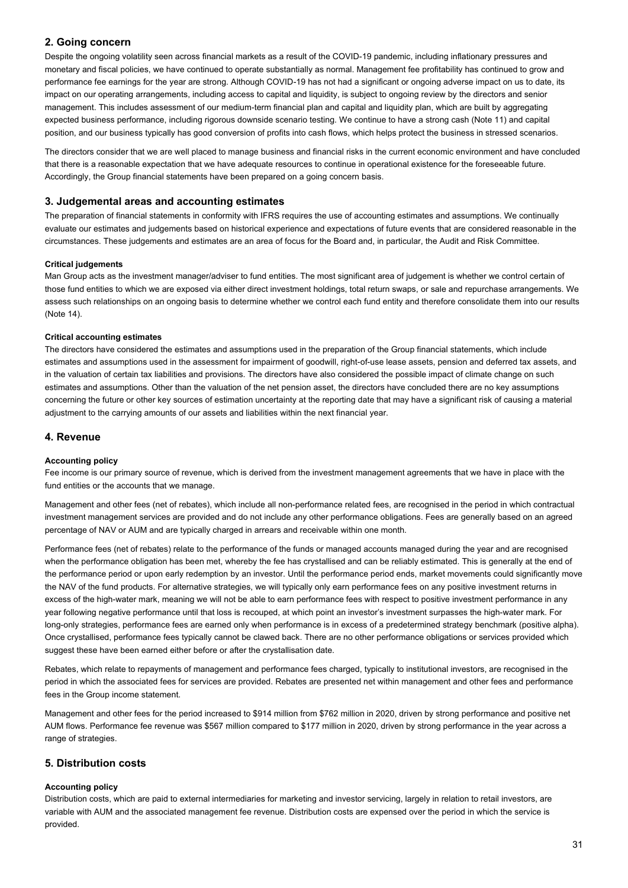## 2. Going concern

Despite the ongoing volatility seen across financial markets as a result of the COVID-19 pandemic, including inflationary pressures and monetary and fiscal policies, we have continued to operate substantially as normal. Management fee profitability has continued to grow and performance fee earnings for the year are strong. Although COVID-19 has not had a significant or ongoing adverse impact on us to date, its impact on our operating arrangements, including access to capital and liquidity, is subject to ongoing review by the directors and senior management. This includes assessment of our medium-term financial plan and capital and liquidity plan, which are built by aggregating expected business performance, including rigorous downside scenario testing. We continue to have a strong cash (Note 11) and capital position, and our business typically has good conversion of profits into cash flows, which helps protect the business in stressed scenarios.

The directors consider that we are well placed to manage business and financial risks in the current economic environment and have concluded that there is a reasonable expectation that we have adequate resources to continue in operational existence for the foreseeable future. Accordingly, the Group financial statements have been prepared on a going concern basis.

## 3. Judgemental areas and accounting estimates

The preparation of financial statements in conformity with IFRS requires the use of accounting estimates and assumptions. We continually evaluate our estimates and judgements based on historical experience and expectations of future events that are considered reasonable in the circumstances. These judgements and estimates are an area of focus for the Board and, in particular, the Audit and Risk Committee.

**Critical judgements**

Man Group acts as the investment manager/adviser to fund entities. The most significant area of judgement is whether we control certain of those fund entities to which we are exposed via either direct investment holdings, total return swaps, or sale and repurchase arrangements. We assess such relationships on an ongoing basis to determine whether we control each fund entity and therefore consolidate them into our results (Note 14).

**Critical accounting estimates**

The directors have considered the estimates and assumptions used in the preparation of the Group financial statements, which include estimates and assumptions used in the assessment for impairment of goodwill, right-of-use lease assets, pension and deferred tax assets, and in the valuation of certain tax liabilities and provisions. The directors have also considered the possible impact of climate change on such estimates and assumptions. Other than the valuation of the net pension asset, the directors have concluded there are no key assumptions concerning the future or other key sources of estimation uncertainty at the reporting date that may have a significant risk of causing a material adjustment to the carrying amounts of our assets and liabilities within the next financial year.

## 4. Revenue

**Accounting policy**

Fee income is our primary source of revenue, which is derived from the investment management agreements that we have in place with the fund entities or the accounts that we manage.

Management and other fees (net of rebates), which include all non-performance related fees, are recognised in the period in which contractual investment management services are provided and do not include any other performance obligations. Fees are generally based on an agreed percentage of NAV or AUM and are typically charged in arrears and receivable within one month.

Performance fees (net of rebates) relate to the performance of the funds or managed accounts managed during the year and are recognised when the performance obligation has been met, whereby the fee has crystallised and can be reliably estimated. This is generally at the end of the performance period or upon early redemption by an investor. Until the performance period ends, market movements could significantly move the NAV of the fund products. For alternative strategies, we will typically only earn performance fees on any positive investment returns in excess of the high-water mark, meaning we will not be able to earn performance fees with respect to positive investment performance in any year following negative performance until that loss is recouped, at which point an investor's investment surpasses the high-water mark. For long-only strategies, performance fees are earned only when performance is in excess of a predetermined strategy benchmark (positive alpha). Once crystallised, performance fees typically cannot be clawed back. There are no other performance obligations or services provided which suggest these have been earned either before or after the crystallisation date.

Rebates, which relate to repayments of management and performance fees charged, typically to institutional investors, are recognised in the period in which the associated fees for services are provided. Rebates are presented net within management and other fees and performance fees in the Group income statement.

Management and other fees for the period increased to $914 million from $762 million in 2020, driven by strong performance and positive net AUM flows. Performance fee revenue was $567 million compared to $177 million in 2020, driven by strong performance in the year across a range of strategies.

## 5. Distribution costs

**Accounting policy**

Distribution costs, which are paid to external intermediaries for marketing and investor servicing, largely in relation to retail investors, are variable with AUM and the associated management fee revenue. Distribution costs are expensed over the period in which the service is provided.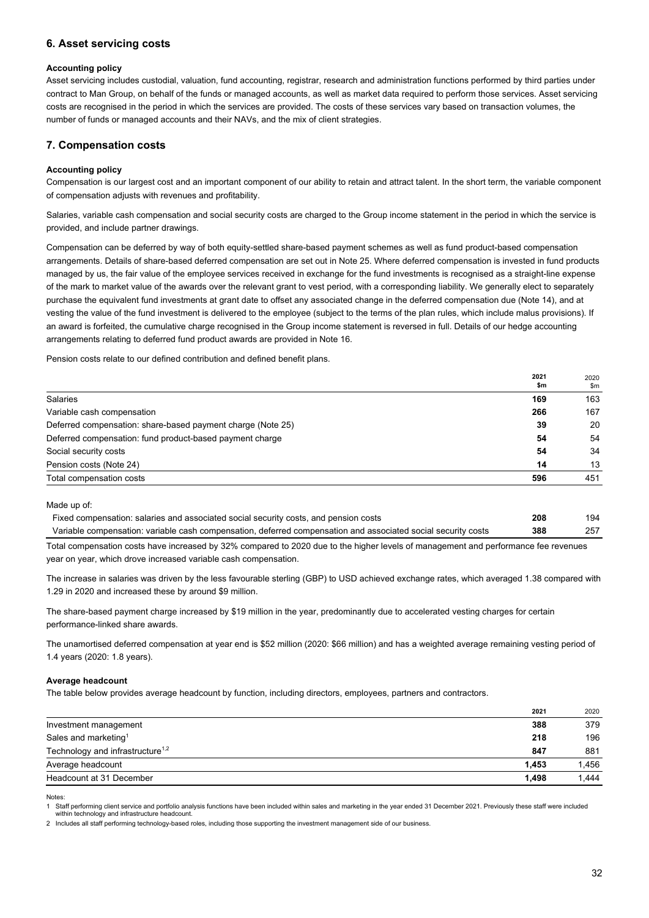## 6. Asset servicing costs

**Accounting policy**

Asset servicing includes custodial, valuation, fund accounting, registrar, research and administration functions performed by third parties under contract to Man Group, on behalf of the funds or managed accounts, as well as market data required to perform those services. Asset servicing costs are recognised in the period in which the services are provided. The costs of these services vary based on transaction volumes, the number of funds or managed accounts and their NAVs, and the mix of client strategies.

## 7. Compensation costs

**Accounting policy**

Compensation is our largest cost and an important component of our ability to retain and attract talent. In the short term, the variable component of compensation adjusts with revenues and profitability.

Salaries, variable cash compensation and social security costs are charged to the Group income statement in the period in which the service is provided, and include partner drawings.

Compensation can be deferred by way of both equity-settled share-based payment schemes as well as fund product-based compensation arrangements. Details of share-based deferred compensation are set out in Note 25. Where deferred compensation is invested in fund products managed by us, the fair value of the employee services received in exchange for the fund investments is recognised as a straight-line expense of the mark to market value of the awards over the relevant grant to vest period, with a corresponding liability. We generally elect to separately purchase the equivalent fund investments at grant date to offset any associated change in the deferred compensation due (Note 14), and at vesting the value of the fund investment is delivered to the employee (subject to the terms of the plan rules, which include malus provisions). If an award is forfeited, the cumulative charge recognised in the Group income statement is reversed in full. Details of our hedge accounting arrangements relating to deferred fund product awards are provided in Note 16.

Pension costs relate to our defined contribution and defined benefit plans.

| | **2021 $m** | 2020 $m |
|---|---|---|
| Salaries | **169** | 163 |
| Variable cash compensation | **266** | 167 |
| Deferred compensation: share-based payment charge (Note 25) | **39** | 20 |
| Deferred compensation: fund product-based payment charge | **54** | 54 |
| Social security costs | **54** | 34 |
| Pension costs (Note 24) | **14** | 13 |
| Total compensation costs | **596** | 451 |
| | | |
| Made up of: | | |
| Fixed compensation: salaries and associated social security costs, and pension costs | **208** | 194 |
| Variable compensation: variable cash compensation, deferred compensation and associated social security costs | **388** | 257 |

Total compensation costs have increased by 32% compared to 2020 due to the higher levels of management and performance fee revenues year on year, which drove increased variable cash compensation.

The increase in salaries was driven by the less favourable sterling (GBP) to USD achieved exchange rates, which averaged 1.38 compared with 1.29 in 2020 and increased these by around $9 million.

The share-based payment charge increased by $19 million in the year, predominantly due to accelerated vesting charges for certain performance-linked share awards.

The unamortised deferred compensation at year end is $52 million (2020: $66 million) and has a weighted average remaining vesting period of 1.4 years (2020: 1.8 years).

**Average headcount**

The table below provides average headcount by function, including directors, employees, partners and contractors.

| | **2021** | 2020 |
|---|---|---|
| Investment management | **388** | 379 |
| Sales and marketing[1] | **218** | 196 |
| Technology and infrastructure[1,2] | **847** | 881 |
| Average headcount | **1,453** | 1,456 |
| Headcount at 31 December | **1,498** | 1,444 |

Notes:

1 Staff performing client service and portfolio analysis functions have been included within sales and marketing in the year ended 31 December 2021. Previously these staff were included within technology and infrastructure headcount.

2 Includes all staff performing technology-based roles, including those supporting the investment management side of our business.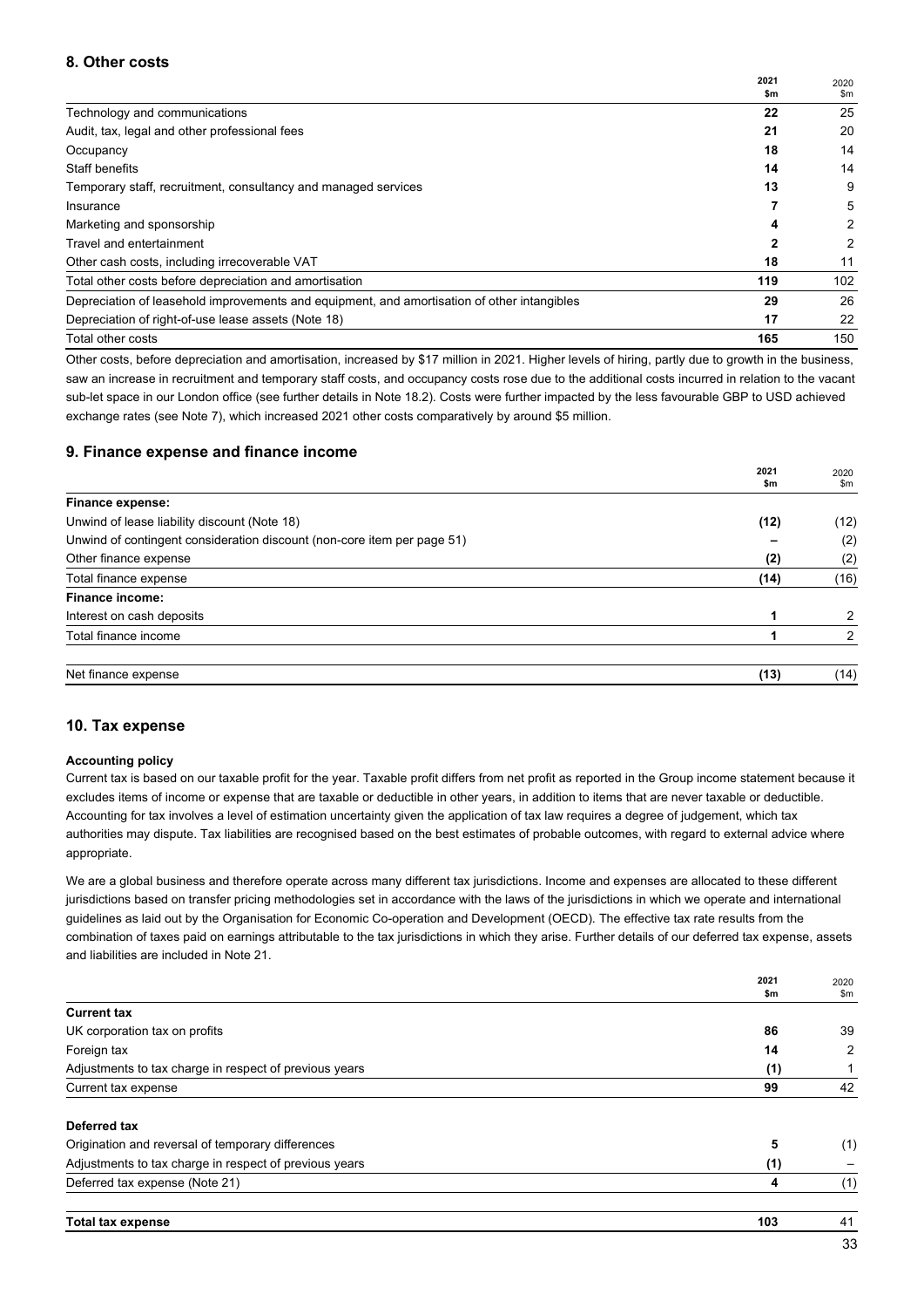## 8. Other costs

| | 2021 $m | 2020 $m |
|---|---|---|
| Technology and communications | **22** | 25 |
| Audit, tax, legal and other professional fees | **21** | 20 |
| Occupancy | **18** | 14 |
| Staff benefits | **14** | 14 |
| Temporary staff, recruitment, consultancy and managed services | **13** | 9 |
| Insurance | **7** | 5 |
| Marketing and sponsorship | **4** | 2 |
| Travel and entertainment | **2** | 2 |
| Other cash costs, including irrecoverable VAT | **18** | 11 |
| Total other costs before depreciation and amortisation | **119** | 102 |
| Depreciation of leasehold improvements and equipment, and amortisation of other intangibles | **29** | 26 |
| Depreciation of right-of-use lease assets (Note 18) | **17** | 22 |
| Total other costs | **165** | 150 |

Other costs, before depreciation and amortisation, increased by $17 million in 2021. Higher levels of hiring, partly due to growth in the business, saw an increase in recruitment and temporary staff costs, and occupancy costs rose due to the additional costs incurred in relation to the vacant sub-let space in our London office (see further details in Note 18.2). Costs were further impacted by the less favourable GBP to USD achieved exchange rates (see Note 7), which increased 2021 other costs comparatively by around $5 million.

## 9. Finance expense and finance income

| | 2021 $m | 2020 $m |
|---|---|---|
| **Finance expense:** | | |
| Unwind of lease liability discount (Note 18) | **(12)** | (12) |
| Unwind of contingent consideration discount (non-core item per page 51) | **–** | (2) |
| Other finance expense | **(2)** | (2) |
| Total finance expense | **(14)** | (16) |
| **Finance income:** | | |
| Interest on cash deposits | **1** | 2 |
| Total finance income | **1** | 2 |
| Net finance expense | **(13)** | (14) |

## 10. Tax expense

**Accounting policy**

Current tax is based on our taxable profit for the year. Taxable profit differs from net profit as reported in the Group income statement because it excludes items of income or expense that are taxable or deductible in other years, in addition to items that are never taxable or deductible. Accounting for tax involves a level of estimation uncertainty given the application of tax law requires a degree of judgement, which tax authorities may dispute. Tax liabilities are recognised based on the best estimates of probable outcomes, with regard to external advice where appropriate.

We are a global business and therefore operate across many different tax jurisdictions. Income and expenses are allocated to these different jurisdictions based on transfer pricing methodologies set in accordance with the laws of the jurisdictions in which we operate and international guidelines as laid out by the Organisation for Economic Co-operation and Development (OECD). The effective tax rate results from the combination of taxes paid on earnings attributable to the tax jurisdictions in which they arise. Further details of our deferred tax expense, assets and liabilities are included in Note 21.

| | 2021 $m | 2020 $m |
|---|---|---|
| **Current tax** | | |
| UK corporation tax on profits | **86** | 39 |
| Foreign tax | **14** | 2 |
| Adjustments to tax charge in respect of previous years | **(1)** | 1 |
| Current tax expense | **99** | 42 |
| **Deferred tax** | | |
| Origination and reversal of temporary differences | **5** | (1) |
| Adjustments to tax charge in respect of previous years | **(1)** | – |
| Deferred tax expense (Note 21) | **4** | (1) |
| **Total tax expense** | **103** | 41 |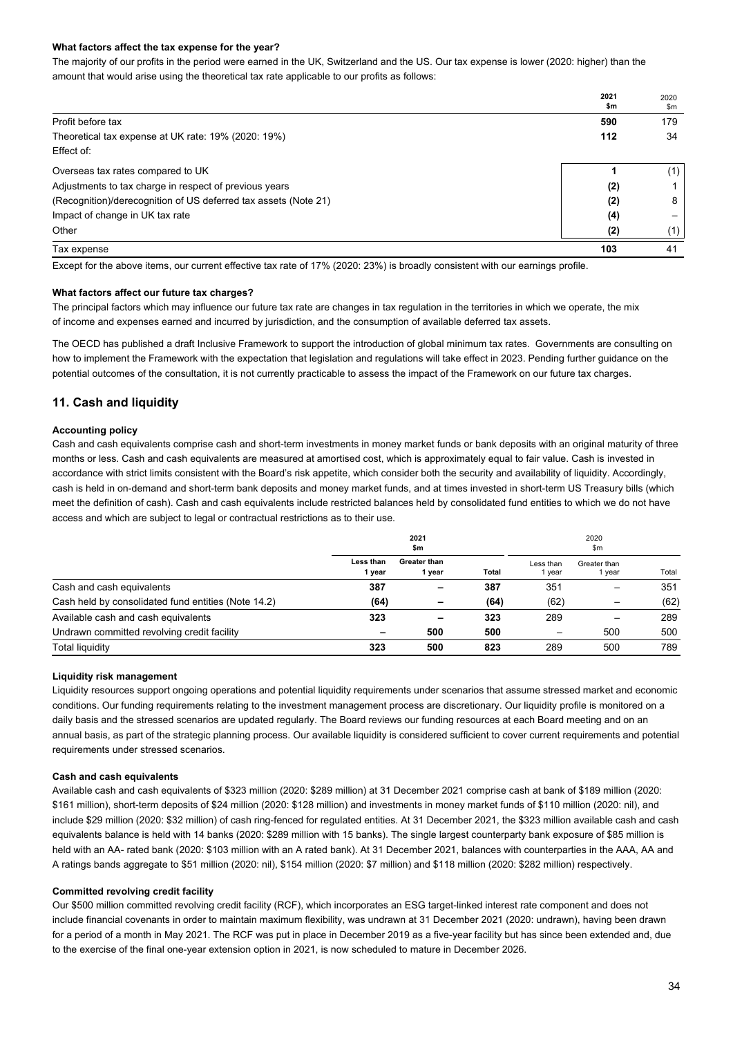**What factors affect the tax expense for the year?**

The majority of our profits in the period were earned in the UK, Switzerland and the US. Our tax expense is lower (2020: higher) than the amount that would arise using the theoretical tax rate applicable to our profits as follows:

| | 2021 $m | 2020 $m |
|---|---|---|
| Profit before tax | **590** | 179 |
| Theoretical tax expense at UK rate: 19% (2020: 19%) | **112** | 34 |
| Effect of: | | |
| Overseas tax rates compared to UK | **1** | (1) |
| Adjustments to tax charge in respect of previous years | **(2)** | 1 |
| (Recognition)/derecognition of US deferred tax assets (Note 21) | **(2)** | 8 |
| Impact of change in UK tax rate | **(4)** | – |
| Other | **(2)** | (1) |
| Tax expense | **103** | 41 |

Except for the above items, our current effective tax rate of 17% (2020: 23%) is broadly consistent with our earnings profile.

**What factors affect our future tax charges?**

The principal factors which may influence our future tax rate are changes in tax regulation in the territories in which we operate, the mix of income and expenses earned and incurred by jurisdiction, and the consumption of available deferred tax assets.

The OECD has published a draft Inclusive Framework to support the introduction of global minimum tax rates. Governments are consulting on how to implement the Framework with the expectation that legislation and regulations will take effect in 2023. Pending further guidance on the potential outcomes of the consultation, it is not currently practicable to assess the impact of the Framework on our future tax charges.

## 11. Cash and liquidity

**Accounting policy**

Cash and cash equivalents comprise cash and short-term investments in money market funds or bank deposits with an original maturity of three months or less. Cash and cash equivalents are measured at amortised cost, which is approximately equal to fair value. Cash is invested in accordance with strict limits consistent with the Board's risk appetite, which consider both the security and availability of liquidity. Accordingly, cash is held in on-demand and short-term bank deposits and money market funds, and at times invested in short-term US Treasury bills (which meet the definition of cash). Cash and cash equivalents include restricted balances held by consolidated fund entities to which we do not have access and which are subject to legal or contractual restrictions as to their use.

| | 2021 $m | | | 2020 $m | | |
|---|---|---|---|---|---|---|
| | Less than 1 year | Greater than 1 year | Total | Less than 1 year | Greater than 1 year | Total |
| Cash and cash equivalents | **387** | **–** | **387** | 351 | – | 351 |
| Cash held by consolidated fund entities (Note 14.2) | **(64)** | **–** | **(64)** | (62) | – | (62) |
| Available cash and cash equivalents | **323** | **–** | **323** | 289 | – | 289 |
| Undrawn committed revolving credit facility | **–** | **500** | **500** | – | 500 | 500 |
| Total liquidity | **323** | **500** | **823** | 289 | 500 | 789 |

**Liquidity risk management**

Liquidity resources support ongoing operations and potential liquidity requirements under scenarios that assume stressed market and economic conditions. Our funding requirements relating to the investment management process are discretionary. Our liquidity profile is monitored on a daily basis and the stressed scenarios are updated regularly. The Board reviews our funding resources at each Board meeting and on an annual basis, as part of the strategic planning process. Our available liquidity is considered sufficient to cover current requirements and potential requirements under stressed scenarios.

**Cash and cash equivalents**

Available cash and cash equivalents of $323 million (2020: $289 million) at 31 December 2021 comprise cash at bank of $189 million (2020: $161 million), short-term deposits of $24 million (2020: $128 million) and investments in money market funds of $110 million (2020: nil), and include $29 million (2020: $32 million) of cash ring-fenced for regulated entities. At 31 December 2021, the $323 million available cash and cash equivalents balance is held with 14 banks (2020: $289 million with 15 banks). The single largest counterparty bank exposure of $85 million is held with an AA- rated bank (2020: $103 million with an A rated bank). At 31 December 2021, balances with counterparties in the AAA, AA and A ratings bands aggregate to $51 million (2020: nil), $154 million (2020: $7 million) and $118 million (2020: $282 million) respectively.

**Committed revolving credit facility**

Our $500 million committed revolving credit facility (RCF), which incorporates an ESG target-linked interest rate component and does not include financial covenants in order to maintain maximum flexibility, was undrawn at 31 December 2021 (2020: undrawn), having been drawn for a period of a month in May 2021. The RCF was put in place in December 2019 as a five-year facility but has since been extended and, due to the exercise of the final one-year extension option in 2021, is now scheduled to mature in December 2026.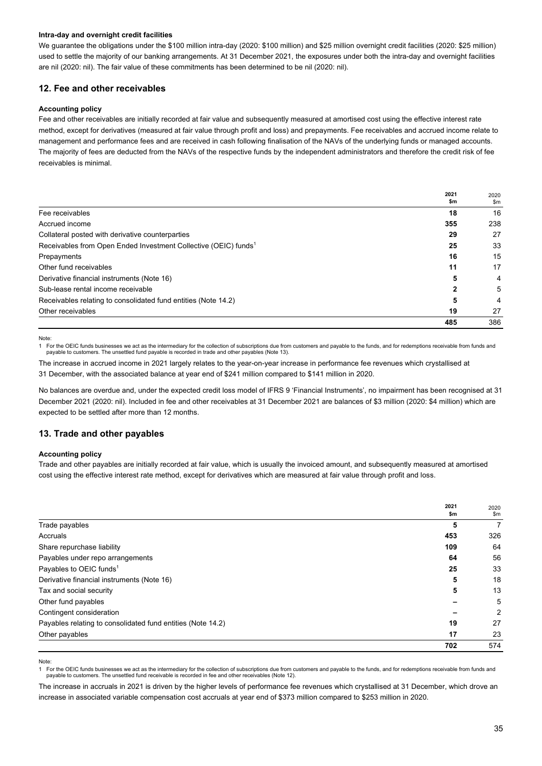**Intra-day and overnight credit facilities**

We guarantee the obligations under the $100 million intra-day (2020: $100 million) and $25 million overnight credit facilities (2020: $25 million) used to settle the majority of our banking arrangements. At 31 December 2021, the exposures under both the intra-day and overnight facilities are nil (2020: nil). The fair value of these commitments has been determined to be nil (2020: nil).

## 12. Fee and other receivables

**Accounting policy**

Fee and other receivables are initially recorded at fair value and subsequently measured at amortised cost using the effective interest rate method, except for derivatives (measured at fair value through profit and loss) and prepayments. Fee receivables and accrued income relate to management and performance fees and are received in cash following finalisation of the NAVs of the underlying funds or managed accounts. The majority of fees are deducted from the NAVs of the respective funds by the independent administrators and therefore the credit risk of fee receivables is minimal.

| | 2021 $m | 2020 $m |
|---|---|---|
| Fee receivables | **18** | 16 |
| Accrued income | **355** | 238 |
| Collateral posted with derivative counterparties | **29** | 27 |
| Receivables from Open Ended Investment Collective (OEIC) funds[1] | **25** | 33 |
| Prepayments | **16** | 15 |
| Other fund receivables | **11** | 17 |
| Derivative financial instruments (Note 16) | **5** | 4 |
| Sub-lease rental income receivable | **2** | 5 |
| Receivables relating to consolidated fund entities (Note 14.2) | **5** | 4 |
| Other receivables | **19** | 27 |
| | **485** | 386 |

Note:

1 For the OEIC funds businesses we act as the intermediary for the collection of subscriptions due from customers and payable to the funds, and for redemptions receivable from funds and payable to customers. The unsettled fund payable is recorded in trade and other payables (Note 13).

The increase in accrued income in 2021 largely relates to the year-on-year increase in performance fee revenues which crystallised at 31 December, with the associated balance at year end of $241 million compared to $141 million in 2020.

No balances are overdue and, under the expected credit loss model of IFRS 9 'Financial Instruments', no impairment has been recognised at 31 December 2021 (2020: nil). Included in fee and other receivables at 31 December 2021 are balances of $3 million (2020: $4 million) which are expected to be settled after more than 12 months.

## 13. Trade and other payables

**Accounting policy**

Trade and other payables are initially recorded at fair value, which is usually the invoiced amount, and subsequently measured at amortised cost using the effective interest rate method, except for derivatives which are measured at fair value through profit and loss.

| | 2021 $m | 2020 $m |
|---|---|---|
| Trade payables | **5** | 7 |
| Accruals | **453** | 326 |
| Share repurchase liability | **109** | 64 |
| Payables under repo arrangements | **64** | 56 |
| Payables to OEIC funds[1] | **25** | 33 |
| Derivative financial instruments (Note 16) | **5** | 18 |
| Tax and social security | **5** | 13 |
| Other fund payables | **–** | 5 |
| Contingent consideration | **–** | 2 |
| Payables relating to consolidated fund entities (Note 14.2) | **19** | 27 |
| Other payables | **17** | 23 |
| | **702** | 574 |

Note:

1 For the OEIC funds businesses we act as the intermediary for the collection of subscriptions due from customers and payable to the funds, and for redemptions receivable from funds and payable to customers. The unsettled fund receivable is recorded in fee and other receivables (Note 12).

The increase in accruals in 2021 is driven by the higher levels of performance fee revenues which crystallised at 31 December, which drove an increase in associated variable compensation cost accruals at year end of $373 million compared to $253 million in 2020.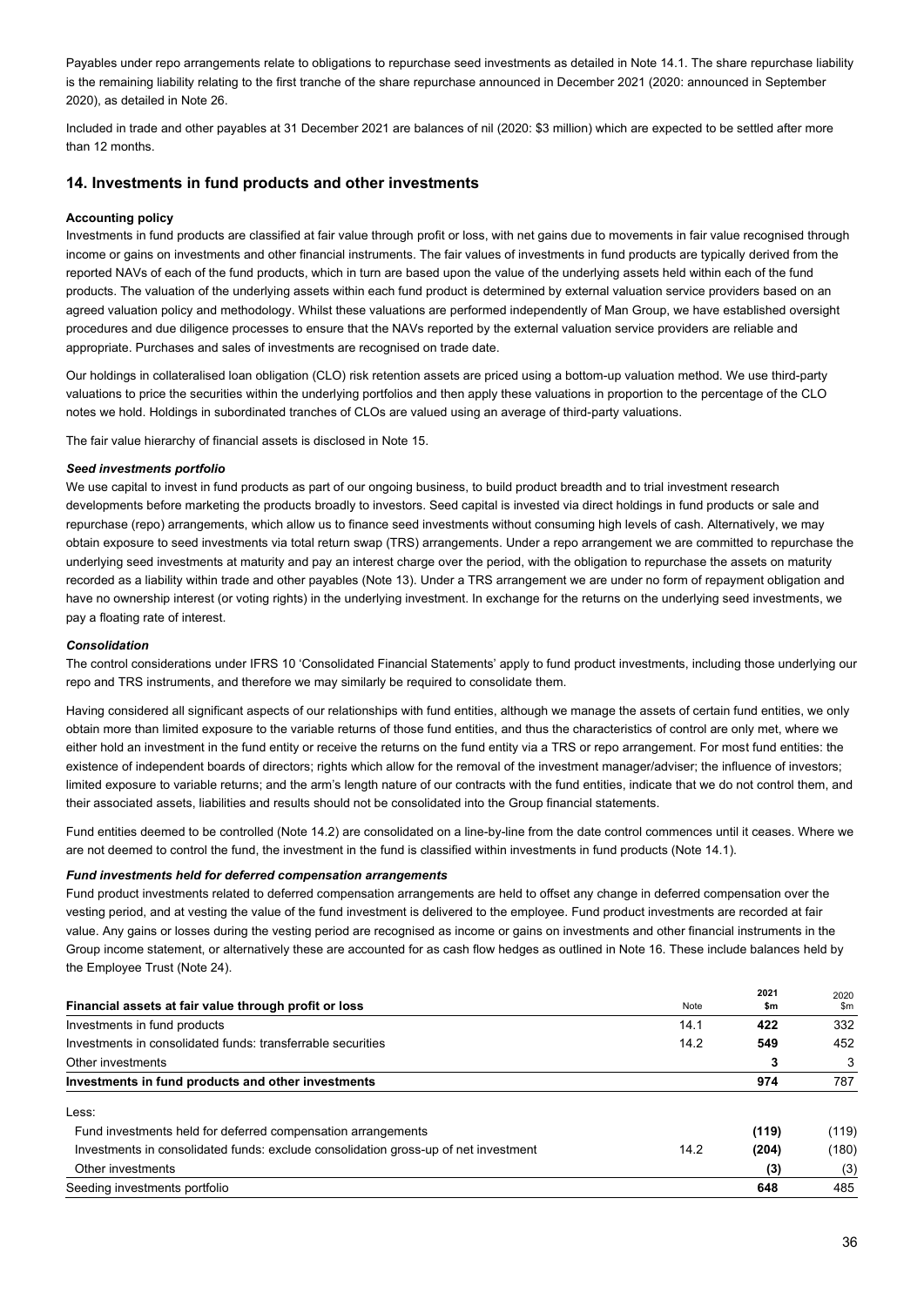Payables under repo arrangements relate to obligations to repurchase seed investments as detailed in Note 14.1. The share repurchase liability is the remaining liability relating to the first tranche of the share repurchase announced in December 2021 (2020: announced in September 2020), as detailed in Note 26.

Included in trade and other payables at 31 December 2021 are balances of nil (2020: $3 million) which are expected to be settled after more than 12 months.

## 14. Investments in fund products and other investments

**Accounting policy**

Investments in fund products are classified at fair value through profit or loss, with net gains due to movements in fair value recognised through income or gains on investments and other financial instruments. The fair values of investments in fund products are typically derived from the reported NAVs of each of the fund products, which in turn are based upon the value of the underlying assets held within each of the fund products. The valuation of the underlying assets within each fund product is determined by external valuation service providers based on an agreed valuation policy and methodology. Whilst these valuations are performed independently of Man Group, we have established oversight procedures and due diligence processes to ensure that the NAVs reported by the external valuation service providers are reliable and appropriate. Purchases and sales of investments are recognised on trade date.

Our holdings in collateralised loan obligation (CLO) risk retention assets are priced using a bottom-up valuation method. We use third-party valuations to price the securities within the underlying portfolios and then apply these valuations in proportion to the percentage of the CLO notes we hold. Holdings in subordinated tranches of CLOs are valued using an average of third-party valuations.

The fair value hierarchy of financial assets is disclosed in Note 15.

***Seed investments portfolio***

We use capital to invest in fund products as part of our ongoing business, to build product breadth and to trial investment research developments before marketing the products broadly to investors. Seed capital is invested via direct holdings in fund products or sale and repurchase (repo) arrangements, which allow us to finance seed investments without consuming high levels of cash. Alternatively, we may obtain exposure to seed investments via total return swap (TRS) arrangements. Under a repo arrangement we are committed to repurchase the underlying seed investments at maturity and pay an interest charge over the period, with the obligation to repurchase the assets on maturity recorded as a liability within trade and other payables (Note 13). Under a TRS arrangement we are under no form of repayment obligation and have no ownership interest (or voting rights) in the underlying investment. In exchange for the returns on the underlying seed investments, we pay a floating rate of interest.

***Consolidation***

The control considerations under IFRS 10 'Consolidated Financial Statements' apply to fund product investments, including those underlying our repo and TRS instruments, and therefore we may similarly be required to consolidate them.

Having considered all significant aspects of our relationships with fund entities, although we manage the assets of certain fund entities, we only obtain more than limited exposure to the variable returns of those fund entities, and thus the characteristics of control are only met, where we either hold an investment in the fund entity or receive the returns on the fund entity via a TRS or repo arrangement. For most fund entities: the existence of independent boards of directors; rights which allow for the removal of the investment manager/adviser; the influence of investors; limited exposure to variable returns; and the arm's length nature of our contracts with the fund entities, indicate that we do not control them, and their associated assets, liabilities and results should not be consolidated into the Group financial statements.

Fund entities deemed to be controlled (Note 14.2) are consolidated on a line-by-line from the date control commences until it ceases. Where we are not deemed to control the fund, the investment in the fund is classified within investments in fund products (Note 14.1).

***Fund investments held for deferred compensation arrangements***

Fund product investments related to deferred compensation arrangements are held to offset any change in deferred compensation over the vesting period, and at vesting the value of the fund investment is delivered to the employee. Fund product investments are recorded at fair value. Any gains or losses during the vesting period are recognised as income or gains on investments and other financial instruments in the Group income statement, or alternatively these are accounted for as cash flow hedges as outlined in Note 16. These include balances held by the Employee Trust (Note 24).

| Financial assets at fair value through profit or loss | Note | 2021 $m | 2020 $m |
|---|---|---|---|
| Investments in fund products | 14.1 | **422** | 332 |
| Investments in consolidated funds: transferrable securities | 14.2 | **549** | 452 |
| Other investments | | **3** | 3 |
| **Investments in fund products and other investments** | | **974** | 787 |
| Less: | | | |
| Fund investments held for deferred compensation arrangements | | **(119)** | (119) |
| Investments in consolidated funds: exclude consolidation gross-up of net investment | 14.2 | **(204)** | (180) |
| Other investments | | **(3)** | (3) |
| Seeding investments portfolio | | **648** | 485 |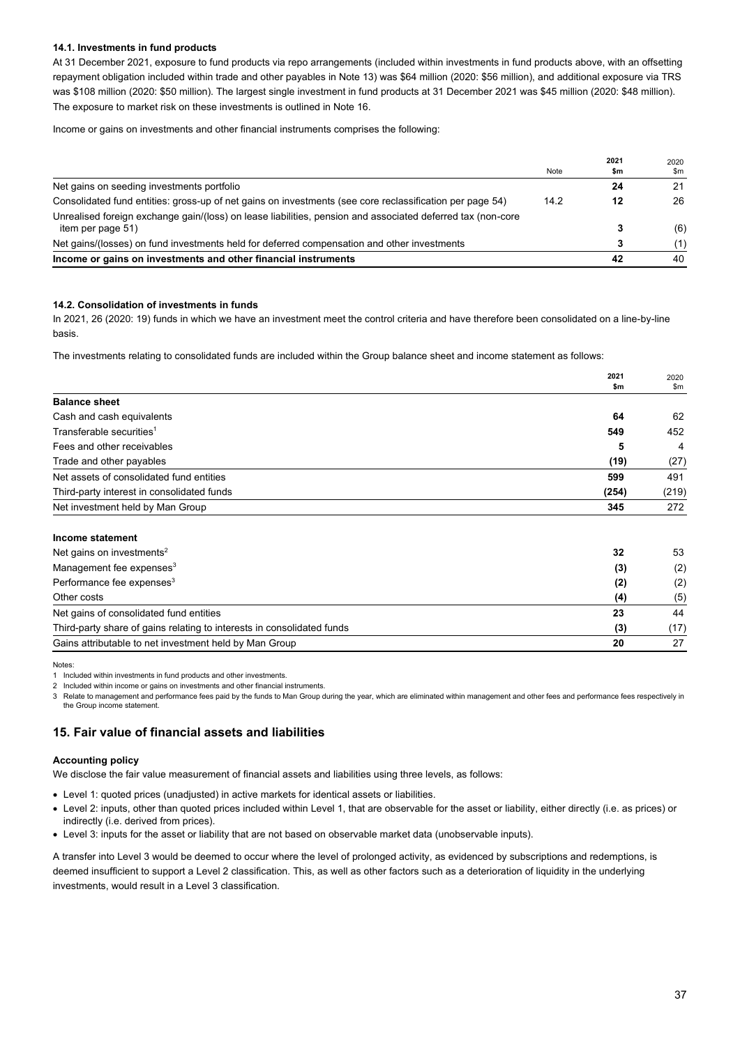#### 14.1. Investments in fund products

At 31 December 2021, exposure to fund products via repo arrangements (included within investments in fund products above, with an offsetting repayment obligation included within trade and other payables in Note 13) was $64 million (2020: $56 million), and additional exposure via TRS was $108 million (2020: $50 million). The largest single investment in fund products at 31 December 2021 was $45 million (2020: $48 million). The exposure to market risk on these investments is outlined in Note 16.

Income or gains on investments and other financial instruments comprises the following:

| | Note | 2021 $m | 2020 $m |
|---|---|---|---|
| Net gains on seeding investments portfolio | | **24** | 21 |
| Consolidated fund entities: gross-up of net gains on investments (see core reclassification per page 54) | 14.2 | **12** | 26 |
| Unrealised foreign exchange gain/(loss) on lease liabilities, pension and associated deferred tax (non-core item per page 51) | | **3** | (6) |
| Net gains/(losses) on fund investments held for deferred compensation and other investments | | **3** | (1) |
| **Income or gains on investments and other financial instruments** | | **42** | 40 |

#### 14.2. Consolidation of investments in funds

In 2021, 26 (2020: 19) funds in which we have an investment meet the control criteria and have therefore been consolidated on a line-by-line basis.

The investments relating to consolidated funds are included within the Group balance sheet and income statement as follows:

| | 2021 $m | 2020 $m |
|---|---|---|
| **Balance sheet** | | |
| Cash and cash equivalents | **64** | 62 |
| Transferable securities[1] | **549** | 452 |
| Fees and other receivables | **5** | 4 |
| Trade and other payables | **(19)** | (27) |
| Net assets of consolidated fund entities | **599** | 491 |
| Third-party interest in consolidated funds | **(254)** | (219) |
| Net investment held by Man Group | **345** | 272 |
| **Income statement** | | |
| Net gains on investments[2] | **32** | 53 |
| Management fee expenses[3] | **(3)** | (2) |
| Performance fee expenses[3] | **(2)** | (2) |
| Other costs | **(4)** | (5) |
| Net gains of consolidated fund entities | **23** | 44 |
| Third-party share of gains relating to interests in consolidated funds | **(3)** | (17) |
| Gains attributable to net investment held by Man Group | **20** | 27 |

Notes:

1 Included within investments in fund products and other investments.

2 Included within income or gains on investments and other financial instruments.

3 Relate to management and performance fees paid by the funds to Man Group during the year, which are eliminated within management and other fees and performance fees respectively in the Group income statement.

## 15. Fair value of financial assets and liabilities

**Accounting policy**

We disclose the fair value measurement of financial assets and liabilities using three levels, as follows:

- Level 1: quoted prices (unadjusted) in active markets for identical assets or liabilities.
- Level 2: inputs, other than quoted prices included within Level 1, that are observable for the asset or liability, either directly (i.e. as prices) or indirectly (i.e. derived from prices).
- Level 3: inputs for the asset or liability that are not based on observable market data (unobservable inputs).

A transfer into Level 3 would be deemed to occur where the level of prolonged activity, as evidenced by subscriptions and redemptions, is deemed insufficient to support a Level 2 classification. This, as well as other factors such as a deterioration of liquidity in the underlying investments, would result in a Level 3 classification.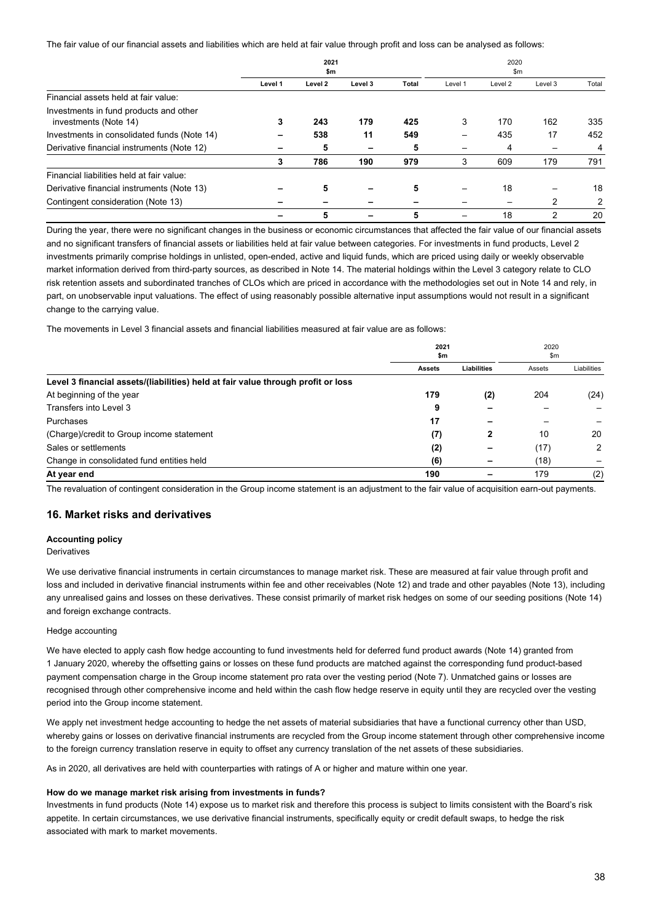The fair value of our financial assets and liabilities which are held at fair value through profit and loss can be analysed as follows:

| | 2021 $m | | | | 2020 $m | | | |
|---|---|---|---|---|---|---|---|---|
| | Level 1 | Level 2 | Level 3 | Total | Level 1 | Level 2 | Level 3 | Total |
| Financial assets held at fair value: | | | | | | | | |
| Investments in fund products and other investments (Note 14) | 3 | 243 | 179 | 425 | 3 | 170 | 162 | 335 |
| Investments in consolidated funds (Note 14) | – | 538 | 11 | 549 | – | 435 | 17 | 452 |
| Derivative financial instruments (Note 12) | – | 5 | – | 5 | – | 4 | – | 4 |
| | 3 | 786 | 190 | 979 | 3 | 609 | 179 | 791 |
| Financial liabilities held at fair value: | | | | | | | | |
| Derivative financial instruments (Note 13) | – | 5 | – | 5 | – | 18 | – | 18 |
| Contingent consideration (Note 13) | – | – | – | – | – | – | 2 | 2 |
| | – | 5 | – | 5 | – | 18 | 2 | 20 |

During the year, there were no significant changes in the business or economic circumstances that affected the fair value of our financial assets and no significant transfers of financial assets or liabilities held at fair value between categories. For investments in fund products, Level 2 investments primarily comprise holdings in unlisted, open-ended, active and liquid funds, which are priced using daily or weekly observable market information derived from third-party sources, as described in Note 14. The material holdings within the Level 3 category relate to CLO risk retention assets and subordinated tranches of CLOs which are priced in accordance with the methodologies set out in Note 14 and rely, in part, on unobservable input valuations. The effect of using reasonably possible alternative input assumptions would not result in a significant change to the carrying value.

The movements in Level 3 financial assets and financial liabilities measured at fair value are as follows:

| | 2021 $m | | 2020 $m | |
|---|---|---|---|---|
| | Assets | Liabilities | Assets | Liabilities |
| **Level 3 financial assets/(liabilities) held at fair value through profit or loss** | | | | |
| At beginning of the year | 179 | (2) | 204 | (24) |
| Transfers into Level 3 | 9 | – | – | – |
| Purchases | 17 | – | – | – |
| (Charge)/credit to Group income statement | (7) | 2 | 10 | 20 |
| Sales or settlements | (2) | – | (17) | 2 |
| Change in consolidated fund entities held | (6) | – | (18) | – |
| **At year end** | **190** | **–** | 179 | (2) |

The revaluation of contingent consideration in the Group income statement is an adjustment to the fair value of acquisition earn-out payments.

## 16. Market risks and derivatives

**Accounting policy**

Derivatives

We use derivative financial instruments in certain circumstances to manage market risk. These are measured at fair value through profit and loss and included in derivative financial instruments within fee and other receivables (Note 12) and trade and other payables (Note 13), including any unrealised gains and losses on these derivatives. These consist primarily of market risk hedges on some of our seeding positions (Note 14) and foreign exchange contracts.

Hedge accounting

We have elected to apply cash flow hedge accounting to fund investments held for deferred fund product awards (Note 14) granted from 1 January 2020, whereby the offsetting gains or losses on these fund products are matched against the corresponding fund product-based payment compensation charge in the Group income statement pro rata over the vesting period (Note 7). Unmatched gains or losses are recognised through other comprehensive income and held within the cash flow hedge reserve in equity until they are recycled over the vesting period into the Group income statement.

We apply net investment hedge accounting to hedge the net assets of material subsidiaries that have a functional currency other than USD, whereby gains or losses on derivative financial instruments are recycled from the Group income statement through other comprehensive income to the foreign currency translation reserve in equity to offset any currency translation of the net assets of these subsidiaries.

As in 2020, all derivatives are held with counterparties with ratings of A or higher and mature within one year.

**How do we manage market risk arising from investments in funds?**

Investments in fund products (Note 14) expose us to market risk and therefore this process is subject to limits consistent with the Board's risk appetite. In certain circumstances, we use derivative financial instruments, specifically equity or credit default swaps, to hedge the risk associated with mark to market movements.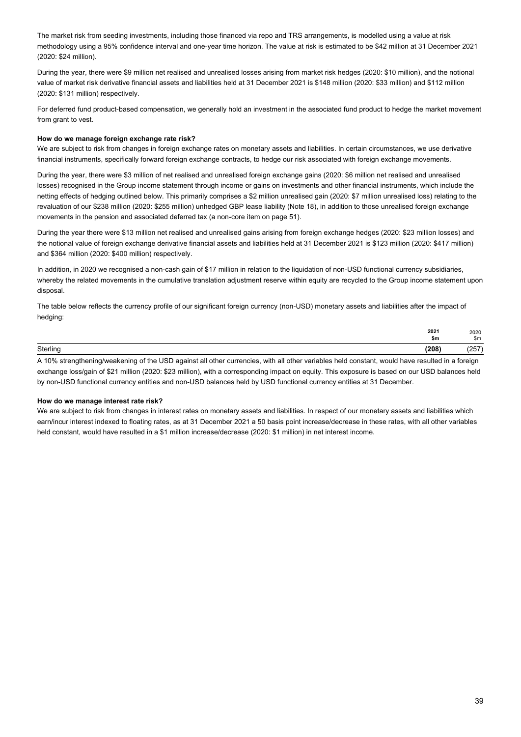The market risk from seeding investments, including those financed via repo and TRS arrangements, is modelled using a value at risk methodology using a 95% confidence interval and one-year time horizon. The value at risk is estimated to be $42 million at 31 December 2021 (2020: $24 million).

During the year, there were $9 million net realised and unrealised losses arising from market risk hedges (2020: $10 million), and the notional value of market risk derivative financial assets and liabilities held at 31 December 2021 is $148 million (2020: $33 million) and $112 million (2020: $131 million) respectively.

For deferred fund product-based compensation, we generally hold an investment in the associated fund product to hedge the market movement from grant to vest.

**How do we manage foreign exchange rate risk?**

We are subject to risk from changes in foreign exchange rates on monetary assets and liabilities. In certain circumstances, we use derivative financial instruments, specifically forward foreign exchange contracts, to hedge our risk associated with foreign exchange movements.

During the year, there were $3 million of net realised and unrealised foreign exchange gains (2020: $6 million net realised and unrealised losses) recognised in the Group income statement through income or gains on investments and other financial instruments, which include the netting effects of hedging outlined below. This primarily comprises a $2 million unrealised gain (2020: $7 million unrealised loss) relating to the revaluation of our $238 million (2020: $255 million) unhedged GBP lease liability (Note 18), in addition to those unrealised foreign exchange movements in the pension and associated deferred tax (a non-core item on page 51).

During the year there were $13 million net realised and unrealised gains arising from foreign exchange hedges (2020: $23 million losses) and the notional value of foreign exchange derivative financial assets and liabilities held at 31 December 2021 is $123 million (2020: $417 million) and $364 million (2020: $400 million) respectively.

In addition, in 2020 we recognised a non-cash gain of $17 million in relation to the liquidation of non-USD functional currency subsidiaries, whereby the related movements in the cumulative translation adjustment reserve within equity are recycled to the Group income statement upon disposal.

The table below reflects the currency profile of our significant foreign currency (non-USD) monetary assets and liabilities after the impact of hedging:

| | **2021** **$m** | 2020 $m |
|---|---|---|
| Sterling | **(208)** | (257) |

A 10% strengthening/weakening of the USD against all other currencies, with all other variables held constant, would have resulted in a foreign exchange loss/gain of $21 million (2020: $23 million), with a corresponding impact on equity. This exposure is based on our USD balances held by non-USD functional currency entities and non-USD balances held by USD functional currency entities at 31 December.

**How do we manage interest rate risk?**

We are subject to risk from changes in interest rates on monetary assets and liabilities. In respect of our monetary assets and liabilities which earn/incur interest indexed to floating rates, as at 31 December 2021 a 50 basis point increase/decrease in these rates, with all other variables held constant, would have resulted in a $1 million increase/decrease (2020: $1 million) in net interest income.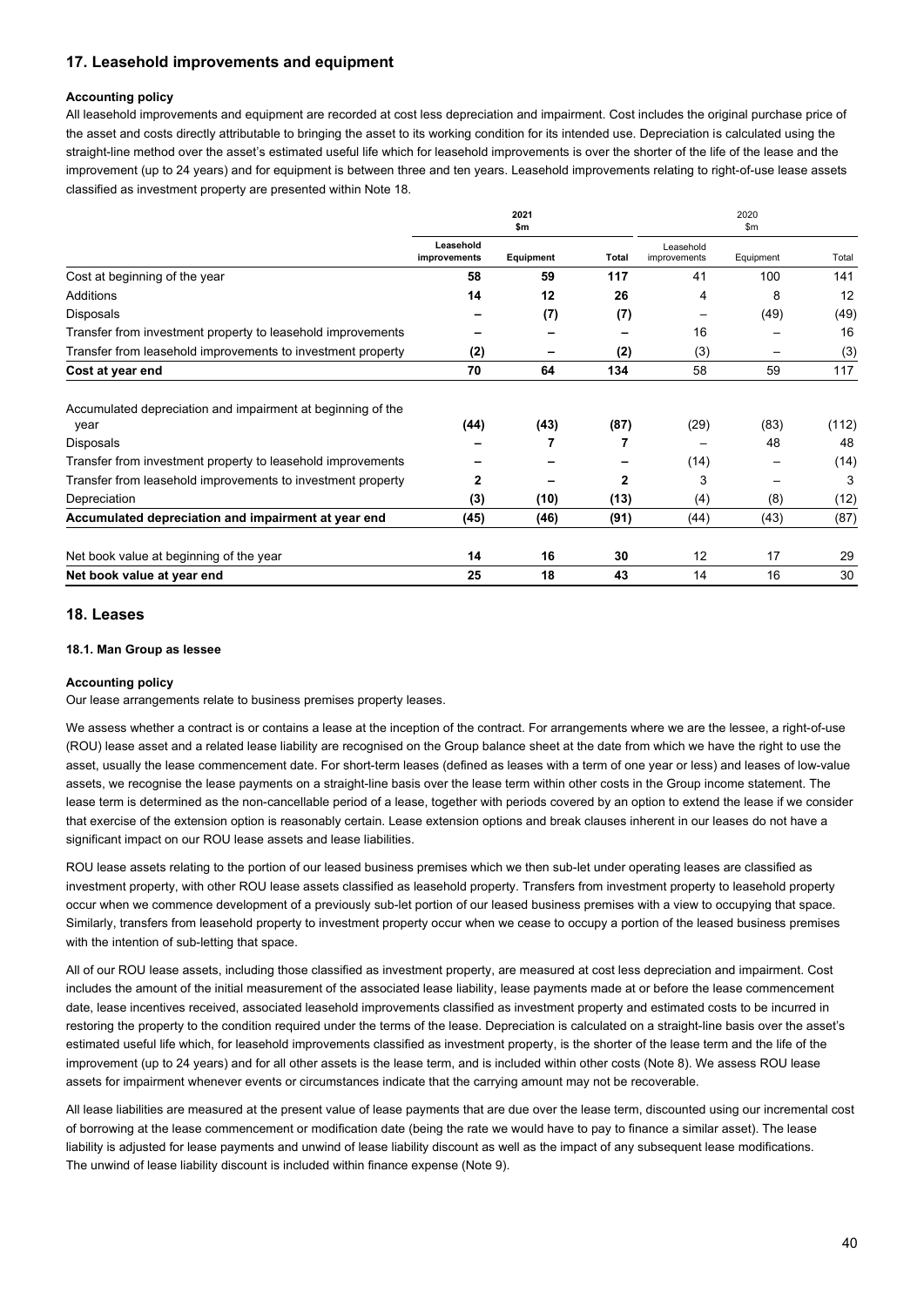## 17. Leasehold improvements and equipment

**Accounting policy**

All leasehold improvements and equipment are recorded at cost less depreciation and impairment. Cost includes the original purchase price of the asset and costs directly attributable to bringing the asset to its working condition for its intended use. Depreciation is calculated using the straight-line method over the asset's estimated useful life which for leasehold improvements is over the shorter of the life of the lease and the improvement (up to 24 years) and for equipment is between three and ten years. Leasehold improvements relating to right-of-use lease assets classified as investment property are presented within Note 18.

| | 2021 $m | | | 2020 $m | | |
|---|---|---|---|---|---|---|
| | **Leasehold improvements** | **Equipment** | **Total** | Leasehold improvements | Equipment | Total |
| Cost at beginning of the year | **58** | **59** | **117** | 41 | 100 | 141 |
| Additions | **14** | **12** | **26** | 4 | 8 | 12 |
| Disposals | **–** | **(7)** | **(7)** | – | (49) | (49) |
| Transfer from investment property to leasehold improvements | **–** | **–** | **–** | 16 | – | 16 |
| Transfer from leasehold improvements to investment property | **(2)** | **–** | **(2)** | (3) | – | (3) |
| **Cost at year end** | **70** | **64** | **134** | 58 | 59 | 117 |
| Accumulated depreciation and impairment at beginning of the year | **(44)** | **(43)** | **(87)** | (29) | (83) | (112) |
| Disposals | **–** | **7** | **7** | – | 48 | 48 |
| Transfer from investment property to leasehold improvements | **–** | **–** | **–** | (14) | – | (14) |
| Transfer from leasehold improvements to investment property | **2** | **–** | **2** | 3 | – | 3 |
| Depreciation | **(3)** | **(10)** | **(13)** | (4) | (8) | (12) |
| **Accumulated depreciation and impairment at year end** | **(45)** | **(46)** | **(91)** | (44) | (43) | (87) |
| Net book value at beginning of the year | **14** | **16** | **30** | 12 | 17 | 29 |
| **Net book value at year end** | **25** | **18** | **43** | 14 | 16 | 30 |

## 18. Leases

### 18.1. Man Group as lessee

**Accounting policy**

Our lease arrangements relate to business premises property leases.

We assess whether a contract is or contains a lease at the inception of the contract. For arrangements where we are the lessee, a right-of-use (ROU) lease asset and a related lease liability are recognised on the Group balance sheet at the date from which we have the right to use the asset, usually the lease commencement date. For short-term leases (defined as leases with a term of one year or less) and leases of low-value assets, we recognise the lease payments on a straight-line basis over the lease term within other costs in the Group income statement. The lease term is determined as the non-cancellable period of a lease, together with periods covered by an option to extend the lease if we consider that exercise of the extension option is reasonably certain. Lease extension options and break clauses inherent in our leases do not have a significant impact on our ROU lease assets and lease liabilities.

ROU lease assets relating to the portion of our leased business premises which we then sub-let under operating leases are classified as investment property, with other ROU lease assets classified as leasehold property. Transfers from investment property to leasehold property occur when we commence development of a previously sub-let portion of our leased business premises with a view to occupying that space. Similarly, transfers from leasehold property to investment property occur when we cease to occupy a portion of the leased business premises with the intention of sub-letting that space.

All of our ROU lease assets, including those classified as investment property, are measured at cost less depreciation and impairment. Cost includes the amount of the initial measurement of the associated lease liability, lease payments made at or before the lease commencement date, lease incentives received, associated leasehold improvements classified as investment property and estimated costs to be incurred in restoring the property to the condition required under the terms of the lease. Depreciation is calculated on a straight-line basis over the asset's estimated useful life which, for leasehold improvements classified as investment property, is the shorter of the lease term and the life of the improvement (up to 24 years) and for all other assets is the lease term, and is included within other costs (Note 8). We assess ROU lease assets for impairment whenever events or circumstances indicate that the carrying amount may not be recoverable.

All lease liabilities are measured at the present value of lease payments that are due over the lease term, discounted using our incremental cost of borrowing at the lease commencement or modification date (being the rate we would have to pay to finance a similar asset). The lease liability is adjusted for lease payments and unwind of lease liability discount as well as the impact of any subsequent lease modifications. The unwind of lease liability discount is included within finance expense (Note 9).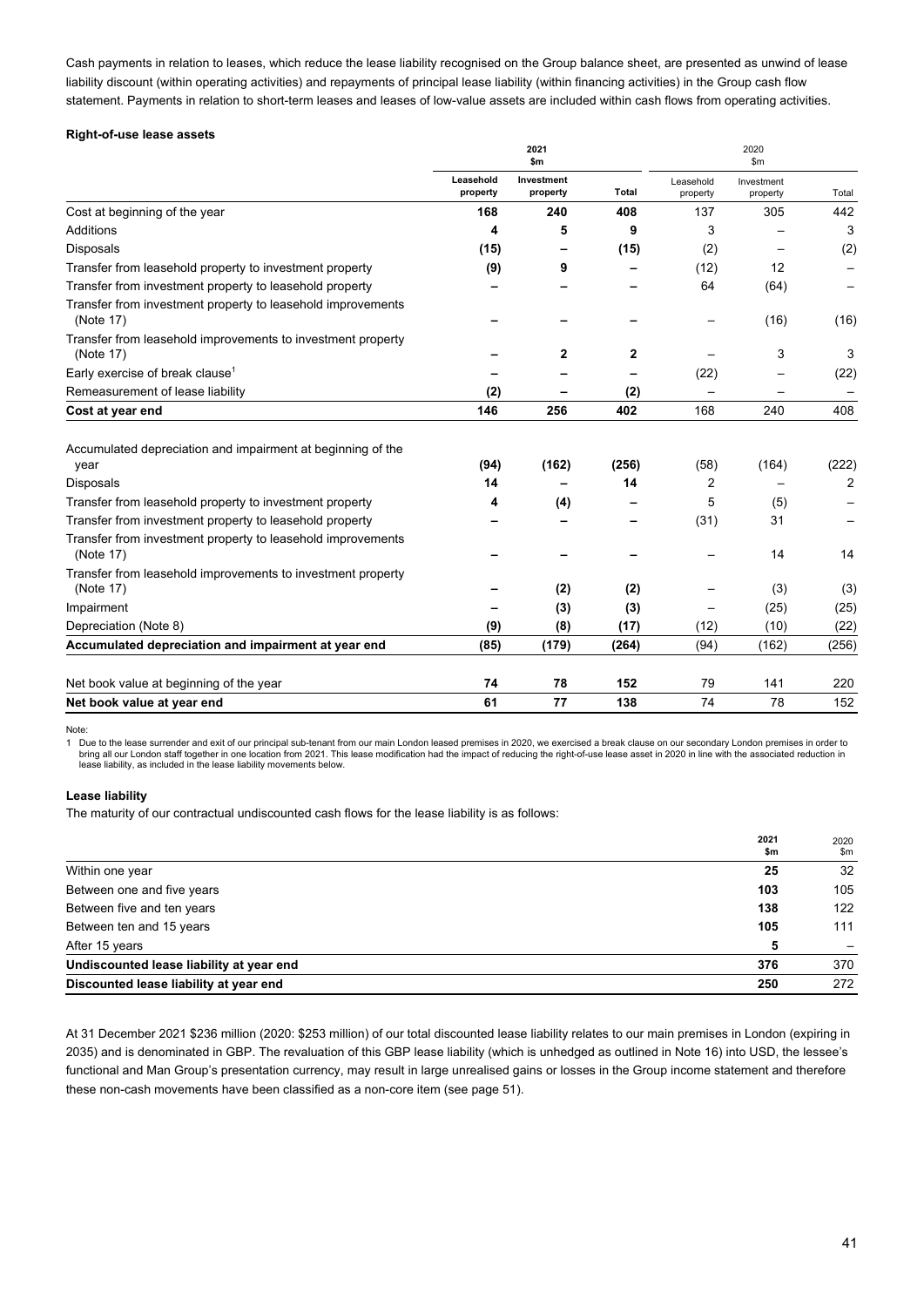Cash payments in relation to leases, which reduce the lease liability recognised on the Group balance sheet, are presented as unwind of lease liability discount (within operating activities) and repayments of principal lease liability (within financing activities) in the Group cash flow statement. Payments in relation to short-term leases and leases of low-value assets are included within cash flows from operating activities.

**Right-of-use lease assets**

| | 2021 $m | | | 2020 $m | | |
|---|---|---|---|---|---|---|
| | **Leasehold property** | **Investment property** | **Total** | Leasehold property | Investment property | Total |
| Cost at beginning of the year | **168** | **240** | **408** | 137 | 305 | 442 |
| Additions | **4** | **5** | **9** | 3 | – | 3 |
| Disposals | **(15)** | **–** | **(15)** | (2) | – | (2) |
| Transfer from leasehold property to investment property | **(9)** | **9** | **–** | (12) | 12 | – |
| Transfer from investment property to leasehold property | **–** | **–** | **–** | 64 | (64) | – |
| Transfer from investment property to leasehold improvements (Note 17) | **–** | **–** | **–** | – | (16) | (16) |
| Transfer from leasehold improvements to investment property (Note 17) | **–** | **2** | **2** | – | 3 | 3 |
| Early exercise of break clause[1] | **–** | **–** | **–** | (22) | – | (22) |
| Remeasurement of lease liability | **(2)** | **–** | **(2)** | – | – | – |
| **Cost at year end** | **146** | **256** | **402** | 168 | 240 | 408 |
| Accumulated depreciation and impairment at beginning of the year | **(94)** | **(162)** | **(256)** | (58) | (164) | (222) |
| Disposals | **14** | **–** | **14** | 2 | – | 2 |
| Transfer from leasehold property to investment property | **4** | **(4)** | **–** | 5 | (5) | – |
| Transfer from investment property to leasehold property | **–** | **–** | **–** | (31) | 31 | – |
| Transfer from investment property to leasehold improvements (Note 17) | **–** | **–** | **–** | – | 14 | 14 |
| Transfer from leasehold improvements to investment property (Note 17) | **–** | **(2)** | **(2)** | – | (3) | (3) |
| Impairment | **–** | **(3)** | **(3)** | – | (25) | (25) |
| Depreciation (Note 8) | **(9)** | **(8)** | **(17)** | (12) | (10) | (22) |
| **Accumulated depreciation and impairment at year end** | **(85)** | **(179)** | **(264)** | (94) | (162) | (256) |
| Net book value at beginning of the year | **74** | **78** | **152** | 79 | 141 | 220 |
| **Net book value at year end** | **61** | **77** | **138** | 74 | 78 | 152 |

Note:

1 Due to the lease surrender and exit of our principal sub-tenant from our main London leased premises in 2020, we exercised a break clause on our secondary London premises in order to bring all our London staff together in one location from 2021. This lease modification had the impact of reducing the right-of-use lease asset in 2020 in line with the associated reduction in lease liability, as included in the lease liability movements below.

**Lease liability**

The maturity of our contractual undiscounted cash flows for the lease liability is as follows:

| | 2021 $m | 2020 $m |
|---|---|---|
| Within one year | **25** | 32 |
| Between one and five years | **103** | 105 |
| Between five and ten years | **138** | 122 |
| Between ten and 15 years | **105** | 111 |
| After 15 years | **5** | – |
| **Undiscounted lease liability at year end** | **376** | 370 |
| **Discounted lease liability at year end** | **250** | 272 |

At 31 December 2021 \$236 million (2020: \$253 million) of our total discounted lease liability relates to our main premises in London (expiring in 2035) and is denominated in GBP. The revaluation of this GBP lease liability (which is unhedged as outlined in Note 16) into USD, the lessee's functional and Man Group's presentation currency, may result in large unrealised gains or losses in the Group income statement and therefore these non-cash movements have been classified as a non-core item (see page 51).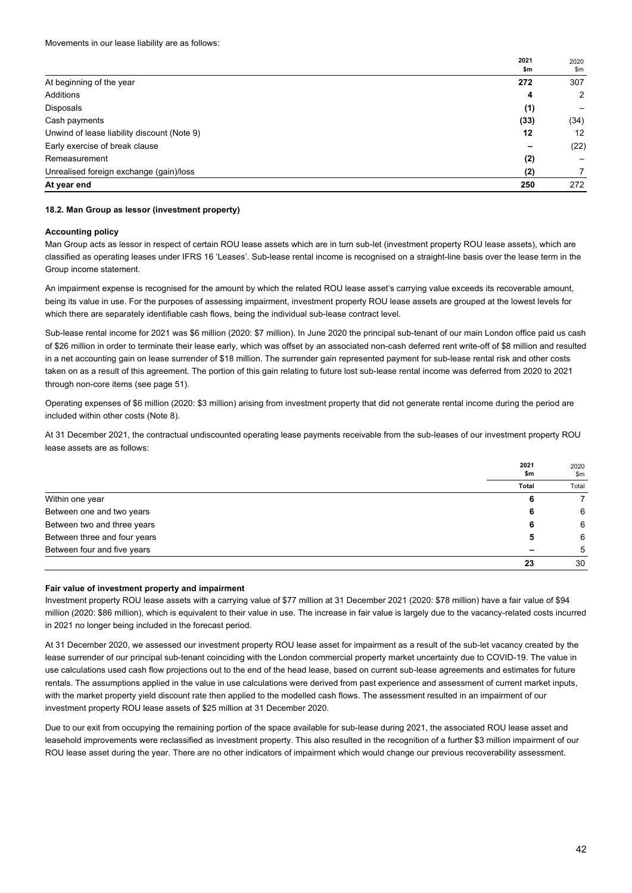Movements in our lease liability are as follows:

| | 2021<br>$m | 2020<br>$m |
|---|---|---|
| At beginning of the year | **272** | 307 |
| Additions | **4** | 2 |
| Disposals | **(1)** | – |
| Cash payments | **(33)** | (34) |
| Unwind of lease liability discount (Note 9) | **12** | 12 |
| Early exercise of break clause | **–** | (22) |
| Remeasurement | **(2)** | – |
| Unrealised foreign exchange (gain)/loss | **(2)** | 7 |
| **At year end** | **250** | 272 |

#### 18.2. Man Group as lessor (investment property)

**Accounting policy**

Man Group acts as lessor in respect of certain ROU lease assets which are in turn sub-let (investment property ROU lease assets), which are classified as operating leases under IFRS 16 'Leases'. Sub-lease rental income is recognised on a straight-line basis over the lease term in the Group income statement.

An impairment expense is recognised for the amount by which the related ROU lease asset's carrying value exceeds its recoverable amount, being its value in use. For the purposes of assessing impairment, investment property ROU lease assets are grouped at the lowest levels for which there are separately identifiable cash flows, being the individual sub-lease contract level.

Sub-lease rental income for 2021 was $6 million (2020: $7 million). In June 2020 the principal sub-tenant of our main London office paid us cash of $26 million in order to terminate their lease early, which was offset by an associated non-cash deferred rent write-off of $8 million and resulted in a net accounting gain on lease surrender of $18 million. The surrender gain represented payment for sub-lease rental risk and other costs taken on as a result of this agreement. The portion of this gain relating to future lost sub-lease rental income was deferred from 2020 to 2021 through non-core items (see page 51).

Operating expenses of $6 million (2020: $3 million) arising from investment property that did not generate rental income during the period are included within other costs (Note 8).

At 31 December 2021, the contractual undiscounted operating lease payments receivable from the sub-leases of our investment property ROU lease assets are as follows:

| | 2021<br>$m<br>Total | 2020<br>$m<br>Total |
|---|---|---|
| Within one year | **6** | 7 |
| Between one and two years | **6** | 6 |
| Between two and three years | **6** | 6 |
| Between three and four years | **5** | 6 |
| Between four and five years | **–** | 5 |
| | **23** | 30 |

**Fair value of investment property and impairment**

Investment property ROU lease assets with a carrying value of $77 million at 31 December 2021 (2020: $78 million) have a fair value of $94 million (2020: $86 million), which is equivalent to their value in use. The increase in fair value is largely due to the vacancy-related costs incurred in 2021 no longer being included in the forecast period.

At 31 December 2020, we assessed our investment property ROU lease asset for impairment as a result of the sub-let vacancy created by the lease surrender of our principal sub-tenant coinciding with the London commercial property market uncertainty due to COVID-19. The value in use calculations used cash flow projections out to the end of the head lease, based on current sub-lease agreements and estimates for future rentals. The assumptions applied in the value in use calculations were derived from past experience and assessment of current market inputs, with the market property yield discount rate then applied to the modelled cash flows. The assessment resulted in an impairment of our investment property ROU lease assets of $25 million at 31 December 2020.

Due to our exit from occupying the remaining portion of the space available for sub-lease during 2021, the associated ROU lease asset and leasehold improvements were reclassified as investment property. This also resulted in the recognition of a further $3 million impairment of our ROU lease asset during the year. There are no other indicators of impairment which would change our previous recoverability assessment.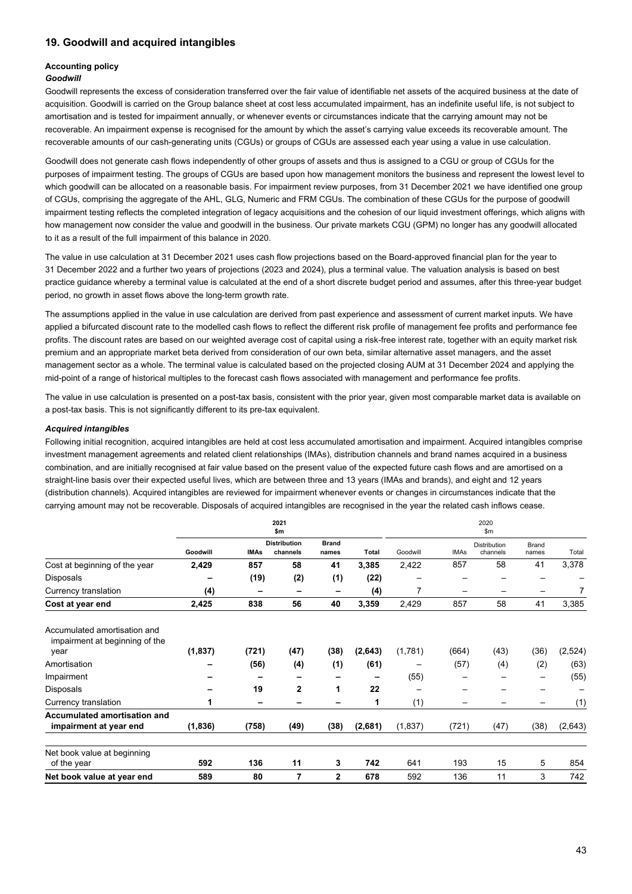## 19. Goodwill and acquired intangibles

### Accounting policy

***Goodwill***

Goodwill represents the excess of consideration transferred over the fair value of identifiable net assets of the acquired business at the date of acquisition. Goodwill is carried on the Group balance sheet at cost less accumulated impairment, has an indefinite useful life, is not subject to amortisation and is tested for impairment annually, or whenever events or circumstances indicate that the carrying amount may not be recoverable. An impairment expense is recognised for the amount by which the asset's carrying value exceeds its recoverable amount. The recoverable amounts of our cash-generating units (CGUs) or groups of CGUs are assessed each year using a value in use calculation.

Goodwill does not generate cash flows independently of other groups of assets and thus is assigned to a CGU or group of CGUs for the purposes of impairment testing. The groups of CGUs are based upon how management monitors the business and represent the lowest level to which goodwill can be allocated on a reasonable basis. For impairment review purposes, from 31 December 2021 we have identified one group of CGUs, comprising the aggregate of the AHL, GLG, Numeric and FRM CGUs. The combination of these CGUs for the purpose of goodwill impairment testing reflects the completed integration of legacy acquisitions and the cohesion of our liquid investment offerings, which aligns with how management now consider the value and goodwill in the business. Our private markets CGU (GPM) no longer has any goodwill allocated to it as a result of the full impairment of this balance in 2020.

The value in use calculation at 31 December 2021 uses cash flow projections based on the Board-approved financial plan for the year to 31 December 2022 and a further two years of projections (2023 and 2024), plus a terminal value. The valuation analysis is based on best practice guidance whereby a terminal value is calculated at the end of a short discrete budget period and assumes, after this three-year budget period, no growth in asset flows above the long-term growth rate.

The assumptions applied in the value in use calculation are derived from past experience and assessment of current market inputs. We have applied a bifurcated discount rate to the modelled cash flows to reflect the different risk profile of management fee profits and performance fee profits. The discount rates are based on our weighted average cost of capital using a risk-free interest rate, together with an equity market risk premium and an appropriate market beta derived from consideration of our own beta, similar alternative asset managers, and the asset management sector as a whole. The terminal value is calculated based on the projected closing AUM at 31 December 2024 and applying the mid-point of a range of historical multiples to the forecast cash flows associated with management and performance fee profits.

The value in use calculation is presented on a post-tax basis, consistent with the prior year, given most comparable market data is available on a post-tax basis. This is not significantly different to its pre-tax equivalent.

***Acquired intangibles***

Following initial recognition, acquired intangibles are held at cost less accumulated amortisation and impairment. Acquired intangibles comprise investment management agreements and related client relationships (IMAs), distribution channels and brand names acquired in a business combination, and are initially recognised at fair value based on the present value of the expected future cash flows and are amortised on a straight-line basis over their expected useful lives, which are between three and 13 years (IMAs and brands), and eight and 12 years (distribution channels). Acquired intangibles are reviewed for impairment whenever events or changes in circumstances indicate that the carrying amount may not be recoverable. Disposals of acquired intangibles are recognised in the year the related cash inflows cease.

| | 2021 $m | | | | | 2020 $m | | | | |
|---|---|---|---|---|---|---|---|---|---|---|
| | **Goodwill** | **IMAs** | **Distribution channels** | **Brand names** | **Total** | Goodwill | IMAs | Distribution channels | Brand names | Total |
| Cost at beginning of the year | **2,429** | **857** | **58** | **41** | **3,385** | 2,422 | 857 | 58 | 41 | 3,378 |
| Disposals | **–** | **(19)** | **(2)** | **(1)** | **(22)** | – | – | – | – | – |
| Currency translation | **(4)** | **–** | **–** | **–** | **(4)** | 7 | – | – | – | 7 |
| **Cost at year end** | **2,425** | **838** | **56** | **40** | **3,359** | 2,429 | 857 | 58 | 41 | 3,385 |
| Accumulated amortisation and impairment at beginning of the year | **(1,837)** | **(721)** | **(47)** | **(38)** | **(2,643)** | (1,781) | (664) | (43) | (36) | (2,524) |
| Amortisation | **–** | **(56)** | **(4)** | **(1)** | **(61)** | – | (57) | (4) | (2) | (63) |
| Impairment | **–** | **–** | **–** | **–** | **–** | (55) | – | – | – | (55) |
| Disposals | **–** | **19** | **2** | **1** | **22** | – | – | – | – | – |
| Currency translation | **1** | **–** | **–** | **–** | **1** | (1) | – | – | – | (1) |
| **Accumulated amortisation and impairment at year end** | **(1,836)** | **(758)** | **(49)** | **(38)** | **(2,681)** | (1,837) | (721) | (47) | (38) | (2,643) |
| Net book value at beginning of the year | **592** | **136** | **11** | **3** | **742** | 641 | 193 | 15 | 5 | 854 |
| **Net book value at year end** | **589** | **80** | **7** | **2** | **678** | 592 | 136 | 11 | 3 | 742 |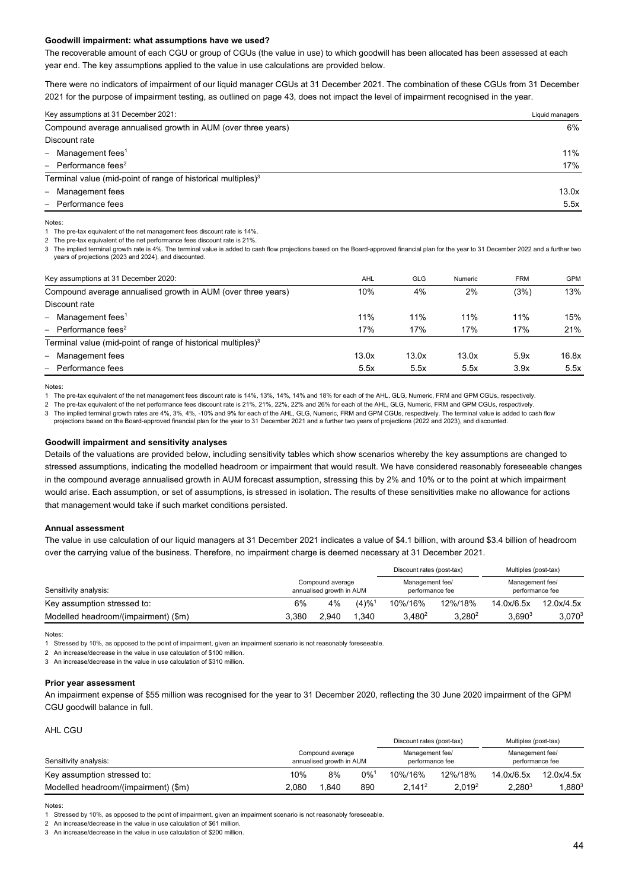**Goodwill impairment: what assumptions have we used?**

The recoverable amount of each CGU or group of CGUs (the value in use) to which goodwill has been allocated has been assessed at each year end. The key assumptions applied to the value in use calculations are provided below.

There were no indicators of impairment of our liquid manager CGUs at 31 December 2021. The combination of these CGUs from 31 December 2021 for the purpose of impairment testing, as outlined on page 43, does not impact the level of impairment recognised in the year.

| Key assumptions at 31 December 2021: | Liquid managers |
|---|---|
| Compound average annualised growth in AUM (over three years) | 6% |
| Discount rate | |
| – Management fees[1] | 11% |
| – Performance fees[2] | 17% |
| Terminal value (mid-point of range of historical multiples)[3] | |
| – Management fees | 13.0x |
| – Performance fees | 5.5x |

Notes:

1 The pre-tax equivalent of the net management fees discount rate is 14%.

2 The pre-tax equivalent of the net performance fees discount rate is 21%.

3 The implied terminal growth rate is 4%. The terminal value is added to cash flow projections based on the Board-approved financial plan for the year to 31 December 2022 and a further two years of projections (2023 and 2024), and discounted.

| Key assumptions at 31 December 2020: | AHL | GLG | Numeric | FRM | GPM |
|---|---|---|---|---|---|
| Compound average annualised growth in AUM (over three years) | 10% | 4% | 2% | (3%) | 13% |
| Discount rate | | | | | |
| – Management fees[1] | 11% | 11% | 11% | 11% | 15% |
| – Performance fees[2] | 17% | 17% | 17% | 17% | 21% |
| Terminal value (mid-point of range of historical multiples)[3] | | | | | |
| – Management fees | 13.0x | 13.0x | 13.0x | 5.9x | 16.8x |
| – Performance fees | 5.5x | 5.5x | 5.5x | 3.9x | 5.5x |

Notes:

1 The pre-tax equivalent of the net management fees discount rate is 14%, 13%, 14%, 14% and 18% for each of the AHL, GLG, Numeric, FRM and GPM CGUs, respectively.

2 The pre-tax equivalent of the net performance fees discount rate is 21%, 21%, 22%, 22% and 26% for each of the AHL, GLG, Numeric, FRM and GPM CGUs, respectively.

3 The implied terminal growth rates are 4%, 3%, 4%, -10% and 9% for each of the AHL, GLG, Numeric, FRM and GPM CGUs, respectively. The terminal value is added to cash flow projections based on the Board-approved financial plan for the year to 31 December 2021 and a further two years of projections (2022 and 2023), and discounted.

**Goodwill impairment and sensitivity analyses**

Details of the valuations are provided below, including sensitivity tables which show scenarios whereby the key assumptions are changed to stressed assumptions, indicating the modelled headroom or impairment that would result. We have considered reasonably foreseeable changes in the compound average annualised growth in AUM forecast assumption, stressing this by 2% and 10% or to the point at which impairment would arise. Each assumption, or set of assumptions, is stressed in isolation. The results of these sensitivities make no allowance for actions that management would take if such market conditions persisted.

**Annual assessment**

The value in use calculation of our liquid managers at 31 December 2021 indicates a value of $4.1 billion, with around $3.4 billion of headroom over the carrying value of the business. Therefore, no impairment charge is deemed necessary at 31 December 2021.

| | | | | Discount rates (post-tax) | | Multiples (post-tax) | |
|---|---|---|---|---|---|---|---|
| Sensitivity analysis: | Compound average annualised growth in AUM | | | Management fee/ performance fee | | Management fee/ performance fee | |
| Key assumption stressed to: | 6% | 4% | (4)%[1] | 10%/16% | 12%/18% | 14.0x/6.5x | 12.0x/4.5x |
| Modelled headroom/(impairment) ($m) | 3,380 | 2,940 | 1,340 | 3,480[2] | 3,280[2] | 3,690[3] | 3,070[3] |

Notes:

1 Stressed by 10%, as opposed to the point of impairment, given an impairment scenario is not reasonably foreseeable.

2 An increase/decrease in the value in use calculation of $100 million.

3 An increase/decrease in the value in use calculation of $310 million.

**Prior year assessment**

An impairment expense of $55 million was recognised for the year to 31 December 2020, reflecting the 30 June 2020 impairment of the GPM CGU goodwill balance in full.

AHL CGU

| | | | | Discount rates (post-tax) | | Multiples (post-tax) | |
|---|---|---|---|---|---|---|---|
| Sensitivity analysis: | Compound average annualised growth in AUM | | | Management fee/ performance fee | | Management fee/ performance fee | |
| Key assumption stressed to: | 10% | 8% | 0%[1] | 10%/16% | 12%/18% | 14.0x/6.5x | 12.0x/4.5x |
| Modelled headroom/(impairment) ($m) | 2,080 | 1,840 | 890 | 2,141[2] | 2,019[2] | 2,280[3] | 1,880[3] |

Notes:

1 Stressed by 10%, as opposed to the point of impairment, given an impairment scenario is not reasonably foreseeable.

2 An increase/decrease in the value in use calculation of $61 million.

3 An increase/decrease in the value in use calculation of $200 million.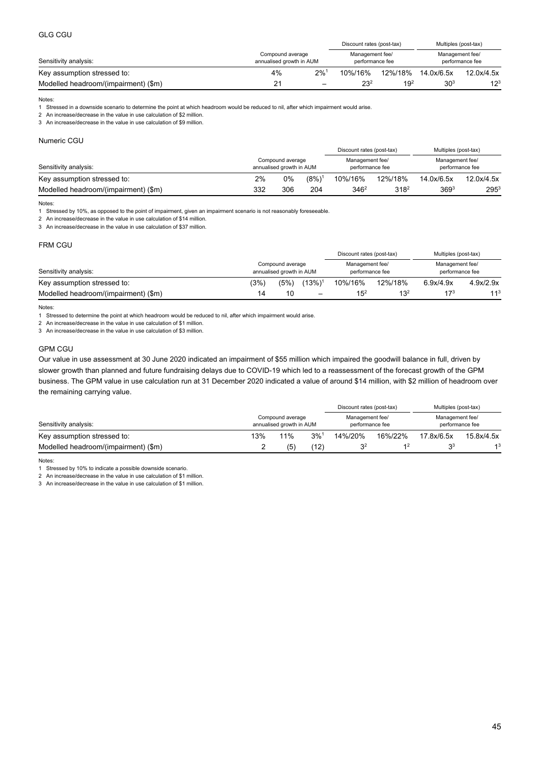### GLG CGU

| Sensitivity analysis: | Compound average annualised growth in AUM | | Discount rates (post-tax) Management fee/ performance fee | | Multiples (post-tax) Management fee/ performance fee | |
|---|---|---|---|---|---|---|
| Key assumption stressed to: | 4% | 2%[1] | 10%/16% | 12%/18% | 14.0x/6.5x | 12.0x/4.5x |
| Modelled headroom/(impairment) ($m) | 21 | – | 23[2] | 19[2] | 30[3] | 12[3] |

Notes:

1 Stressed in a downside scenario to determine the point at which headroom would be reduced to nil, after which impairment would arise.

2 An increase/decrease in the value in use calculation of $2 million.

3 An increase/decrease in the value in use calculation of $9 million.

### Numeric CGU

| Sensitivity analysis: | Compound average annualised growth in AUM | | | Discount rates (post-tax) Management fee/ performance fee | | Multiples (post-tax) Management fee/ performance fee | |
|---|---|---|---|---|---|---|---|
| Key assumption stressed to: | 2% | 0% | (8%)[1] | 10%/16% | 12%/18% | 14.0x/6.5x | 12.0x/4.5x |
| Modelled headroom/(impairment) ($m) | 332 | 306 | 204 | 346[2] | 318[2] | 369[3] | 295[3] |

Notes:

1 Stressed by 10%, as opposed to the point of impairment, given an impairment scenario is not reasonably foreseeable.

2 An increase/decrease in the value in use calculation of $14 million.

3 An increase/decrease in the value in use calculation of $37 million.

### FRM CGU

| Sensitivity analysis: | Compound average annualised growth in AUM | | | Discount rates (post-tax) Management fee/ performance fee | | Multiples (post-tax) Management fee/ performance fee | |
|---|---|---|---|---|---|---|---|
| Key assumption stressed to: | (3%) | (5%) | (13%)[1] | 10%/16% | 12%/18% | 6.9x/4.9x | 4.9x/2.9x |
| Modelled headroom/(impairment) ($m) | 14 | 10 | – | 15[2] | 13[2] | 17[3] | 11[3] |

Notes:

1 Stressed to determine the point at which headroom would be reduced to nil, after which impairment would arise.

2 An increase/decrease in the value in use calculation of $1 million.

3 An increase/decrease in the value in use calculation of $3 million.

### GPM CGU

Our value in use assessment at 30 June 2020 indicated an impairment of $55 million which impaired the goodwill balance in full, driven by slower growth than planned and future fundraising delays due to COVID-19 which led to a reassessment of the forecast growth of the GPM business. The GPM value in use calculation run at 31 December 2020 indicated a value of around $14 million, with $2 million of headroom over the remaining carrying value.

| Sensitivity analysis: | Compound average annualised growth in AUM | | | Discount rates (post-tax) Management fee/ performance fee | | Multiples (post-tax) Management fee/ performance fee | |
|---|---|---|---|---|---|---|---|
| Key assumption stressed to: | 13% | 11% | 3%[1] | 14%/20% | 16%/22% | 17.8x/6.5x | 15.8x/4.5x |
| Modelled headroom/(impairment) ($m) | 2 | (5) | (12) | 3[2] | 1[2] | 3[3] | 1[3] |

Notes:

1 Stressed by 10% to indicate a possible downside scenario.

2 An increase/decrease in the value in use calculation of $1 million.

3 An increase/decrease in the value in use calculation of $1 million.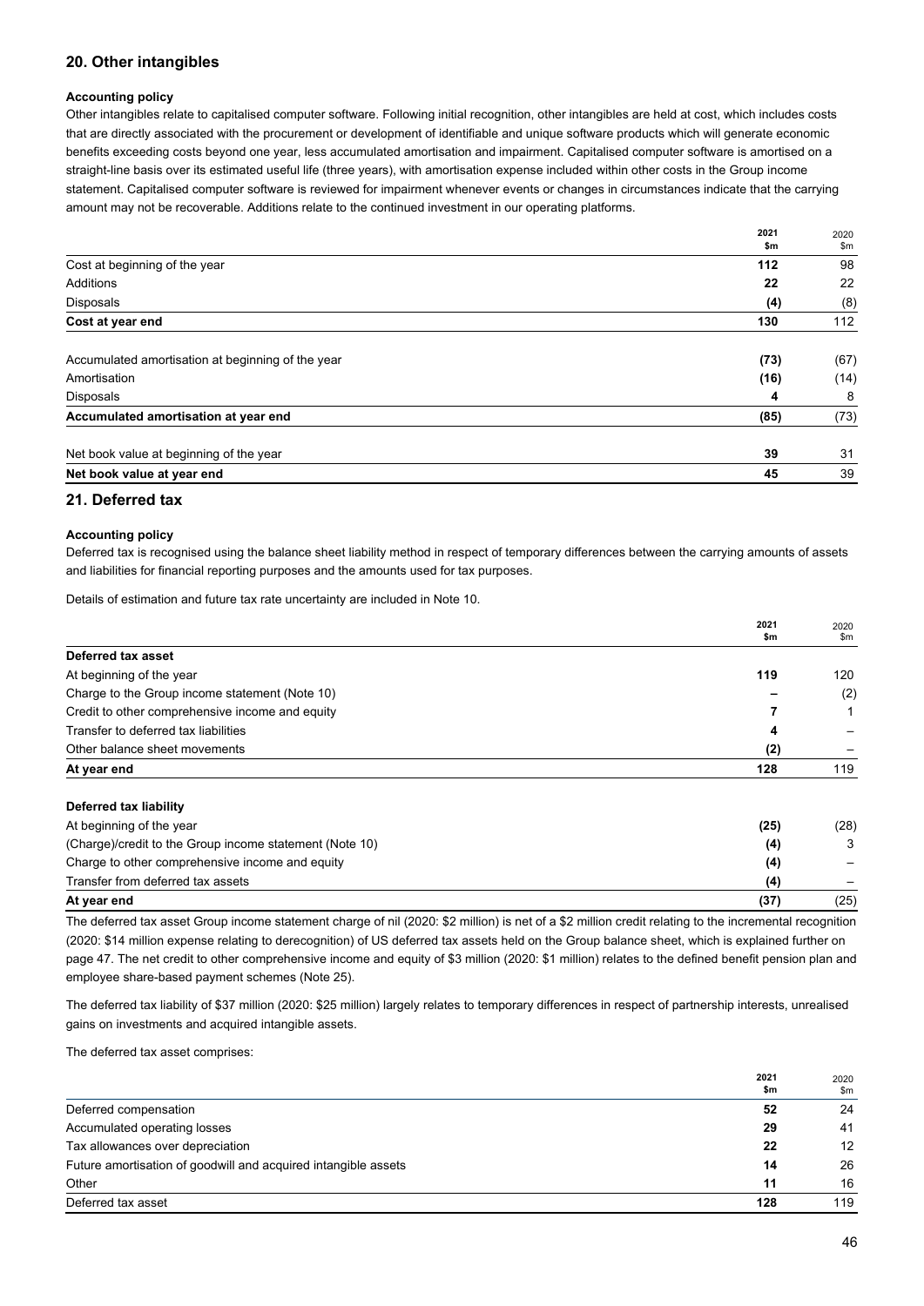## 20. Other intangibles

**Accounting policy**

Other intangibles relate to capitalised computer software. Following initial recognition, other intangibles are held at cost, which includes costs that are directly associated with the procurement or development of identifiable and unique software products which will generate economic benefits exceeding costs beyond one year, less accumulated amortisation and impairment. Capitalised computer software is amortised on a straight-line basis over its estimated useful life (three years), with amortisation expense included within other costs in the Group income statement. Capitalised computer software is reviewed for impairment whenever events or changes in circumstances indicate that the carrying amount may not be recoverable. Additions relate to the continued investment in our operating platforms.

| | 2021 $m | 2020 $m |
|---|---|---|
| Cost at beginning of the year | **112** | 98 |
| Additions | **22** | 22 |
| Disposals | **(4)** | (8) |
| **Cost at year end** | **130** | 112 |
| | | |
| Accumulated amortisation at beginning of the year | **(73)** | (67) |
| Amortisation | **(16)** | (14) |
| Disposals | **4** | 8 |
| **Accumulated amortisation at year end** | **(85)** | (73) |
| | | |
| Net book value at beginning of the year | **39** | 31 |
| **Net book value at year end** | **45** | 39 |

## 21. Deferred tax

**Accounting policy**

Deferred tax is recognised using the balance sheet liability method in respect of temporary differences between the carrying amounts of assets and liabilities for financial reporting purposes and the amounts used for tax purposes.

Details of estimation and future tax rate uncertainty are included in Note 10.

| | 2021 $m | 2020 $m |
|---|---|---|
| **Deferred tax asset** | | |
| At beginning of the year | **119** | 120 |
| Charge to the Group income statement (Note 10) | **–** | (2) |
| Credit to other comprehensive income and equity | **7** | 1 |
| Transfer to deferred tax liabilities | **4** | – |
| Other balance sheet movements | **(2)** | – |
| **At year end** | **128** | 119 |
| | | |
| **Deferred tax liability** | | |
| At beginning of the year | **(25)** | (28) |
| (Charge)/credit to the Group income statement (Note 10) | **(4)** | 3 |
| Charge to other comprehensive income and equity | **(4)** | – |
| Transfer from deferred tax assets | **(4)** | – |
| **At year end** | **(37)** | (25) |

The deferred tax asset Group income statement charge of nil (2020: $2 million) is net of a $2 million credit relating to the incremental recognition (2020: $14 million expense relating to derecognition) of US deferred tax assets held on the Group balance sheet, which is explained further on page 47. The net credit to other comprehensive income and equity of $3 million (2020: $1 million) relates to the defined benefit pension plan and employee share-based payment schemes (Note 25).

The deferred tax liability of $37 million (2020: $25 million) largely relates to temporary differences in respect of partnership interests, unrealised gains on investments and acquired intangible assets.

The deferred tax asset comprises:

| | 2021 $m | 2020 $m |
|---|---|---|
| Deferred compensation | **52** | 24 |
| Accumulated operating losses | **29** | 41 |
| Tax allowances over depreciation | **22** | 12 |
| Future amortisation of goodwill and acquired intangible assets | **14** | 26 |
| Other | **11** | 16 |
| Deferred tax asset | **128** | 119 |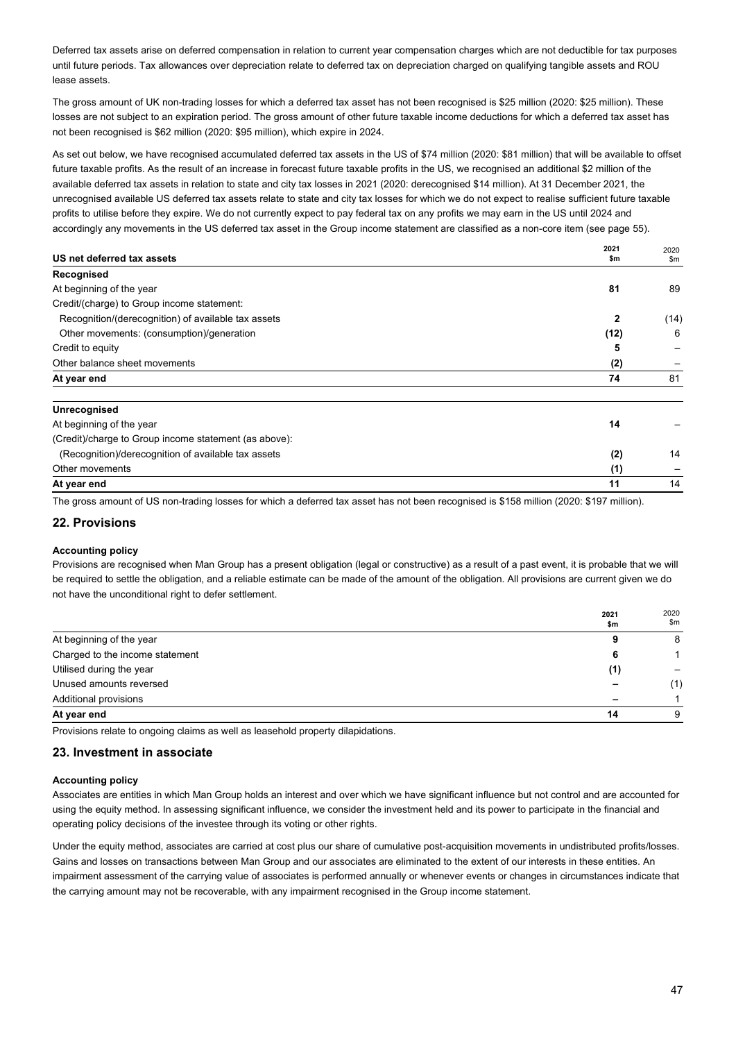Deferred tax assets arise on deferred compensation in relation to current year compensation charges which are not deductible for tax purposes until future periods. Tax allowances over depreciation relate to deferred tax on depreciation charged on qualifying tangible assets and ROU lease assets.

The gross amount of UK non-trading losses for which a deferred tax asset has not been recognised is $25 million (2020: $25 million). These losses are not subject to an expiration period. The gross amount of other future taxable income deductions for which a deferred tax asset has not been recognised is $62 million (2020: $95 million), which expire in 2024.

As set out below, we have recognised accumulated deferred tax assets in the US of $74 million (2020: $81 million) that will be available to offset future taxable profits. As the result of an increase in forecast future taxable profits in the US, we recognised an additional $2 million of the available deferred tax assets in relation to state and city tax losses in 2021 (2020: derecognised $14 million). At 31 December 2021, the unrecognised available US deferred tax assets relate to state and city tax losses for which we do not expect to realise sufficient future taxable profits to utilise before they expire. We do not currently expect to pay federal tax on any profits we may earn in the US until 2024 and accordingly any movements in the US deferred tax asset in the Group income statement are classified as a non-core item (see page 55).

| US net deferred tax assets | 2021 $m | 2020 $m |
|---|---|---|
| **Recognised** | | |
| At beginning of the year | **81** | 89 |
| Credit/(charge) to Group income statement: | | |
| Recognition/(derecognition) of available tax assets | **2** | (14) |
| Other movements: (consumption)/generation | **(12)** | 6 |
| Credit to equity | **5** | – |
| Other balance sheet movements | **(2)** | – |
| **At year end** | **74** | 81 |
| **Unrecognised** | | |
| At beginning of the year | **14** | – |
| (Credit)/charge to Group income statement (as above): | | |
| (Recognition)/derecognition of available tax assets | **(2)** | 14 |
| Other movements | **(1)** | – |
| **At year end** | **11** | 14 |

The gross amount of US non-trading losses for which a deferred tax asset has not been recognised is $158 million (2020: $197 million).

## 22. Provisions

**Accounting policy**

Provisions are recognised when Man Group has a present obligation (legal or constructive) as a result of a past event, it is probable that we will be required to settle the obligation, and a reliable estimate can be made of the amount of the obligation. All provisions are current given we do not have the unconditional right to defer settlement.

| | 2021 $m | 2020 $m |
|---|---|---|
| At beginning of the year | **9** | 8 |
| Charged to the income statement | **6** | 1 |
| Utilised during the year | **(1)** | – |
| Unused amounts reversed | **–** | (1) |
| Additional provisions | **–** | 1 |
| **At year end** | **14** | 9 |

Provisions relate to ongoing claims as well as leasehold property dilapidations.

## 23. Investment in associate

**Accounting policy**

Associates are entities in which Man Group holds an interest and over which we have significant influence but not control and are accounted for using the equity method. In assessing significant influence, we consider the investment held and its power to participate in the financial and operating policy decisions of the investee through its voting or other rights.

Under the equity method, associates are carried at cost plus our share of cumulative post-acquisition movements in undistributed profits/losses. Gains and losses on transactions between Man Group and our associates are eliminated to the extent of our interests in these entities. An impairment assessment of the carrying value of associates is performed annually or whenever events or changes in circumstances indicate that the carrying amount may not be recoverable, with any impairment recognised in the Group income statement.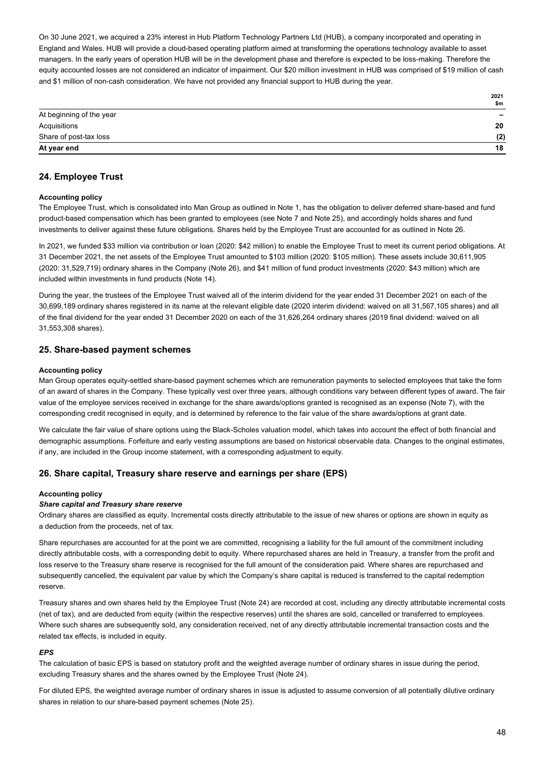On 30 June 2021, we acquired a 23% interest in Hub Platform Technology Partners Ltd (HUB), a company incorporated and operating in England and Wales. HUB will provide a cloud-based operating platform aimed at transforming the operations technology available to asset managers. In the early years of operation HUB will be in the development phase and therefore is expected to be loss-making. Therefore the equity accounted losses are not considered an indicator of impairment. Our $20 million investment in HUB was comprised of $19 million of cash and $1 million of non-cash consideration. We have not provided any financial support to HUB during the year.

| | 2021 $m |
|---|---|
| At beginning of the year | – |
| Acquisitions | 20 |
| Share of post-tax loss | (2) |
| **At year end** | **18** |

## 24. Employee Trust

**Accounting policy**

The Employee Trust, which is consolidated into Man Group as outlined in Note 1, has the obligation to deliver deferred share-based and fund product-based compensation which has been granted to employees (see Note 7 and Note 25), and accordingly holds shares and fund investments to deliver against these future obligations. Shares held by the Employee Trust are accounted for as outlined in Note 26.

In 2021, we funded $33 million via contribution or loan (2020: $42 million) to enable the Employee Trust to meet its current period obligations. At 31 December 2021, the net assets of the Employee Trust amounted to $103 million (2020: $105 million). These assets include 30,611,905 (2020: 31,529,719) ordinary shares in the Company (Note 26), and $41 million of fund product investments (2020: $43 million) which are included within investments in fund products (Note 14).

During the year, the trustees of the Employee Trust waived all of the interim dividend for the year ended 31 December 2021 on each of the 30,699,189 ordinary shares registered in its name at the relevant eligible date (2020 interim dividend: waived on all 31,567,105 shares) and all of the final dividend for the year ended 31 December 2020 on each of the 31,626,264 ordinary shares (2019 final dividend: waived on all 31,553,308 shares).

## 25. Share-based payment schemes

**Accounting policy**

Man Group operates equity-settled share-based payment schemes which are remuneration payments to selected employees that take the form of an award of shares in the Company. These typically vest over three years, although conditions vary between different types of award. The fair value of the employee services received in exchange for the share awards/options granted is recognised as an expense (Note 7), with the corresponding credit recognised in equity, and is determined by reference to the fair value of the share awards/options at grant date.

We calculate the fair value of share options using the Black-Scholes valuation model, which takes into account the effect of both financial and demographic assumptions. Forfeiture and early vesting assumptions are based on historical observable data. Changes to the original estimates, if any, are included in the Group income statement, with a corresponding adjustment to equity.

## 26. Share capital, Treasury share reserve and earnings per share (EPS)

**Accounting policy**

***Share capital and Treasury share reserve***

Ordinary shares are classified as equity. Incremental costs directly attributable to the issue of new shares or options are shown in equity as a deduction from the proceeds, net of tax.

Share repurchases are accounted for at the point we are committed, recognising a liability for the full amount of the commitment including directly attributable costs, with a corresponding debit to equity. Where repurchased shares are held in Treasury, a transfer from the profit and loss reserve to the Treasury share reserve is recognised for the full amount of the consideration paid. Where shares are repurchased and subsequently cancelled, the equivalent par value by which the Company's share capital is reduced is transferred to the capital redemption reserve.

Treasury shares and own shares held by the Employee Trust (Note 24) are recorded at cost, including any directly attributable incremental costs (net of tax), and are deducted from equity (within the respective reserves) until the shares are sold, cancelled or transferred to employees. Where such shares are subsequently sold, any consideration received, net of any directly attributable incremental transaction costs and the related tax effects, is included in equity.

***EPS***

The calculation of basic EPS is based on statutory profit and the weighted average number of ordinary shares in issue during the period, excluding Treasury shares and the shares owned by the Employee Trust (Note 24).

For diluted EPS, the weighted average number of ordinary shares in issue is adjusted to assume conversion of all potentially dilutive ordinary shares in relation to our share-based payment schemes (Note 25).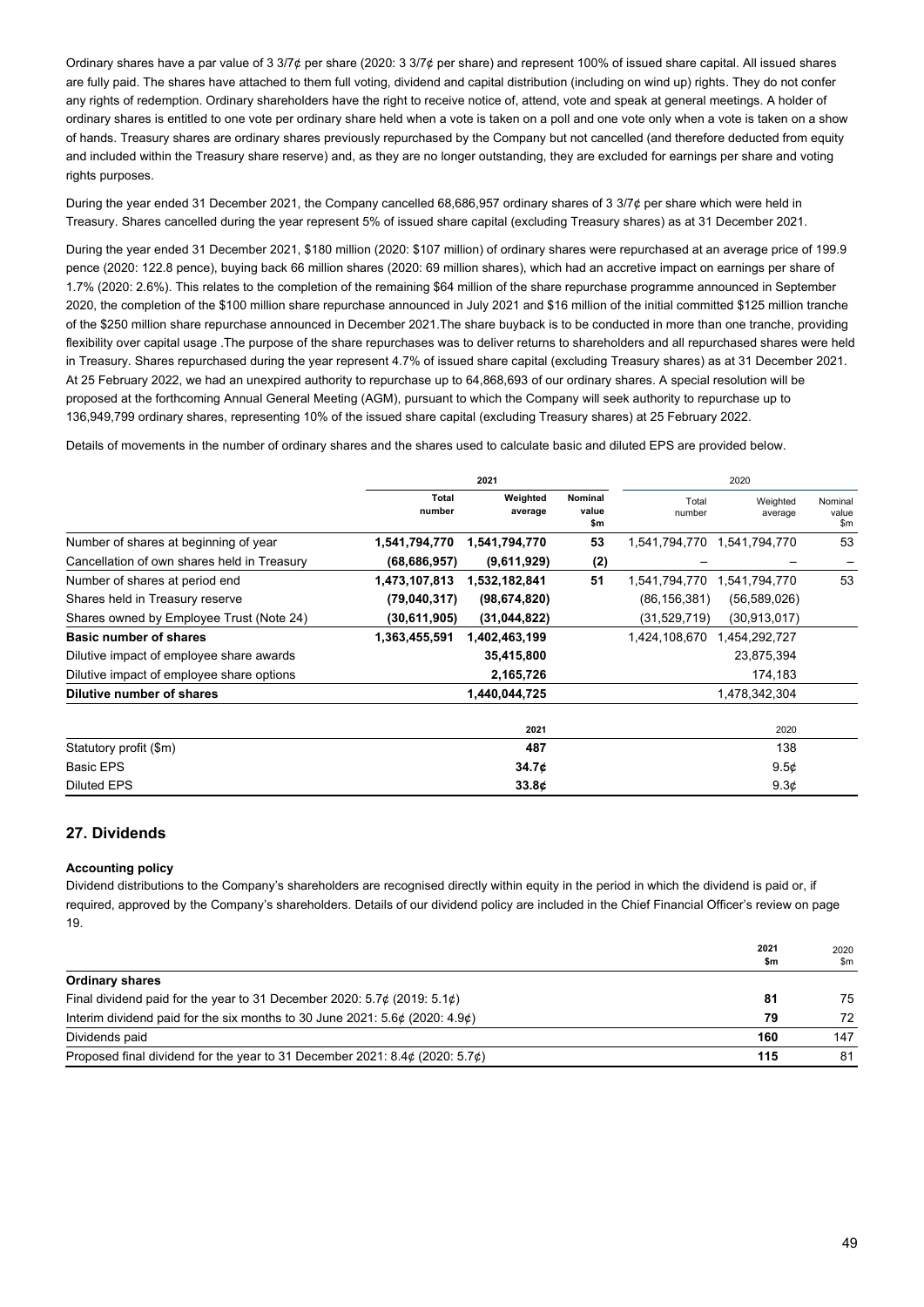Ordinary shares have a par value of 3 3/7¢ per share (2020: 3 3/7¢ per share) and represent 100% of issued share capital. All issued shares are fully paid. The shares have attached to them full voting, dividend and capital distribution (including on wind up) rights. They do not confer any rights of redemption. Ordinary shareholders have the right to receive notice of, attend, vote and speak at general meetings. A holder of ordinary shares is entitled to one vote per ordinary share held when a vote is taken on a poll and one vote only when a vote is taken on a show of hands. Treasury shares are ordinary shares previously repurchased by the Company but not cancelled (and therefore deducted from equity and included within the Treasury share reserve) and, as they are no longer outstanding, they are excluded for earnings per share and voting rights purposes.

During the year ended 31 December 2021, the Company cancelled 68,686,957 ordinary shares of 3 3/7¢ per share which were held in Treasury. Shares cancelled during the year represent 5% of issued share capital (excluding Treasury shares) as at 31 December 2021.

During the year ended 31 December 2021, $180 million (2020: $107 million) of ordinary shares were repurchased at an average price of 199.9 pence (2020: 122.8 pence), buying back 66 million shares (2020: 69 million shares), which had an accretive impact on earnings per share of 1.7% (2020: 2.6%). This relates to the completion of the remaining $64 million of the share repurchase programme announced in September 2020, the completion of the $100 million share repurchase announced in July 2021 and $16 million of the initial committed $125 million tranche of the $250 million share repurchase announced in December 2021.The share buyback is to be conducted in more than one tranche, providing flexibility over capital usage .The purpose of the share repurchases was to deliver returns to shareholders and all repurchased shares were held in Treasury. Shares repurchased during the year represent 4.7% of issued share capital (excluding Treasury shares) as at 31 December 2021. At 25 February 2022, we had an unexpired authority to repurchase up to 64,868,693 of our ordinary shares. A special resolution will be proposed at the forthcoming Annual General Meeting (AGM), pursuant to which the Company will seek authority to repurchase up to 136,949,799 ordinary shares, representing 10% of the issued share capital (excluding Treasury shares) at 25 February 2022.

Details of movements in the number of ordinary shares and the shares used to calculate basic and diluted EPS are provided below.

| | 2021 | | | 2020 | | |
|---|---|---|---|---|---|---|
| | **Total number** | **Weighted average** | **Nominal value $m** | Total number | Weighted average | Nominal value $m |
| Number of shares at beginning of year | **1,541,794,770** | **1,541,794,770** | **53** | 1,541,794,770 | 1,541,794,770 | 53 |
| Cancellation of own shares held in Treasury | **(68,686,957)** | **(9,611,929)** | **(2)** | – | – | – |
| Number of shares at period end | **1,473,107,813** | **1,532,182,841** | **51** | 1,541,794,770 | 1,541,794,770 | 53 |
| Shares held in Treasury reserve | **(79,040,317)** | **(98,674,820)** | | (86,156,381) | (56,589,026) | |
| Shares owned by Employee Trust (Note 24) | **(30,611,905)** | **(31,044,822)** | | (31,529,719) | (30,913,017) | |
| **Basic number of shares** | **1,363,455,591** | **1,402,463,199** | | 1,424,108,670 | 1,454,292,727 | |
| Dilutive impact of employee share awards | | **35,415,800** | | | 23,875,394 | |
| Dilutive impact of employee share options | | **2,165,726** | | | 174,183 | |
| **Dilutive number of shares** | | **1,440,044,725** | | | 1,478,342,304 | |

| | 2021 | 2020 |
|---|---|---|
| Statutory profit ($m) | **487** | 138 |
| Basic EPS | **34.7¢** | 9.5¢ |
| Diluted EPS | **33.8¢** | 9.3¢ |

## 27. Dividends

**Accounting policy**

Dividend distributions to the Company's shareholders are recognised directly within equity in the period in which the dividend is paid or, if required, approved by the Company's shareholders. Details of our dividend policy are included in the Chief Financial Officer's review on page 19.

| | 2021 $m | 2020 $m |
|---|---|---|
| **Ordinary shares** | | |
| Final dividend paid for the year to 31 December 2020: 5.7¢ (2019: 5.1¢) | **81** | 75 |
| Interim dividend paid for the six months to 30 June 2021: 5.6¢ (2020: 4.9¢) | **79** | 72 |
| Dividends paid | **160** | 147 |
| Proposed final dividend for the year to 31 December 2021: 8.4¢ (2020: 5.7¢) | **115** | 81 |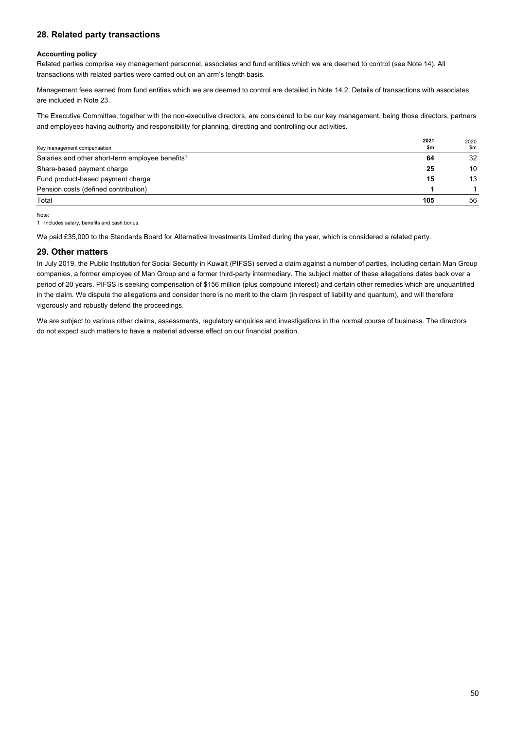## 28. Related party transactions

**Accounting policy**

Related parties comprise key management personnel, associates and fund entities which we are deemed to control (see Note 14). All transactions with related parties were carried out on an arm's length basis.

Management fees earned from fund entities which we are deemed to control are detailed in Note 14.2. Details of transactions with associates are included in Note 23.

The Executive Committee, together with the non-executive directors, are considered to be our key management, being those directors, partners and employees having authority and responsibility for planning, directing and controlling our activities.

| Key management compensation | **2021 $m** | 2020 $m |
|---|---|---|
| Salaries and other short-term employee benefits[1] | **64** | 32 |
| Share-based payment charge | **25** | 10 |
| Fund product-based payment charge | **15** | 13 |
| Pension costs (defined contribution) | **1** | 1 |
| Total | **105** | 56 |

Note:

1 Includes salary, benefits and cash bonus.

We paid £35,000 to the Standards Board for Alternative Investments Limited during the year, which is considered a related party.

## 29. Other matters

In July 2019, the Public Institution for Social Security in Kuwait (PIFSS) served a claim against a number of parties, including certain Man Group companies, a former employee of Man Group and a former third-party intermediary. The subject matter of these allegations dates back over a period of 20 years. PIFSS is seeking compensation of $156 million (plus compound interest) and certain other remedies which are unquantified in the claim. We dispute the allegations and consider there is no merit to the claim (in respect of liability and quantum), and will therefore vigorously and robustly defend the proceedings.

We are subject to various other claims, assessments, regulatory enquiries and investigations in the normal course of business. The directors do not expect such matters to have a material adverse effect on our financial position.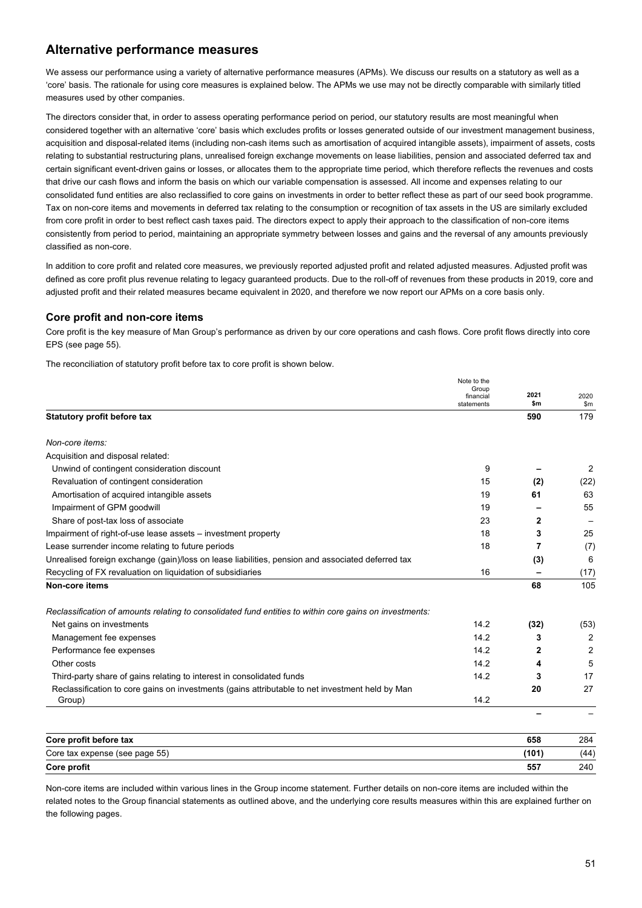## Alternative performance measures

We assess our performance using a variety of alternative performance measures (APMs). We discuss our results on a statutory as well as a 'core' basis. The rationale for using core measures is explained below. The APMs we use may not be directly comparable with similarly titled measures used by other companies.

The directors consider that, in order to assess operating performance period on period, our statutory results are most meaningful when considered together with an alternative 'core' basis which excludes profits or losses generated outside of our investment management business, acquisition and disposal-related items (including non-cash items such as amortisation of acquired intangible assets), impairment of assets, costs relating to substantial restructuring plans, unrealised foreign exchange movements on lease liabilities, pension and associated deferred tax and certain significant event-driven gains or losses, or allocates them to the appropriate time period, which therefore reflects the revenues and costs that drive our cash flows and inform the basis on which our variable compensation is assessed. All income and expenses relating to our consolidated fund entities are also reclassified to core gains on investments in order to better reflect these as part of our seed book programme. Tax on non-core items and movements in deferred tax relating to the consumption or recognition of tax assets in the US are similarly excluded from core profit in order to best reflect cash taxes paid. The directors expect to apply their approach to the classification of non-core items consistently from period to period, maintaining an appropriate symmetry between losses and gains and the reversal of any amounts previously classified as non-core.

In addition to core profit and related core measures, we previously reported adjusted profit and related adjusted measures. Adjusted profit was defined as core profit plus revenue relating to legacy guaranteed products. Due to the roll-off of revenues from these products in 2019, core and adjusted profit and their related measures became equivalent in 2020, and therefore we now report our APMs on a core basis only.

### Core profit and non-core items

Core profit is the key measure of Man Group's performance as driven by our core operations and cash flows. Core profit flows directly into core EPS (see page 55).

The reconciliation of statutory profit before tax to core profit is shown below.

| | Note to the Group financial statements | 2021 $m | 2020 $m |
|---|---|---|---|
| **Statutory profit before tax** | | **590** | 179 |
| *Non-core items:* | | | |
| Acquisition and disposal related: | | | |
| Unwind of contingent consideration discount | 9 | **–** | 2 |
| Revaluation of contingent consideration | 15 | **(2)** | (22) |
| Amortisation of acquired intangible assets | 19 | **61** | 63 |
| Impairment of GPM goodwill | 19 | **–** | 55 |
| Share of post-tax loss of associate | 23 | **2** | – |
| Impairment of right-of-use lease assets – investment property | 18 | **3** | 25 |
| Lease surrender income relating to future periods | 18 | **7** | (7) |
| Unrealised foreign exchange (gain)/loss on lease liabilities, pension and associated deferred tax | | **(3)** | 6 |
| Recycling of FX revaluation on liquidation of subsidiaries | 16 | **–** | (17) |
| **Non-core items** | | **68** | 105 |
| *Reclassification of amounts relating to consolidated fund entities to within core gains on investments:* | | | |
| Net gains on investments | 14.2 | **(32)** | (53) |
| Management fee expenses | 14.2 | **3** | 2 |
| Performance fee expenses | 14.2 | **2** | 2 |
| Other costs | 14.2 | **4** | 5 |
| Third-party share of gains relating to interest in consolidated funds | 14.2 | **3** | 17 |
| Reclassification to core gains on investments (gains attributable to net investment held by Man Group) | 14.2 | **20** | 27 |
| | | **–** | – |
| **Core profit before tax** | | **658** | 284 |
| Core tax expense (see page 55) | | **(101)** | (44) |
| **Core profit** | | **557** | 240 |

Non-core items are included within various lines in the Group income statement. Further details on non-core items are included within the related notes to the Group financial statements as outlined above, and the underlying core results measures within this are explained further on the following pages.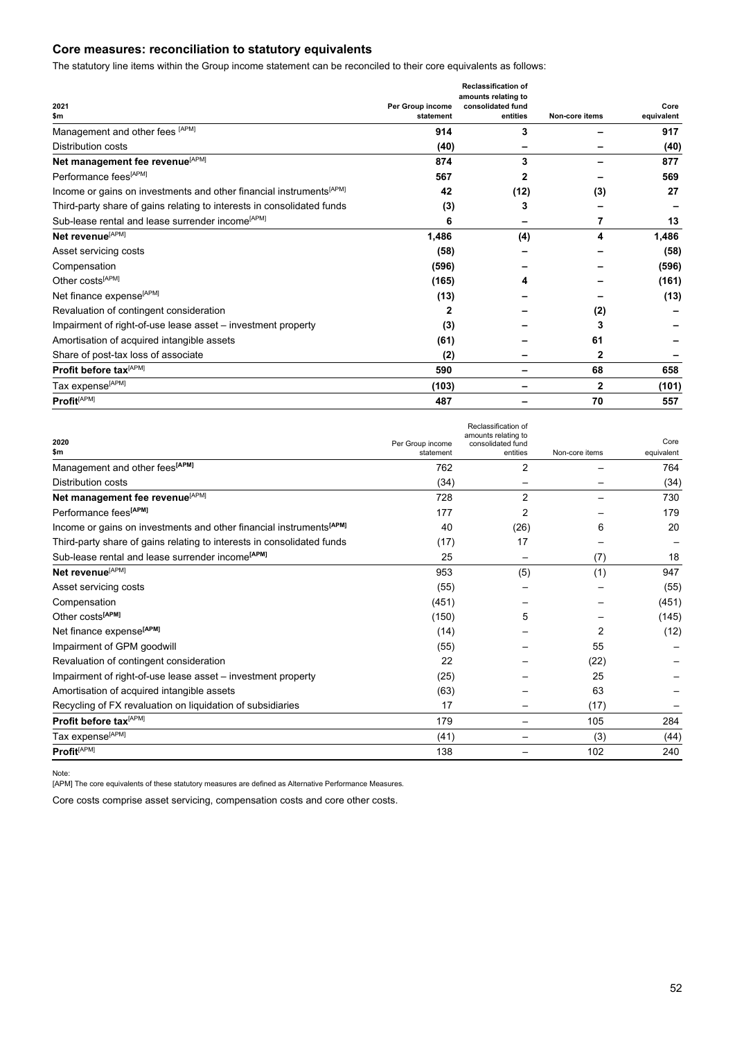## Core measures: reconciliation to statutory equivalents

The statutory line items within the Group income statement can be reconciled to their core equivalents as follows:

| 2021<br>$m | Per Group income statement | Reclassification of amounts relating to consolidated fund entities | Non-core items | Core equivalent |
|---|---|---|---|---|
| Management and other fees [APM] | 914 | 3 | – | 917 |
| Distribution costs | (40) | – | – | (40) |
| **Net management fee revenue**[APM] | **874** | **3** | **–** | **877** |
| Performance fees[APM] | 567 | 2 | – | 569 |
| Income or gains on investments and other financial instruments[APM] | 42 | (12) | (3) | 27 |
| Third-party share of gains relating to interests in consolidated funds | (3) | 3 | – | – |
| Sub-lease rental and lease surrender income[APM] | 6 | – | 7 | 13 |
| **Net revenue**[APM] | **1,486** | **(4)** | **4** | **1,486** |
| Asset servicing costs | (58) | – | – | (58) |
| Compensation | (596) | – | – | (596) |
| Other costs[APM] | (165) | 4 | – | (161) |
| Net finance expense[APM] | (13) | – | – | (13) |
| Revaluation of contingent consideration | 2 | – | (2) | – |
| Impairment of right-of-use lease asset – investment property | (3) | – | 3 | – |
| Amortisation of acquired intangible assets | (61) | – | 61 | – |
| Share of post-tax loss of associate | (2) | – | 2 | – |
| **Profit before tax**[APM] | **590** | **–** | **68** | **658** |
| Tax expense[APM] | (103) | – | 2 | (101) |
| **Profit**[APM] | **487** | **–** | **70** | **557** |

| 2020<br>$m | Per Group income statement | Reclassification of amounts relating to consolidated fund entities | Non-core items | Core equivalent |
|---|---|---|---|---|
| Management and other fees**[APM]** | 762 | 2 | – | 764 |
| Distribution costs | (34) | – | – | (34) |
| **Net management fee revenue**[APM] | 728 | 2 | – | 730 |
| Performance fees**[APM]** | 177 | 2 | – | 179 |
| Income or gains on investments and other financial instruments**[APM]** | 40 | (26) | 6 | 20 |
| Third-party share of gains relating to interests in consolidated funds | (17) | 17 | – | – |
| Sub-lease rental and lease surrender income**[APM]** | 25 | – | (7) | 18 |
| **Net revenue**[APM] | 953 | (5) | (1) | 947 |
| Asset servicing costs | (55) | – | – | (55) |
| Compensation | (451) | – | – | (451) |
| Other costs**[APM]** | (150) | 5 | – | (145) |
| Net finance expense**[APM]** | (14) | – | 2 | (12) |
| Impairment of GPM goodwill | (55) | – | 55 | – |
| Revaluation of contingent consideration | 22 | – | (22) | – |
| Impairment of right-of-use lease asset – investment property | (25) | – | 25 | – |
| Amortisation of acquired intangible assets | (63) | – | 63 | – |
| Recycling of FX revaluation on liquidation of subsidiaries | 17 | – | (17) | – |
| **Profit before tax**[APM] | 179 | – | 105 | 284 |
| Tax expense[APM] | (41) | – | (3) | (44) |
| **Profit**[APM] | 138 | – | 102 | 240 |

Note:
[APM] The core equivalents of these statutory measures are defined as Alternative Performance Measures.

Core costs comprise asset servicing, compensation costs and core other costs.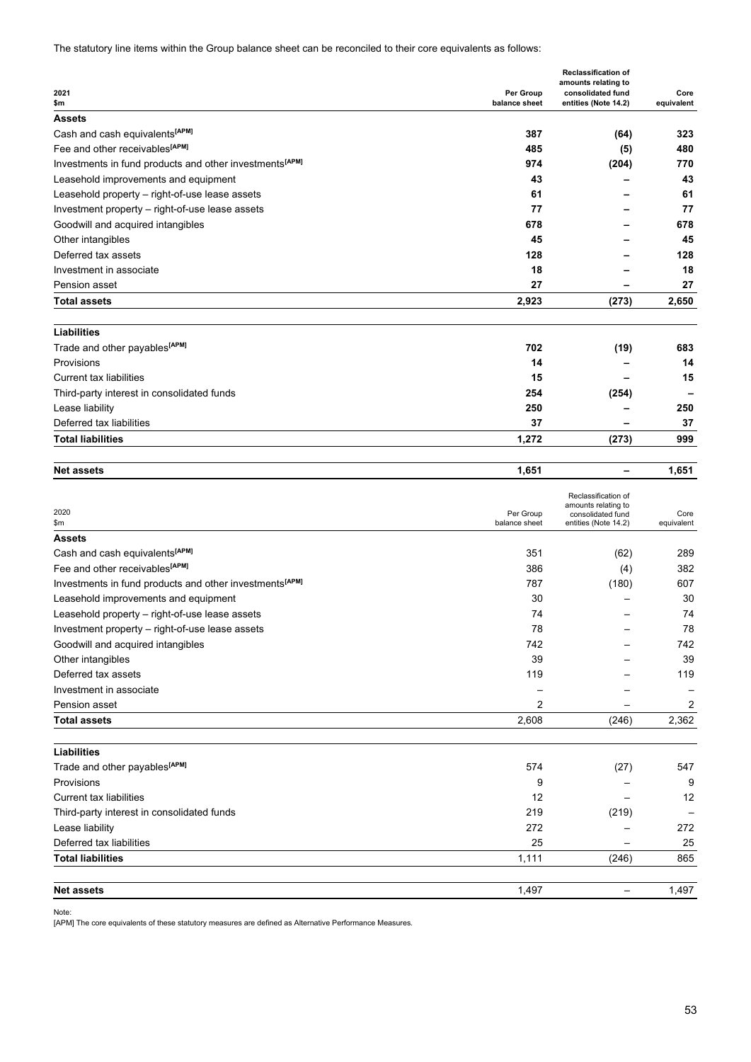The statutory line items within the Group balance sheet can be reconciled to their core equivalents as follows:

| 2021<br>$m | Per Group balance sheet | Reclassification of amounts relating to consolidated fund entities (Note 14.2) | Core equivalent |
|---|---|---|---|
| **Assets** | | | |
| Cash and cash equivalents[APM] | **387** | **(64)** | **323** |
| Fee and other receivables[APM] | **485** | **(5)** | **480** |
| Investments in fund products and other investments[APM] | **974** | **(204)** | **770** |
| Leasehold improvements and equipment | **43** | **–** | **43** |
| Leasehold property – right-of-use lease assets | **61** | **–** | **61** |
| Investment property – right-of-use lease assets | **77** | **–** | **77** |
| Goodwill and acquired intangibles | **678** | **–** | **678** |
| Other intangibles | **45** | **–** | **45** |
| Deferred tax assets | **128** | **–** | **128** |
| Investment in associate | **18** | **–** | **18** |
| Pension asset | **27** | **–** | **27** |
| **Total assets** | **2,923** | **(273)** | **2,650** |
| **Liabilities** | | | |
| Trade and other payables[APM] | **702** | **(19)** | **683** |
| Provisions | **14** | **–** | **14** |
| Current tax liabilities | **15** | **–** | **15** |
| Third-party interest in consolidated funds | **254** | **(254)** | **–** |
| Lease liability | **250** | **–** | **250** |
| Deferred tax liabilities | **37** | **–** | **37** |
| **Total liabilities** | **1,272** | **(273)** | **999** |
| **Net assets** | **1,651** | **–** | **1,651** |

| 2020<br>$m | Per Group balance sheet | Reclassification of amounts relating to consolidated fund entities (Note 14.2) | Core equivalent |
|---|---|---|---|
| **Assets** | | | |
| Cash and cash equivalents[APM] | 351 | (62) | 289 |
| Fee and other receivables[APM] | 386 | (4) | 382 |
| Investments in fund products and other investments[APM] | 787 | (180) | 607 |
| Leasehold improvements and equipment | 30 | – | 30 |
| Leasehold property – right-of-use lease assets | 74 | – | 74 |
| Investment property – right-of-use lease assets | 78 | – | 78 |
| Goodwill and acquired intangibles | 742 | – | 742 |
| Other intangibles | 39 | – | 39 |
| Deferred tax assets | 119 | – | 119 |
| Investment in associate | – | – | – |
| Pension asset | 2 | – | 2 |
| **Total assets** | 2,608 | (246) | 2,362 |
| **Liabilities** | | | |
| Trade and other payables[APM] | 574 | (27) | 547 |
| Provisions | 9 | – | 9 |
| Current tax liabilities | 12 | – | 12 |
| Third-party interest in consolidated funds | 219 | (219) | – |
| Lease liability | 272 | – | 272 |
| Deferred tax liabilities | 25 | – | 25 |
| **Total liabilities** | 1,111 | (246) | 865 |
| **Net assets** | 1,497 | – | 1,497 |

Note:
[APM] The core equivalents of these statutory measures are defined as Alternative Performance Measures.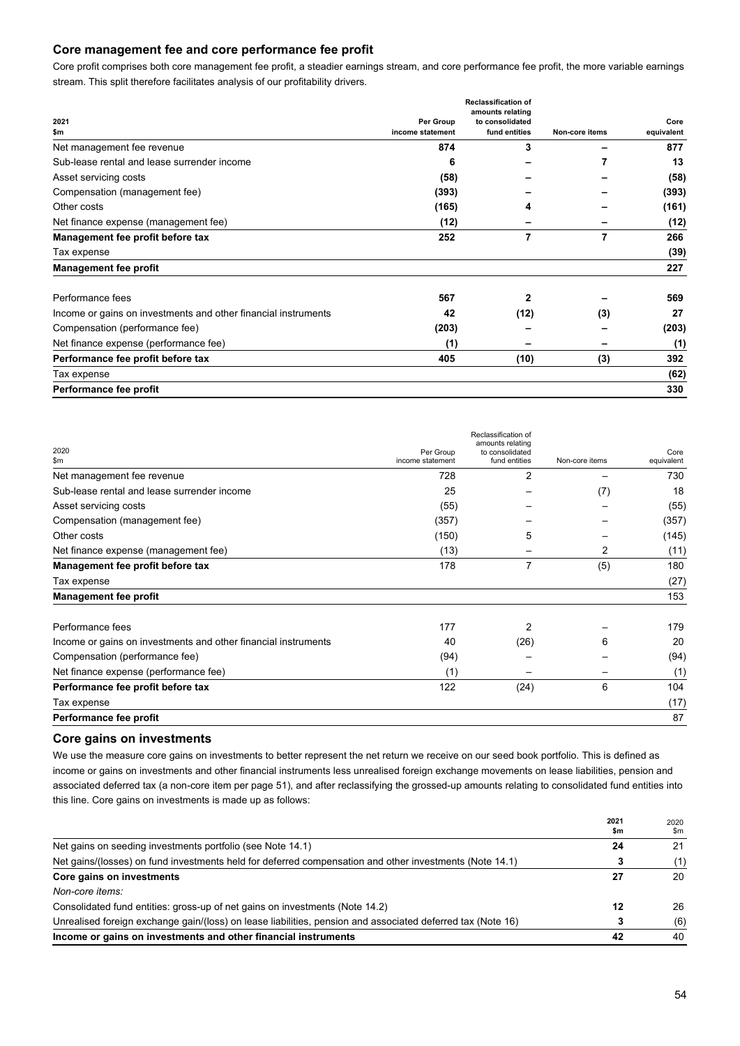## Core management fee and core performance fee profit

Core profit comprises both core management fee profit, a steadier earnings stream, and core performance fee profit, the more variable earnings stream. This split therefore facilitates analysis of our profitability drivers.

| 2021<br>$m | Per Group income statement | Reclassification of amounts relating to consolidated fund entities | Non-core items | Core equivalent |
|---|---|---|---|---|
| Net management fee revenue | 874 | 3 | – | 877 |
| Sub-lease rental and lease surrender income | 6 | – | 7 | 13 |
| Asset servicing costs | (58) | – | – | (58) |
| Compensation (management fee) | (393) | – | – | (393) |
| Other costs | (165) | 4 | – | (161) |
| Net finance expense (management fee) | (12) | – | – | (12) |
| **Management fee profit before tax** | **252** | **7** | **7** | **266** |
| Tax expense | | | | (39) |
| **Management fee profit** | | | | **227** |
| | | | | |
| Performance fees | 567 | 2 | – | 569 |
| Income or gains on investments and other financial instruments | 42 | (12) | (3) | 27 |
| Compensation (performance fee) | (203) | – | – | (203) |
| Net finance expense (performance fee) | (1) | – | – | (1) |
| **Performance fee profit before tax** | **405** | **(10)** | **(3)** | **392** |
| Tax expense | | | | (62) |
| **Performance fee profit** | | | | **330** |

| 2020<br>$m | Per Group income statement | Reclassification of amounts relating to consolidated fund entities | Non-core items | Core equivalent |
|---|---|---|---|---|
| Net management fee revenue | 728 | 2 | – | 730 |
| Sub-lease rental and lease surrender income | 25 | – | (7) | 18 |
| Asset servicing costs | (55) | – | – | (55) |
| Compensation (management fee) | (357) | – | – | (357) |
| Other costs | (150) | 5 | – | (145) |
| Net finance expense (management fee) | (13) | – | 2 | (11) |
| **Management fee profit before tax** | 178 | 7 | (5) | 180 |
| Tax expense | | | | (27) |
| **Management fee profit** | | | | 153 |
| | | | | |
| Performance fees | 177 | 2 | – | 179 |
| Income or gains on investments and other financial instruments | 40 | (26) | 6 | 20 |
| Compensation (performance fee) | (94) | – | – | (94) |
| Net finance expense (performance fee) | (1) | – | – | (1) |
| **Performance fee profit before tax** | 122 | (24) | 6 | 104 |
| Tax expense | | | | (17) |
| **Performance fee profit** | | | | 87 |

## Core gains on investments

We use the measure core gains on investments to better represent the net return we receive on our seed book portfolio. This is defined as income or gains on investments and other financial instruments less unrealised foreign exchange movements on lease liabilities, pension and associated deferred tax (a non-core item per page 51), and after reclassifying the grossed-up amounts relating to consolidated fund entities into this line. Core gains on investments is made up as follows:

| | 2021<br>$m | 2020<br>$m |
|---|---|---|
| Net gains on seeding investments portfolio (see Note 14.1) | 24 | 21 |
| Net gains/(losses) on fund investments held for deferred compensation and other investments (Note 14.1) | 3 | (1) |
| **Core gains on investments** | **27** | 20 |
| *Non-core items:* | | |
| Consolidated fund entities: gross-up of net gains on investments (Note 14.2) | 12 | 26 |
| Unrealised foreign exchange gain/(loss) on lease liabilities, pension and associated deferred tax (Note 16) | 3 | (6) |
| **Income or gains on investments and other financial instruments** | **42** | 40 |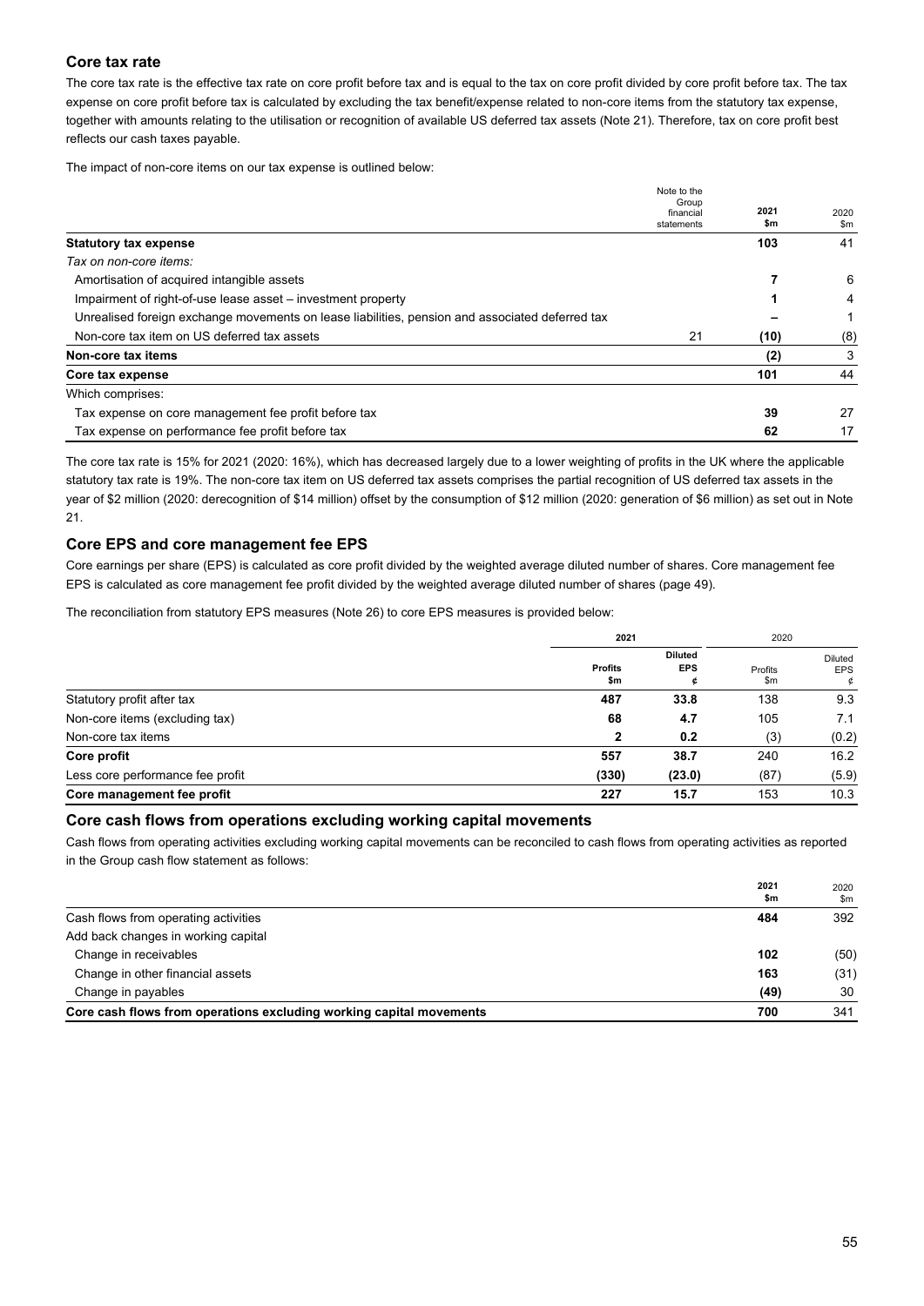## Core tax rate

The core tax rate is the effective tax rate on core profit before tax and is equal to the tax on core profit divided by core profit before tax. The tax expense on core profit before tax is calculated by excluding the tax benefit/expense related to non-core items from the statutory tax expense, together with amounts relating to the utilisation or recognition of available US deferred tax assets (Note 21). Therefore, tax on core profit best reflects our cash taxes payable.

The impact of non-core items on our tax expense is outlined below:

| | Note to the Group financial statements | 2021 $m | 2020 $m |
|---|---|---|---|
| **Statutory tax expense** | | **103** | 41 |
| *Tax on non-core items:* | | | |
| Amortisation of acquired intangible assets | | **7** | 6 |
| Impairment of right-of-use lease asset – investment property | | **1** | 4 |
| Unrealised foreign exchange movements on lease liabilities, pension and associated deferred tax | | **–** | 1 |
| Non-core tax item on US deferred tax assets | 21 | **(10)** | (8) |
| **Non-core tax items** | | **(2)** | 3 |
| **Core tax expense** | | **101** | 44 |
| Which comprises: | | | |
| Tax expense on core management fee profit before tax | | **39** | 27 |
| Tax expense on performance fee profit before tax | | **62** | 17 |

The core tax rate is 15% for 2021 (2020: 16%), which has decreased largely due to a lower weighting of profits in the UK where the applicable statutory tax rate is 19%. The non-core tax item on US deferred tax assets comprises the partial recognition of US deferred tax assets in the year of $2 million (2020: derecognition of $14 million) offset by the consumption of $12 million (2020: generation of $6 million) as set out in Note 21.

## Core EPS and core management fee EPS

Core earnings per share (EPS) is calculated as core profit divided by the weighted average diluted number of shares. Core management fee EPS is calculated as core management fee profit divided by the weighted average diluted number of shares (page 49).

The reconciliation from statutory EPS measures (Note 26) to core EPS measures is provided below:

| | 2021 | | 2020 | |
|---|---|---|---|---|
| | Profits $m | Diluted EPS ¢ | Profits $m | Diluted EPS ¢ |
| Statutory profit after tax | **487** | **33.8** | 138 | 9.3 |
| Non-core items (excluding tax) | **68** | **4.7** | 105 | 7.1 |
| Non-core tax items | **2** | **0.2** | (3) | (0.2) |
| **Core profit** | **557** | **38.7** | 240 | 16.2 |
| Less core performance fee profit | **(330)** | **(23.0)** | (87) | (5.9) |
| **Core management fee profit** | **227** | **15.7** | 153 | 10.3 |

## Core cash flows from operations excluding working capital movements

Cash flows from operating activities excluding working capital movements can be reconciled to cash flows from operating activities as reported in the Group cash flow statement as follows:

| | 2021 $m | 2020 $m |
|---|---|---|
| Cash flows from operating activities | **484** | 392 |
| Add back changes in working capital | | |
| Change in receivables | **102** | (50) |
| Change in other financial assets | **163** | (31) |
| Change in payables | **(49)** | 30 |
| **Core cash flows from operations excluding working capital movements** | **700** | 341 |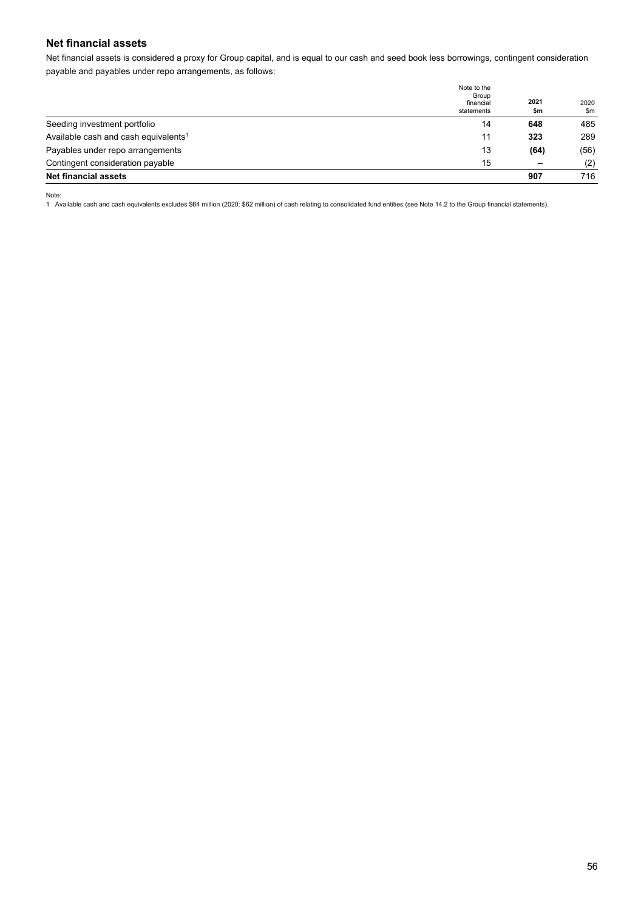## Net financial assets

Net financial assets is considered a proxy for Group capital, and is equal to our cash and seed book less borrowings, contingent consideration payable and payables under repo arrangements, as follows:

| | Note to the Group financial statements | **2021 $m** | 2020 $m |
|---|---|---|---|
| Seeding investment portfolio | 14 | **648** | 485 |
| Available cash and cash equivalents[1] | 11 | **323** | 289 |
| Payables under repo arrangements | 13 | **(64)** | (56) |
| Contingent consideration payable | 15 | **–** | (2) |
| **Net financial assets** | | **907** | 716 |

Note:
1 Available cash and cash equivalents excludes $64 million (2020: $62 million) of cash relating to consolidated fund entities (see Note 14.2 to the Group financial statements).